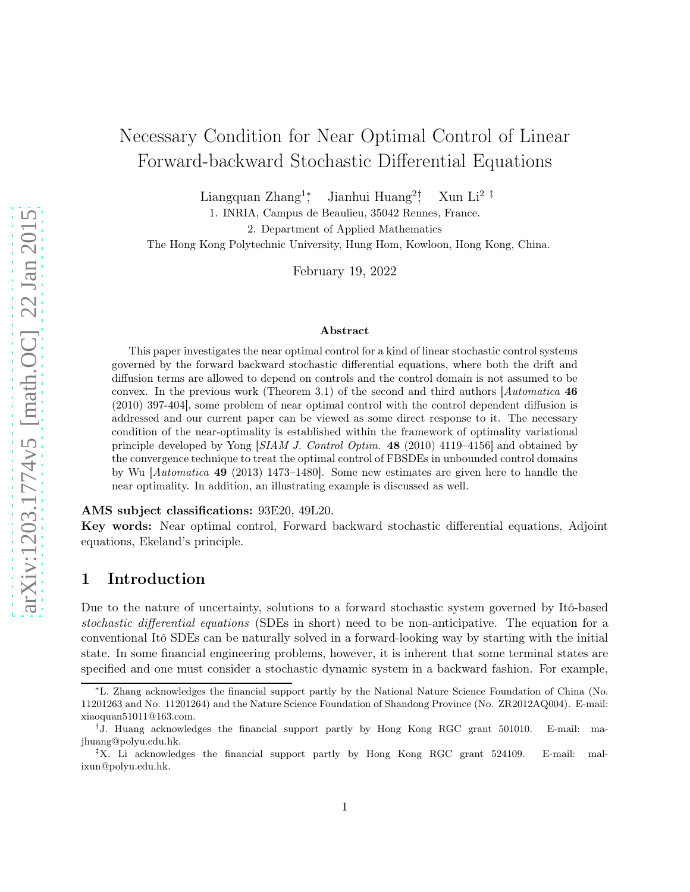# Necessary Condition for Near Optimal Control of Linear Forward-backward Stochastic Differential Equations

Liangquan Zhang[1]*, Jianhui Huang[2]†, Xun Li[2] ‡

1. INRIA, Campus de Beaulieu, 35042 Rennes, France.

2. Department of Applied Mathematics

The Hong Kong Polytechnic University, Hung Hom, Kowloon, Hong Kong, China.

February 19, 2022

### Abstract

This paper investigates the near optimal control for a kind of linear stochastic control systems governed by the forward backward stochastic differential equations, where both the drift and diffusion terms are allowed to depend on controls and the control domain is not assumed to be convex. In the previous work (Theorem 3.1) of the second and third authors [*Automatica* **46** (2010) 397-404], some problem of near optimal control with the control dependent diffusion is addressed and our current paper can be viewed as some direct response to it. The necessary condition of the near-optimality is established within the framework of optimality variational principle developed by Yong [*SIAM J. Control Optim.* **48** (2010) 4119–4156] and obtained by the convergence technique to treat the optimal control of FBSDEs in unbounded control domains by Wu [*Automatica* **49** (2013) 1473–1480]. Some new estimates are given here to handle the near optimality. In addition, an illustrating example is discussed as well.

**AMS subject classifications:** 93E20, 49L20.

**Key words:** Near optimal control, Forward backward stochastic differential equations, Adjoint equations, Ekeland's principle.

## 1 Introduction

Due to the nature of uncertainty, solutions to a forward stochastic system governed by Itô-based *stochastic differential equations* (SDEs in short) need to be non-anticipative. The equation for a conventional Itô SDEs can be naturally solved in a forward-looking way by starting with the initial state. In some financial engineering problems, however, it is inherent that some terminal states are specified and one must consider a stochastic dynamic system in a backward fashion. For example,

---

*L. Zhang acknowledges the financial support partly by the National Nature Science Foundation of China (No. 11201263 and No. 11201264) and the Nature Science Foundation of Shandong Province (No. ZR2012AQ004). E-mail: xiaoquan51011@163.com.

†J. Huang acknowledges the financial support partly by Hong Kong RGC grant 501010. E-mail: majhuang@polyu.edu.hk.

‡X. Li acknowledges the financial support partly by Hong Kong RGC grant 524109. E-mail: malixun@polyu.edu.hk.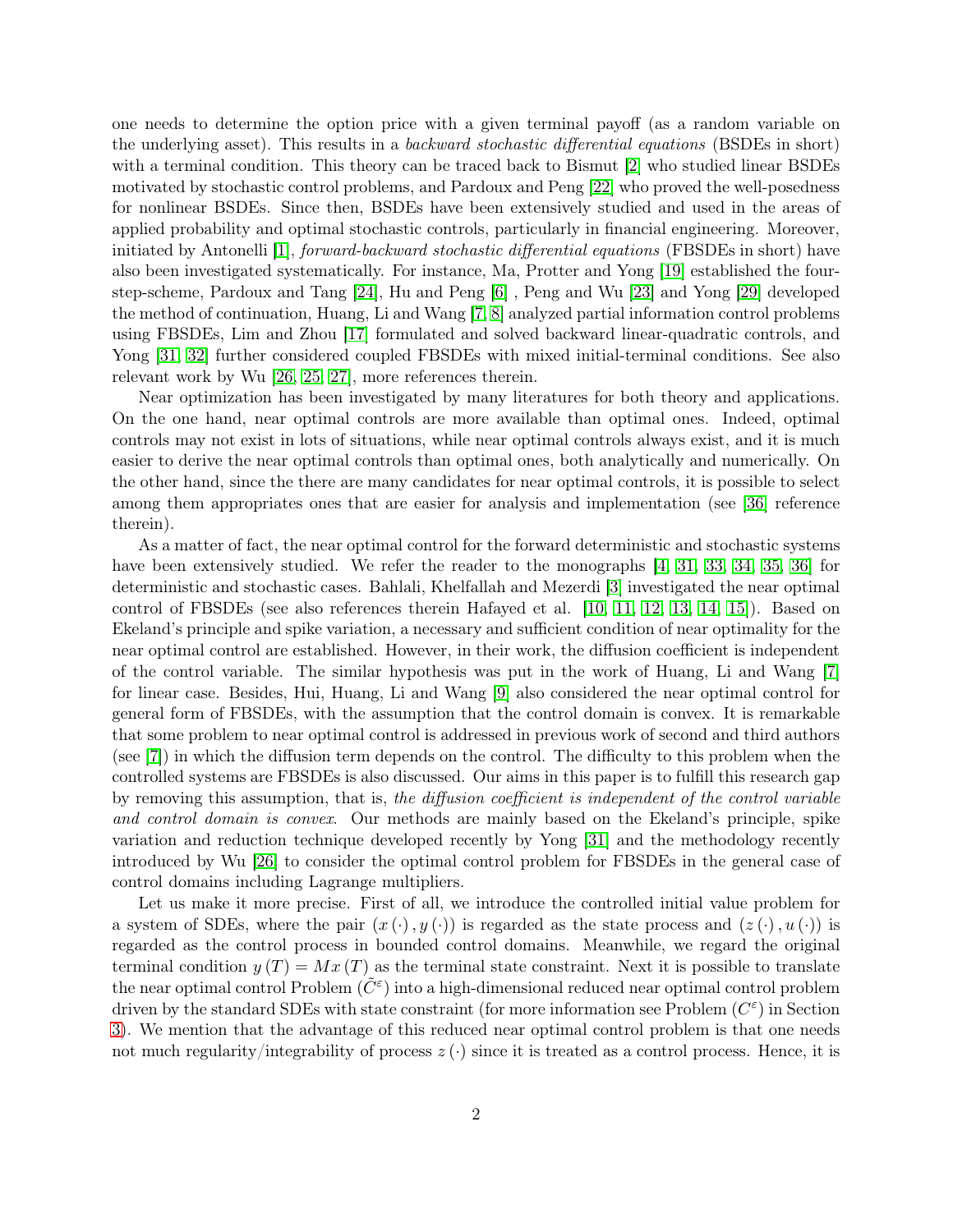one needs to determine the option price with a given terminal payoff (as a random variable on the underlying asset). This results in a *backward stochastic differential equations* (BSDEs in short) with a terminal condition. This theory can be traced back to Bismut [2] who studied linear BSDEs motivated by stochastic control problems, and Pardoux and Peng [22] who proved the well-posedness for nonlinear BSDEs. Since then, BSDEs have been extensively studied and used in the areas of applied probability and optimal stochastic controls, particularly in financial engineering. Moreover, initiated by Antonelli [1], *forward-backward stochastic differential equations* (FBSDEs in short) have also been investigated systematically. For instance, Ma, Protter and Yong [19] established the four-step-scheme, Pardoux and Tang [24], Hu and Peng [6] , Peng and Wu [23] and Yong [29] developed the method of continuation, Huang, Li and Wang [7, 8] analyzed partial information control problems using FBSDEs, Lim and Zhou [17] formulated and solved backward linear-quadratic controls, and Yong [31, 32] further considered coupled FBSDEs with mixed initial-terminal conditions. See also relevant work by Wu [26, 25, 27], more references therein.

Near optimization has been investigated by many literatures for both theory and applications. On the one hand, near optimal controls are more available than optimal ones. Indeed, optimal controls may not exist in lots of situations, while near optimal controls always exist, and it is much easier to derive the near optimal controls than optimal ones, both analytically and numerically. On the other hand, since the there are many candidates for near optimal controls, it is possible to select among them appropriates ones that are easier for analysis and implementation (see [36] reference therein).

As a matter of fact, the near optimal control for the forward deterministic and stochastic systems have been extensively studied. We refer the reader to the monographs [4, 31, 33, 34, 35, 36] for deterministic and stochastic cases. Bahlali, Khelfallah and Mezerdi [3] investigated the near optimal control of FBSDEs (see also references therein Hafayed et al. [10, 11, 12, 13, 14, 15]). Based on Ekeland's principle and spike variation, a necessary and sufficient condition of near optimality for the near optimal control are established. However, in their work, the diffusion coefficient is independent of the control variable. The similar hypothesis was put in the work of Huang, Li and Wang [7] for linear case. Besides, Hui, Huang, Li and Wang [9] also considered the near optimal control for general form of FBSDEs, with the assumption that the control domain is convex. It is remarkable that some problem to near optimal control is addressed in previous work of second and third authors (see [7]) in which the diffusion term depends on the control. The difficulty to this problem when the controlled systems are FBSDEs is also discussed. Our aims in this paper is to fulfill this research gap by removing this assumption, that is, *the diffusion coefficient is independent of the control variable and control domain is convex*. Our methods are mainly based on the Ekeland's principle, spike variation and reduction technique developed recently by Yong [31] and the methodology recently introduced by Wu [26] to consider the optimal control problem for FBSDEs in the general case of control domains including Lagrange multipliers.

Let us make it more precise. First of all, we introduce the controlled initial value problem for a system of SDEs, where the pair $(x(\cdot), y(\cdot))$ is regarded as the state process and $(z(\cdot), u(\cdot))$ is regarded as the control process in bounded control domains. Meanwhile, we regard the original terminal condition $y(T) = Mx(T)$ as the terminal state constraint. Next it is possible to translate the near optimal control Problem $(\tilde{C}^{\varepsilon})$ into a high-dimensional reduced near optimal control problem driven by the standard SDEs with state constraint (for more information see Problem $(C^{\varepsilon})$ in Section 3). We mention that the advantage of this reduced near optimal control problem is that one needs not much regularity/integrability of process $z(\cdot)$ since it is treated as a control process. Hence, it is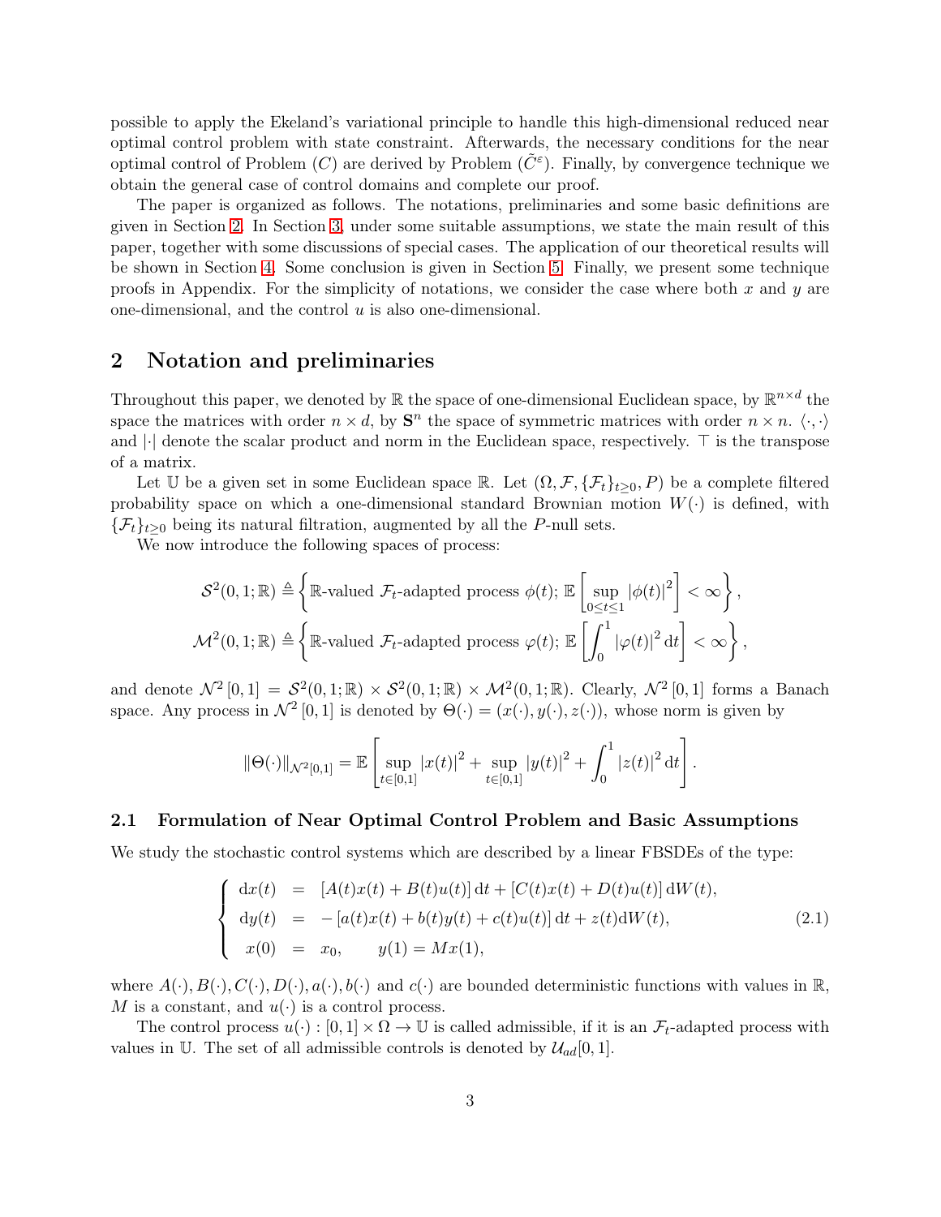possible to apply the Ekeland's variational principle to handle this high-dimensional reduced near optimal control problem with state constraint. Afterwards, the necessary conditions for the near optimal control of Problem $(C)$ are derived by Problem $(\tilde{C}^{\varepsilon})$. Finally, by convergence technique we obtain the general case of control domains and complete our proof.

The paper is organized as follows. The notations, preliminaries and some basic definitions are given in Section 2. In Section 3, under some suitable assumptions, we state the main result of this paper, together with some discussions of special cases. The application of our theoretical results will be shown in Section 4. Some conclusion is given in Section 5. Finally, we present some technique proofs in Appendix. For the simplicity of notations, we consider the case where both $x$ and $y$ are one-dimensional, and the control $u$ is also one-dimensional.

## 2 Notation and preliminaries

Throughout this paper, we denoted by $\mathbb{R}$ the space of one-dimensional Euclidean space, by $\mathbb{R}^{n\times d}$ the space the matrices with order $n \times d$, by $\mathbf{S}^n$ the space of symmetric matrices with order $n \times n$. $\langle \cdot, \cdot \rangle$ and $|\cdot|$ denote the scalar product and norm in the Euclidean space, respectively. $\top$ is the transpose of a matrix.

Let $\mathbb{U}$ be a given set in some Euclidean space $\mathbb{R}$. Let $(\Omega, \mathcal{F}, \{\mathcal{F}_t\}_{t\geq 0}, P)$ be a complete filtered probability space on which a one-dimensional standard Brownian motion $W(\cdot)$ is defined, with $\{\mathcal{F}_t\}_{t\geq 0}$ being its natural filtration, augmented by all the $P$-null sets.

We now introduce the following spaces of process:

$$
\begin{aligned}
\mathcal{S}^2(0,1;\mathbb{R}) &\triangleq \left\{ \mathbb{R}\text{-valued } \mathcal{F}_t\text{-adapted process } \phi(t);\ \mathbb{E}\left[\sup_{0\leq t\leq 1} |\phi(t)|^2\right] < \infty \right\}, \\
\mathcal{M}^2(0,1;\mathbb{R}) &\triangleq \left\{ \mathbb{R}\text{-valued } \mathcal{F}_t\text{-adapted process } \varphi(t);\ \mathbb{E}\left[\int_0^1 |\varphi(t)|^2 \,\mathrm{d}t\right] < \infty \right\},
\end{aligned}
$$

and denote $\mathcal{N}^2[0,1] = \mathcal{S}^2(0,1;\mathbb{R}) \times \mathcal{S}^2(0,1;\mathbb{R}) \times \mathcal{M}^2(0,1;\mathbb{R})$. Clearly, $\mathcal{N}^2[0,1]$ forms a Banach space. Any process in $\mathcal{N}^2[0,1]$ is denoted by $\Theta(\cdot) = (x(\cdot), y(\cdot), z(\cdot))$, whose norm is given by

$$
\|\Theta(\cdot)\|_{\mathcal{N}^2[0,1]} = \mathbb{E}\left[\sup_{t\in[0,1]} |x(t)|^2 + \sup_{t\in[0,1]} |y(t)|^2 + \int_0^1 |z(t)|^2 \,\mathrm{d}t\right].
$$

### 2.1 Formulation of Near Optimal Control Problem and Basic Assumptions

We study the stochastic control systems which are described by a linear FBSDEs of the type:

$$
\left\{
\begin{aligned}
\mathrm{d}x(t) &= [A(t)x(t) + B(t)u(t)]\,\mathrm{d}t + [C(t)x(t) + D(t)u(t)]\,\mathrm{d}W(t), \\
\mathrm{d}y(t) &= -[a(t)x(t) + b(t)y(t) + c(t)u(t)]\,\mathrm{d}t + z(t)\mathrm{d}W(t), \\
x(0) &= x_0, \qquad y(1) = Mx(1),
\end{aligned}
\right.
\tag{2.1}
$$

where $A(\cdot), B(\cdot), C(\cdot), D(\cdot), a(\cdot), b(\cdot)$ and $c(\cdot)$ are bounded deterministic functions with values in $\mathbb{R}$, $M$ is a constant, and $u(\cdot)$ is a control process.

The control process $u(\cdot) : [0,1] \times \Omega \to \mathbb{U}$ is called admissible, if it is an $\mathcal{F}_t$-adapted process with values in $\mathbb{U}$. The set of all admissible controls is denoted by $\mathcal{U}_{ad}[0,1]$.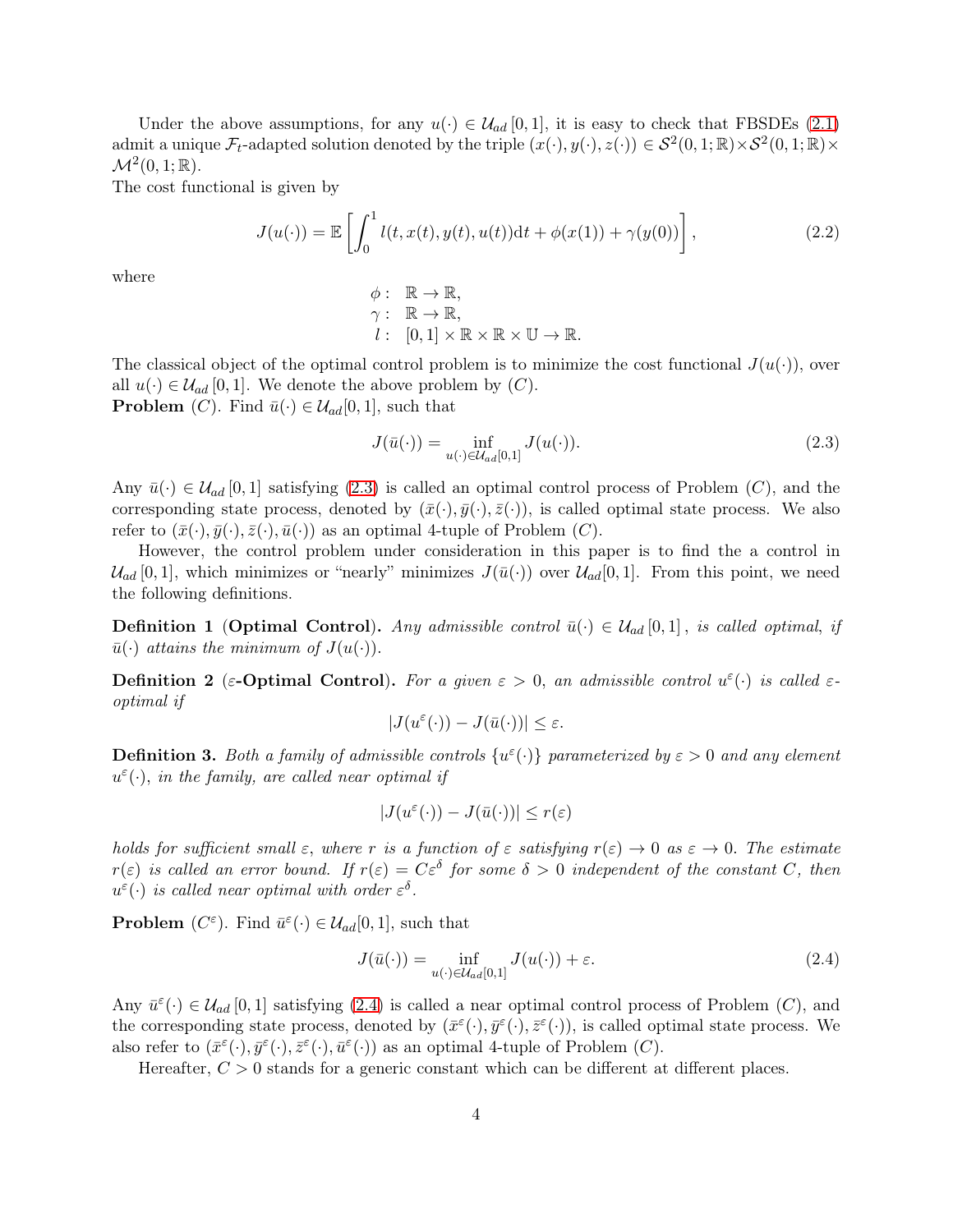Under the above assumptions, for any $u(\cdot) \in \mathcal{U}_{ad}[0,1]$, it is easy to check that FBSDEs (2.1) admit a unique $\mathcal{F}_t$-adapted solution denoted by the triple $(x(\cdot), y(\cdot), z(\cdot)) \in \mathcal{S}^2(0,1;\mathbb{R}) \times \mathcal{S}^2(0,1;\mathbb{R}) \times \mathcal{M}^2(0,1;\mathbb{R})$.

The cost functional is given by

$$
J(u(\cdot)) = \mathbb{E}\left[\int_0^1 l(t, x(t), y(t), u(t))\mathrm{d}t + \phi(x(1)) + \gamma(y(0))\right], \tag{2.2}
$$

where

$$
\begin{aligned}
\phi: &\ \ \mathbb{R} \to \mathbb{R}, \\
\gamma: &\ \ \mathbb{R} \to \mathbb{R}, \\
l: &\ \ [0,1] \times \mathbb{R} \times \mathbb{R} \times \mathbb{U} \to \mathbb{R}.
\end{aligned}
$$

The classical object of the optimal control problem is to minimize the cost functional $J(u(\cdot))$, over all $u(\cdot) \in \mathcal{U}_{ad}[0,1]$. We denote the above problem by $(C)$.

**Problem** $(C)$. Find $\bar{u}(\cdot) \in \mathcal{U}_{ad}[0,1]$, such that

$$
J(\bar{u}(\cdot)) = \inf_{u(\cdot) \in \mathcal{U}_{ad}[0,1]} J(u(\cdot)). \tag{2.3}
$$

Any $\bar{u}(\cdot) \in \mathcal{U}_{ad}[0,1]$ satisfying (2.3) is called an optimal control process of Problem $(C)$, and the corresponding state process, denoted by $(\bar{x}(\cdot), \bar{y}(\cdot), \bar{z}(\cdot))$, is called optimal state process. We also refer to $(\bar{x}(\cdot), \bar{y}(\cdot), \bar{z}(\cdot), \bar{u}(\cdot))$ as an optimal 4-tuple of Problem $(C)$.

However, the control problem under consideration in this paper is to find the a control in $\mathcal{U}_{ad}[0,1]$, which minimizes or "nearly" minimizes $J(\bar{u}(\cdot))$ over $\mathcal{U}_{ad}[0,1]$. From this point, we need the following definitions.

**Definition 1** (**Optimal Control**). *Any admissible control $\bar{u}(\cdot) \in \mathcal{U}_{ad}[0,1]$, is called optimal, if $\bar{u}(\cdot)$ attains the minimum of $J(u(\cdot))$.*

**Definition 2** (**$\varepsilon$-Optimal Control**). *For a given $\varepsilon > 0$, an admissible control $u^\varepsilon(\cdot)$ is called $\varepsilon$-optimal if*

$$
|J(u^\varepsilon(\cdot)) - J(\bar{u}(\cdot))| \leq \varepsilon.
$$

**Definition 3.** *Both a family of admissible controls $\{u^\varepsilon(\cdot)\}$ parameterized by $\varepsilon > 0$ and any element $u^\varepsilon(\cdot)$, in the family, are called near optimal if*

$$
|J(u^\varepsilon(\cdot)) - J(\bar{u}(\cdot))| \leq r(\varepsilon)
$$

*holds for sufficient small $\varepsilon$, where $r$ is a function of $\varepsilon$ satisfying $r(\varepsilon) \to 0$ as $\varepsilon \to 0$. The estimate $r(\varepsilon)$ is called an error bound. If $r(\varepsilon) = C\varepsilon^\delta$ for some $\delta > 0$ independent of the constant $C$, then $u^\varepsilon(\cdot)$ is called near optimal with order $\varepsilon^\delta$.*

**Problem** $(C^\varepsilon)$. Find $\bar{u}^\varepsilon(\cdot) \in \mathcal{U}_{ad}[0,1]$, such that

$$
J(\bar{u}(\cdot)) = \inf_{u(\cdot) \in \mathcal{U}_{ad}[0,1]} J(u(\cdot)) + \varepsilon. \tag{2.4}
$$

Any $\bar{u}^\varepsilon(\cdot) \in \mathcal{U}_{ad}[0,1]$ satisfying (2.4) is called a near optimal control process of Problem $(C)$, and the corresponding state process, denoted by $(\bar{x}^\varepsilon(\cdot), \bar{y}^\varepsilon(\cdot), \bar{z}^\varepsilon(\cdot))$, is called optimal state process. We also refer to $(\bar{x}^\varepsilon(\cdot), \bar{y}^\varepsilon(\cdot), \bar{z}^\varepsilon(\cdot), \bar{u}^\varepsilon(\cdot))$ as an optimal 4-tuple of Problem $(C)$.

Hereafter, $C > 0$ stands for a generic constant which can be different at different places.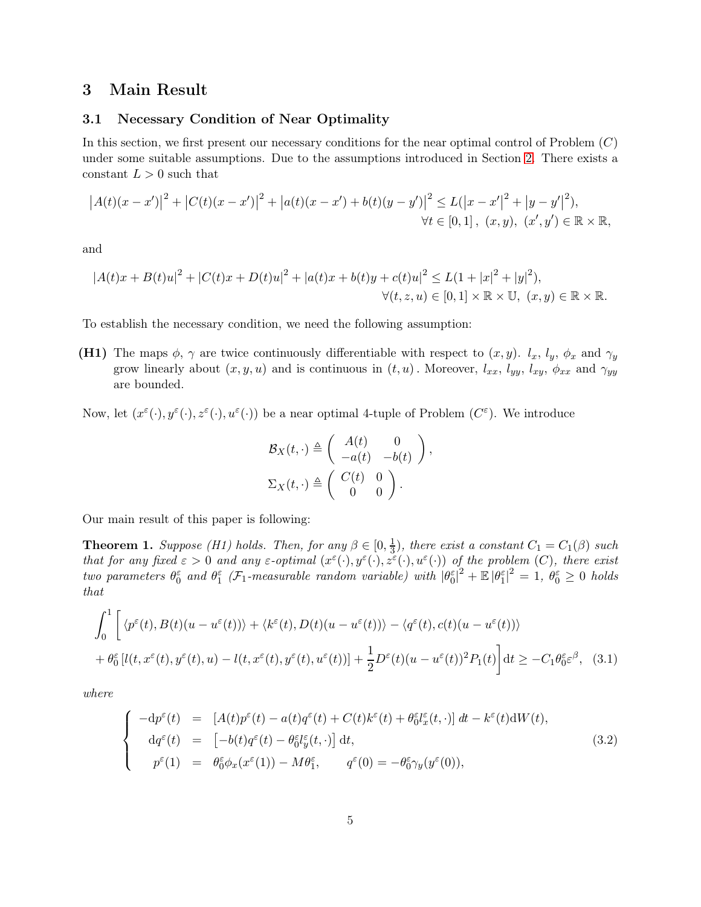# 3 Main Result

## 3.1 Necessary Condition of Near Optimality

In this section, we first present our necessary conditions for the near optimal control of Problem $(C)$ under some suitable assumptions. Due to the assumptions introduced in Section 2. There exists a constant $L > 0$ such that

$$
\begin{aligned}
\left|A(t)(x-x')\right|^2 + \left|C(t)(x-x')\right|^2 + \left|a(t)(x-x') + b(t)(y-y')\right|^2 \leq L(\left|x-x'\right|^2 + \left|y-y'\right|^2),\\
\forall t \in [0,1],\ (x,y),\ (x',y') \in \mathbb{R}\times\mathbb{R},
\end{aligned}
$$

and

$$
\begin{aligned}
|A(t)x + B(t)u|^2 + |C(t)x + D(t)u|^2 + |a(t)x + b(t)y + c(t)u|^2 \leq L(1 + |x|^2 + |y|^2),\\
\forall (t,z,u) \in [0,1]\times\mathbb{R}\times\mathbb{U},\ (x,y)\in\mathbb{R}\times\mathbb{R}.
\end{aligned}
$$

To establish the necessary condition, we need the following assumption:

**(H1)** The maps $\phi$, $\gamma$ are twice continuously differentiable with respect to $(x,y)$. $l_x$, $l_y$, $\phi_x$ and $\gamma_y$ grow linearly about $(x,y,u)$ and is continuous in $(t,u)$. Moreover, $l_{xx}$, $l_{yy}$, $l_{xy}$, $\phi_{xx}$ and $\gamma_{yy}$ are bounded.

Now, let $(x^\varepsilon(\cdot), y^\varepsilon(\cdot), z^\varepsilon(\cdot), u^\varepsilon(\cdot))$ be a near optimal 4-tuple of Problem $(C^\varepsilon)$. We introduce

$$
\mathcal{B}_X(t,\cdot) \triangleq \begin{pmatrix} A(t) & 0 \\ -a(t) & -b(t) \end{pmatrix},
$$

$$
\Sigma_X(t,\cdot) \triangleq \begin{pmatrix} C(t) & 0 \\ 0 & 0 \end{pmatrix}.
$$

Our main result of this paper is following:

**Theorem 1.** *Suppose (H1) holds. Then, for any $\beta \in [0,\frac{1}{3})$, there exist a constant $C_1 = C_1(\beta)$ such that for any fixed $\varepsilon > 0$ and any $\varepsilon$-optimal $(x^\varepsilon(\cdot), y^\varepsilon(\cdot), z^\varepsilon(\cdot), u^\varepsilon(\cdot))$ of the problem $(C)$, there exist two parameters $\theta_0^\varepsilon$ and $\theta_1^\varepsilon$ ($\mathcal{F}_1$-measurable random variable) with $|\theta_0^\varepsilon|^2 + \mathbb{E}\,|\theta_1^\varepsilon|^2 = 1$, $\theta_0^\varepsilon \geq 0$ holds that*

$$
\begin{aligned}
\int_0^1 \Bigg[ & \langle p^\varepsilon(t), B(t)(u - u^\varepsilon(t))\rangle + \langle k^\varepsilon(t), D(t)(u-u^\varepsilon(t))\rangle - \langle q^\varepsilon(t), c(t)(u - u^\varepsilon(t))\rangle \\
& + \theta_0^\varepsilon \left[ l(t, x^\varepsilon(t), y^\varepsilon(t), u) - l(t, x^\varepsilon(t), y^\varepsilon(t), u^\varepsilon(t))\right] + \frac{1}{2} D^\varepsilon(t)(u - u^\varepsilon(t))^2 P_1(t)\Bigg]\mathrm{d}t \geq -C_1\theta_0^\varepsilon \varepsilon^\beta, \quad (3.1)
\end{aligned}
$$

*where*

$$
\left\{
\begin{aligned}
-\mathrm{d}p^\varepsilon(t) &= [A(t)p^\varepsilon(t) - a(t)q^\varepsilon(t) + C(t)k^\varepsilon(t) + \theta_0^\varepsilon l_x^\varepsilon(t,\cdot)]\, dt - k^\varepsilon(t)\mathrm{d}W(t),\\
\mathrm{d}q^\varepsilon(t) &= \left[-b(t)q^\varepsilon(t) - \theta_0^\varepsilon l_y^\varepsilon(t,\cdot)\right]\mathrm{d}t,\\
p^\varepsilon(1) &= \theta_0^\varepsilon \phi_x(x^\varepsilon(1)) - M\theta_1^\varepsilon, \qquad q^\varepsilon(0) = -\theta_0^\varepsilon\gamma_y(y^\varepsilon(0)),
\end{aligned}
\right. \quad (3.2)
$$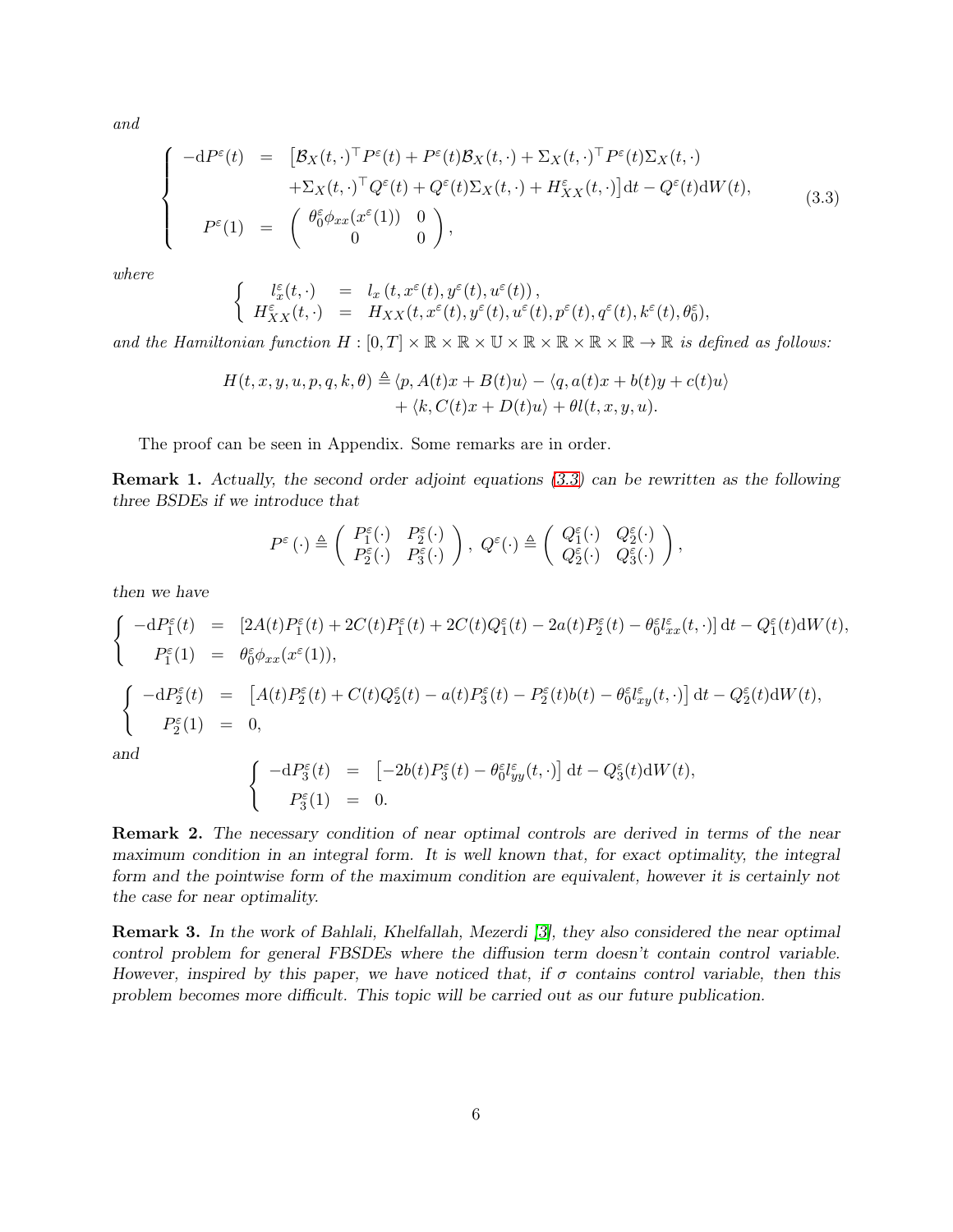*and*

$$
\left\{
\begin{array}{rcl}
-\mathrm{d}P^{\varepsilon}(t) & = & \left[\mathcal{B}_X(t,\cdot)^{\top}P^{\varepsilon}(t)+P^{\varepsilon}(t)\mathcal{B}_X(t,\cdot)+\Sigma_X(t,\cdot)^{\top}P^{\varepsilon}(t)\Sigma_X(t,\cdot)\right.\\
& & \left.+\Sigma_X(t,\cdot)^{\top}Q^{\varepsilon}(t)+Q^{\varepsilon}(t)\Sigma_X(t,\cdot)+H^{\varepsilon}_{XX}(t,\cdot)\right]\mathrm{d}t-Q^{\varepsilon}(t)\mathrm{d}W(t),\\
P^{\varepsilon}(1) & = & \left(\begin{array}{cc}\theta^{\varepsilon}_0\phi_{xx}(x^{\varepsilon}(1)) & 0\\ 0 & 0\end{array}\right),
\end{array}
\right.
\tag{3.3}
$$

*where*

$$
\left\{
\begin{array}{rcl}
l^{\varepsilon}_x(t,\cdot) & = & l_x\left(t,x^{\varepsilon}(t),y^{\varepsilon}(t),u^{\varepsilon}(t)\right),\\
H^{\varepsilon}_{XX}(t,\cdot) & = & H_{XX}(t,x^{\varepsilon}(t),y^{\varepsilon}(t),u^{\varepsilon}(t),p^{\varepsilon}(t),q^{\varepsilon}(t),k^{\varepsilon}(t),\theta^{\varepsilon}_0),
\end{array}
\right.
$$

*and the Hamiltonian function* $H:[0,T]\times\mathbb{R}\times\mathbb{R}\times\mathbb{U}\times\mathbb{R}\times\mathbb{R}\times\mathbb{R}\times\mathbb{R}\to\mathbb{R}$ *is defined as follows:*

$$
\begin{aligned}
H(t,x,y,u,p,q,k,\theta)\triangleq{}&\langle p,A(t)x+B(t)u\rangle-\langle q,a(t)x+b(t)y+c(t)u\rangle\\
&+\langle k,C(t)x+D(t)u\rangle+\theta l(t,x,y,u).
\end{aligned}
$$

The proof can be seen in Appendix. Some remarks are in order.

**Remark 1.** *Actually, the second order adjoint equations (3.3) can be rewritten as the following three BSDEs if we introduce that*

$$
P^{\varepsilon}(\cdot)\triangleq\left(\begin{array}{cc}P^{\varepsilon}_1(\cdot) & P^{\varepsilon}_2(\cdot)\\ P^{\varepsilon}_2(\cdot) & P^{\varepsilon}_3(\cdot)\end{array}\right),\ Q^{\varepsilon}(\cdot)\triangleq\left(\begin{array}{cc}Q^{\varepsilon}_1(\cdot) & Q^{\varepsilon}_2(\cdot)\\ Q^{\varepsilon}_2(\cdot) & Q^{\varepsilon}_3(\cdot)\end{array}\right),
$$

*then we have*

$$
\left\{
\begin{array}{rcl}
-\mathrm{d}P^{\varepsilon}_1(t) & = & \left[2A(t)P^{\varepsilon}_1(t)+2C(t)P^{\varepsilon}_1(t)+2C(t)Q^{\varepsilon}_1(t)-2a(t)P^{\varepsilon}_2(t)-\theta^{\varepsilon}_0 l^{\varepsilon}_{xx}(t,\cdot)\right]\mathrm{d}t-Q^{\varepsilon}_1(t)\mathrm{d}W(t),\\
P^{\varepsilon}_1(1) & = & \theta^{\varepsilon}_0\phi_{xx}(x^{\varepsilon}(1)),
\end{array}
\right.
$$

$$
\left\{
\begin{array}{rcl}
-\mathrm{d}P^{\varepsilon}_2(t) & = & \left[A(t)P^{\varepsilon}_2(t)+C(t)Q^{\varepsilon}_2(t)-a(t)P^{\varepsilon}_3(t)-P^{\varepsilon}_2(t)b(t)-\theta^{\varepsilon}_0 l^{\varepsilon}_{xy}(t,\cdot)\right]\mathrm{d}t-Q^{\varepsilon}_2(t)\mathrm{d}W(t),\\
P^{\varepsilon}_2(1) & = & 0,
\end{array}
\right.
$$

*and*

$$
\left\{
\begin{array}{rcl}
-\mathrm{d}P^{\varepsilon}_3(t) & = & \left[-2b(t)P^{\varepsilon}_3(t)-\theta^{\varepsilon}_0 l^{\varepsilon}_{yy}(t,\cdot)\right]\mathrm{d}t-Q^{\varepsilon}_3(t)\mathrm{d}W(t),\\
P^{\varepsilon}_3(1) & = & 0.
\end{array}
\right.
$$

**Remark 2.** *The necessary condition of near optimal controls are derived in terms of the near maximum condition in an integral form. It is well known that, for exact optimality, the integral form and the pointwise form of the maximum condition are equivalent, however it is certainly not the case for near optimality.*

**Remark 3.** *In the work of Bahlali, Khelfallah, Mezerdi [3], they also considered the near optimal control problem for general FBSDEs where the diffusion term doesn't contain control variable. However, inspired by this paper, we have noticed that, if $\sigma$ contains control variable, then this problem becomes more difficult. This topic will be carried out as our future publication.*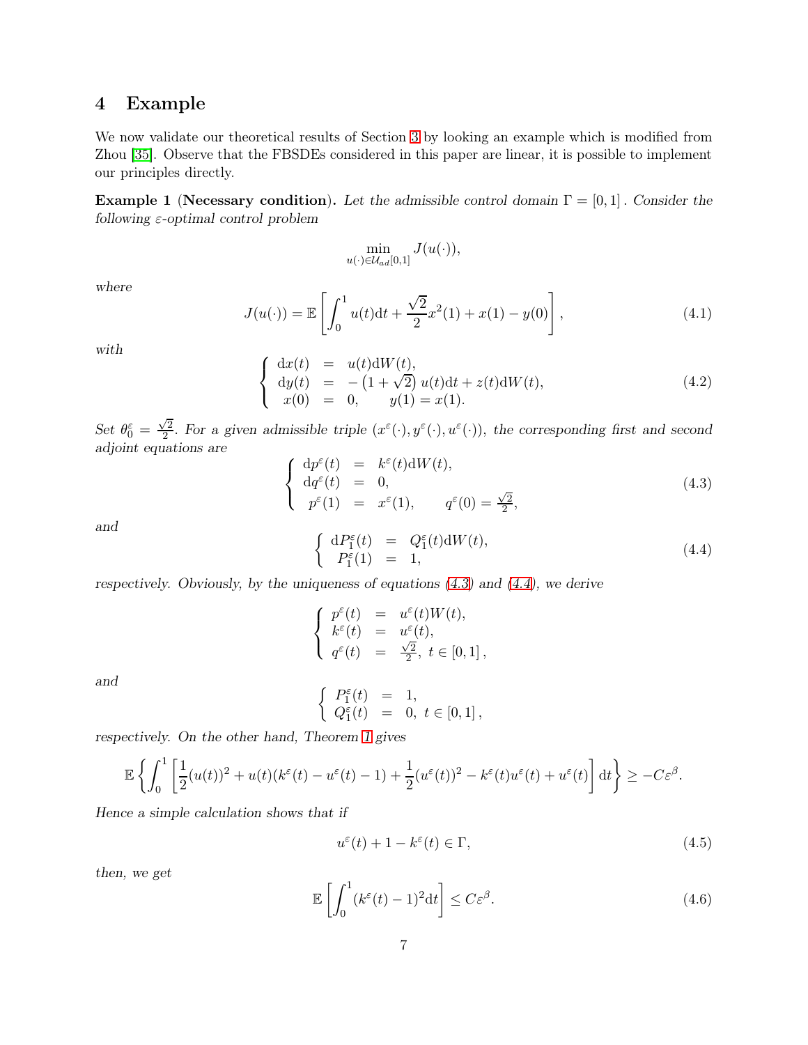# 4 Example

We now validate our theoretical results of Section 3 by looking an example which is modified from Zhou [35]. Observe that the FBSDEs considered in this paper are linear, it is possible to implement our principles directly.

**Example 1** (**Necessary condition**). *Let the admissible control domain $\Gamma = [0,1]$. Consider the following $\varepsilon$-optimal control problem*

$$\min_{u(\cdot)\in\mathcal{U}_{ad}[0,1]} J(u(\cdot)),$$

*where*

$$J(u(\cdot)) = \mathbb{E}\left[\int_0^1 u(t)\mathrm{d}t + \frac{\sqrt{2}}{2}x^2(1) + x(1) - y(0)\right], \tag{4.1}$$

*with*

$$\left\{\begin{array}{rcl} \mathrm{d}x(t) &=& u(t)\mathrm{d}W(t),\\ \mathrm{d}y(t) &=& -\left(1+\sqrt{2}\right)u(t)\mathrm{d}t + z(t)\mathrm{d}W(t),\\ x(0) &=& 0, \qquad y(1) = x(1). \end{array}\right. \tag{4.2}$$

*Set $\theta_0^\varepsilon = \frac{\sqrt{2}}{2}$. For a given admissible triple $(x^\varepsilon(\cdot), y^\varepsilon(\cdot), u^\varepsilon(\cdot))$, the corresponding first and second adjoint equations are*

$$\left\{\begin{array}{rcl} \mathrm{d}p^\varepsilon(t) &=& k^\varepsilon(t)\mathrm{d}W(t),\\ \mathrm{d}q^\varepsilon(t) &=& 0,\\ p^\varepsilon(1) &=& x^\varepsilon(1), \qquad q^\varepsilon(0) = \frac{\sqrt{2}}{2}, \end{array}\right. \tag{4.3}$$

*and*

$$\left\{\begin{array}{rcl} \mathrm{d}P_1^\varepsilon(t) &=& Q_1^\varepsilon(t)\mathrm{d}W(t),\\ P_1^\varepsilon(1) &=& 1, \end{array}\right. \tag{4.4}$$

*respectively. Obviously, by the uniqueness of equations (4.3) and (4.4), we derive*

$$\left\{\begin{array}{rcl} p^\varepsilon(t) &=& u^\varepsilon(t)W(t),\\ k^\varepsilon(t) &=& u^\varepsilon(t),\\ q^\varepsilon(t) &=& \frac{\sqrt{2}}{2}, \ t\in[0,1], \end{array}\right.$$

*and*

$$\left\{\begin{array}{rcl} P_1^\varepsilon(t) &=& 1,\\ Q_1^\varepsilon(t) &=& 0, \ t\in[0,1], \end{array}\right.$$

*respectively. On the other hand, Theorem 1 gives*

$$\mathbb{E}\left\{\int_0^1\left[\frac{1}{2}(u(t))^2 + u(t)(k^\varepsilon(t) - u^\varepsilon(t) - 1) + \frac{1}{2}(u^\varepsilon(t))^2 - k^\varepsilon(t)u^\varepsilon(t) + u^\varepsilon(t)\right]\mathrm{d}t\right\} \geq -C\varepsilon^\beta.$$

*Hence a simple calculation shows that if*

$$u^\varepsilon(t) + 1 - k^\varepsilon(t) \in \Gamma, \tag{4.5}$$

*then, we get*

$$\mathbb{E}\left[\int_0^1 (k^\varepsilon(t) - 1)^2\mathrm{d}t\right] \leq C\varepsilon^\beta. \tag{4.6}$$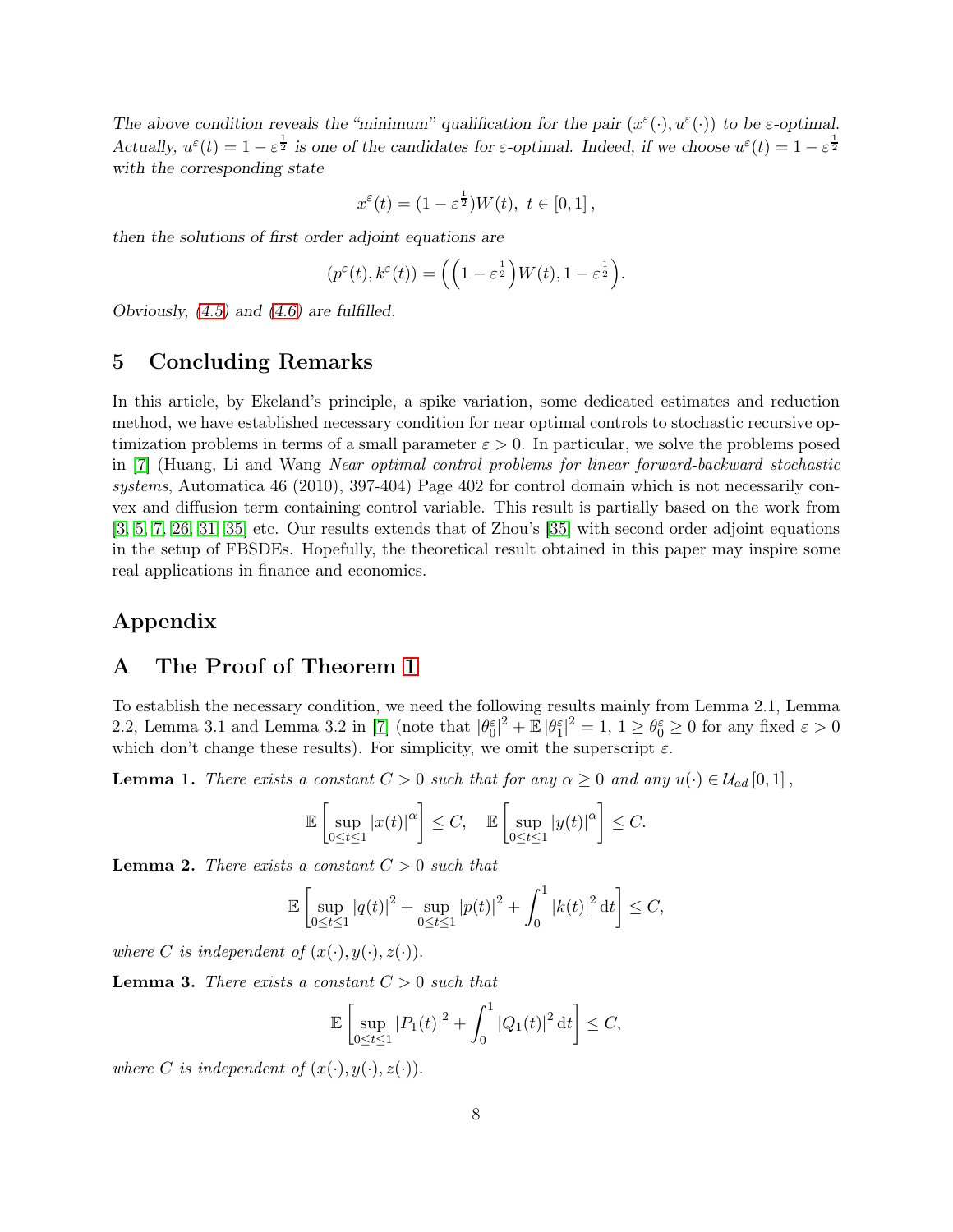*The above condition reveals the "minimum" qualification for the pair $(x^{\varepsilon}(\cdot), u^{\varepsilon}(\cdot))$ to be $\varepsilon$-optimal. Actually, $u^{\varepsilon}(t) = 1 - \varepsilon^{\frac{1}{2}}$ is one of the candidates for $\varepsilon$-optimal. Indeed, if we choose $u^{\varepsilon}(t) = 1 - \varepsilon^{\frac{1}{2}}$ with the corresponding state*

$$x^{\varepsilon}(t) = (1 - \varepsilon^{\frac{1}{2}})W(t),\ t \in [0, 1],$$

*then the solutions of first order adjoint equations are*

$$(p^{\varepsilon}(t), k^{\varepsilon}(t)) = \left(\left(1 - \varepsilon^{\frac{1}{2}}\right)W(t), 1 - \varepsilon^{\frac{1}{2}}\right).$$

*Obviously, (4.5) and (4.6) are fulfilled.*

## 5 Concluding Remarks

In this article, by Ekeland's principle, a spike variation, some dedicated estimates and reduction method, we have established necessary condition for near optimal controls to stochastic recursive optimization problems in terms of a small parameter $\varepsilon > 0$. In particular, we solve the problems posed in [7] (Huang, Li and Wang *Near optimal control problems for linear forward-backward stochastic systems*, Automatica 46 (2010), 397-404) Page 402 for control domain which is not necessarily convex and diffusion term containing control variable. This result is partially based on the work from [3, 5, 7, 26, 31, 35] etc. Our results extends that of Zhou's [35] with second order adjoint equations in the setup of FBSDEs. Hopefully, the theoretical result obtained in this paper may inspire some real applications in finance and economics.

## Appendix

## A The Proof of Theorem 1

To establish the necessary condition, we need the following results mainly from Lemma 2.1, Lemma 2.2, Lemma 3.1 and Lemma 3.2 in [7] (note that $|\theta_0^{\varepsilon}|^2 + \mathbb{E}\,|\theta_1^{\varepsilon}|^2 = 1$, $1 \geq \theta_0^{\varepsilon} \geq 0$ for any fixed $\varepsilon > 0$ which don't change these results). For simplicity, we omit the superscript $\varepsilon$.

**Lemma 1.** *There exists a constant $C > 0$ such that for any $\alpha \geq 0$ and any $u(\cdot) \in \mathcal{U}_{ad}[0, 1]$,*

$$\mathbb{E}\left[\sup_{0 \leq t \leq 1} |x(t)|^{\alpha}\right] \leq C, \quad \mathbb{E}\left[\sup_{0 \leq t \leq 1} |y(t)|^{\alpha}\right] \leq C.$$

**Lemma 2.** *There exists a constant $C > 0$ such that*

$$\mathbb{E}\left[\sup_{0 \leq t \leq 1} |q(t)|^2 + \sup_{0 \leq t \leq 1} |p(t)|^2 + \int_0^1 |k(t)|^2 \,\mathrm{d}t\right] \leq C,$$

*where $C$ is independent of $(x(\cdot), y(\cdot), z(\cdot))$.*

**Lemma 3.** *There exists a constant $C > 0$ such that*

$$\mathbb{E}\left[\sup_{0 \leq t \leq 1} |P_1(t)|^2 + \int_0^1 |Q_1(t)|^2 \,\mathrm{d}t\right] \leq C,$$

*where $C$ is independent of $(x(\cdot), y(\cdot), z(\cdot))$.*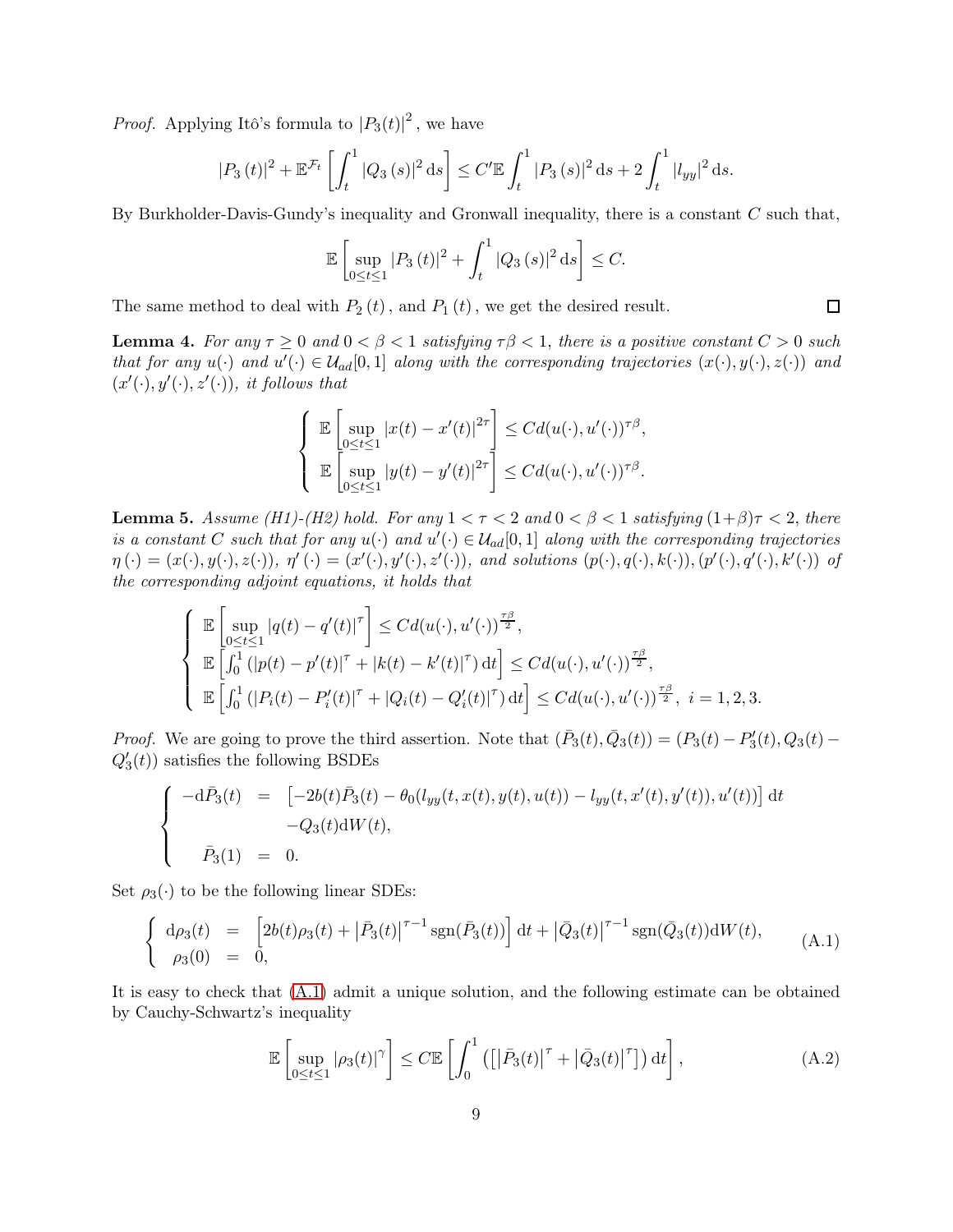*Proof.* Applying Itô's formula to $|P_3(t)|^2$, we have

$$|P_3(t)|^2 + \mathbb{E}^{\mathcal{F}_t}\left[\int_t^1 |Q_3(s)|^2 \mathrm{d}s\right] \leq C'\mathbb{E}\int_t^1 |P_3(s)|^2 \mathrm{d}s + 2\int_t^1 |l_{yy}|^2 \mathrm{d}s.$$

By Burkholder-Davis-Gundy's inequality and Gronwall inequality, there is a constant $C$ such that,

$$\mathbb{E}\left[\sup_{0\leq t\leq 1} |P_3(t)|^2 + \int_t^1 |Q_3(s)|^2 \mathrm{d}s\right] \leq C.$$

The same method to deal with $P_2(t)$, and $P_1(t)$, we get the desired result. $\square$

**Lemma 4.** *For any $\tau \geq 0$ and $0 < \beta < 1$ satisfying $\tau\beta < 1$, there is a positive constant $C > 0$ such that for any $u(\cdot)$ and $u'(\cdot) \in \mathcal{U}_{ad}[0,1]$ along with the corresponding trajectories $(x(\cdot), y(\cdot), z(\cdot))$ and $(x'(\cdot), y'(\cdot), z'(\cdot))$, it follows that*

$$\begin{cases} \mathbb{E}\left[\sup\limits_{0\leq t\leq 1} |x(t) - x'(t)|^{2\tau}\right] \leq Cd(u(\cdot), u'(\cdot))^{\tau\beta}, \\ \mathbb{E}\left[\sup\limits_{0\leq t\leq 1} |y(t) - y'(t)|^{2\tau}\right] \leq Cd(u(\cdot), u'(\cdot))^{\tau\beta}. \end{cases}$$

**Lemma 5.** *Assume (H1)-(H2) hold. For any $1 < \tau < 2$ and $0 < \beta < 1$ satisfying $(1+\beta)\tau < 2$, there is a constant $C$ such that for any $u(\cdot)$ and $u'(\cdot) \in \mathcal{U}_{ad}[0,1]$ along with the corresponding trajectories $\eta(\cdot) = (x(\cdot), y(\cdot), z(\cdot))$, $\eta'(\cdot) = (x'(\cdot), y'(\cdot), z'(\cdot))$, and solutions $(p(\cdot), q(\cdot), k(\cdot)), (p'(\cdot), q'(\cdot), k'(\cdot))$ of the corresponding adjoint equations, it holds that*

$$\begin{cases} \mathbb{E}\left[\sup\limits_{0\leq t\leq 1} |q(t) - q'(t)|^{\tau}\right] \leq Cd(u(\cdot), u'(\cdot))^{\frac{\tau\beta}{2}}, \\ \mathbb{E}\left[\int_0^1 (|p(t) - p'(t)|^{\tau} + |k(t) - k'(t)|^{\tau})\,\mathrm{d}t\right] \leq Cd(u(\cdot), u'(\cdot))^{\frac{\tau\beta}{2}}, \\ \mathbb{E}\left[\int_0^1 (|P_i(t) - P_i'(t)|^{\tau} + |Q_i(t) - Q_i'(t)|^{\tau})\,\mathrm{d}t\right] \leq Cd(u(\cdot), u'(\cdot))^{\frac{\tau\beta}{2}},\ i = 1,2,3. \end{cases}$$

*Proof.* We are going to prove the third assertion. Note that $(\bar{P}_3(t), \bar{Q}_3(t)) = (P_3(t) - P_3'(t), Q_3(t) - Q_3'(t))$ satisfies the following BSDEs

$$\begin{cases} -\mathrm{d}\bar{P}_3(t) &= \left[-2b(t)\bar{P}_3(t) - \theta_0(l_{yy}(t, x(t), y(t), u(t)) - l_{yy}(t, x'(t), y'(t)), u'(t))\right]\mathrm{d}t \\ & \quad -Q_3(t)\mathrm{d}W(t), \\ \bar{P}_3(1) &= 0. \end{cases}$$

Set $\rho_3(\cdot)$ to be the following linear SDEs:

$$\begin{cases} \mathrm{d}\rho_3(t) &= \left[2b(t)\rho_3(t) + \left|\bar{P}_3(t)\right|^{\tau-1}\mathrm{sgn}(\bar{P}_3(t))\right]\mathrm{d}t + \left|\bar{Q}_3(t)\right|^{\tau-1}\mathrm{sgn}(\bar{Q}_3(t))\mathrm{d}W(t), \\ \rho_3(0) &= 0, \end{cases} \tag{A.1}$$

It is easy to check that (A.1) admit a unique solution, and the following estimate can be obtained by Cauchy-Schwartz's inequality

$$\mathbb{E}\left[\sup_{0\leq t\leq 1} |\rho_3(t)|^{\gamma}\right] \leq C\mathbb{E}\left[\int_0^1 \left(\left[\left|\bar{P}_3(t)\right|^{\tau} + \left|\bar{Q}_3(t)\right|^{\tau}\right]\right)\mathrm{d}t\right], \tag{A.2}$$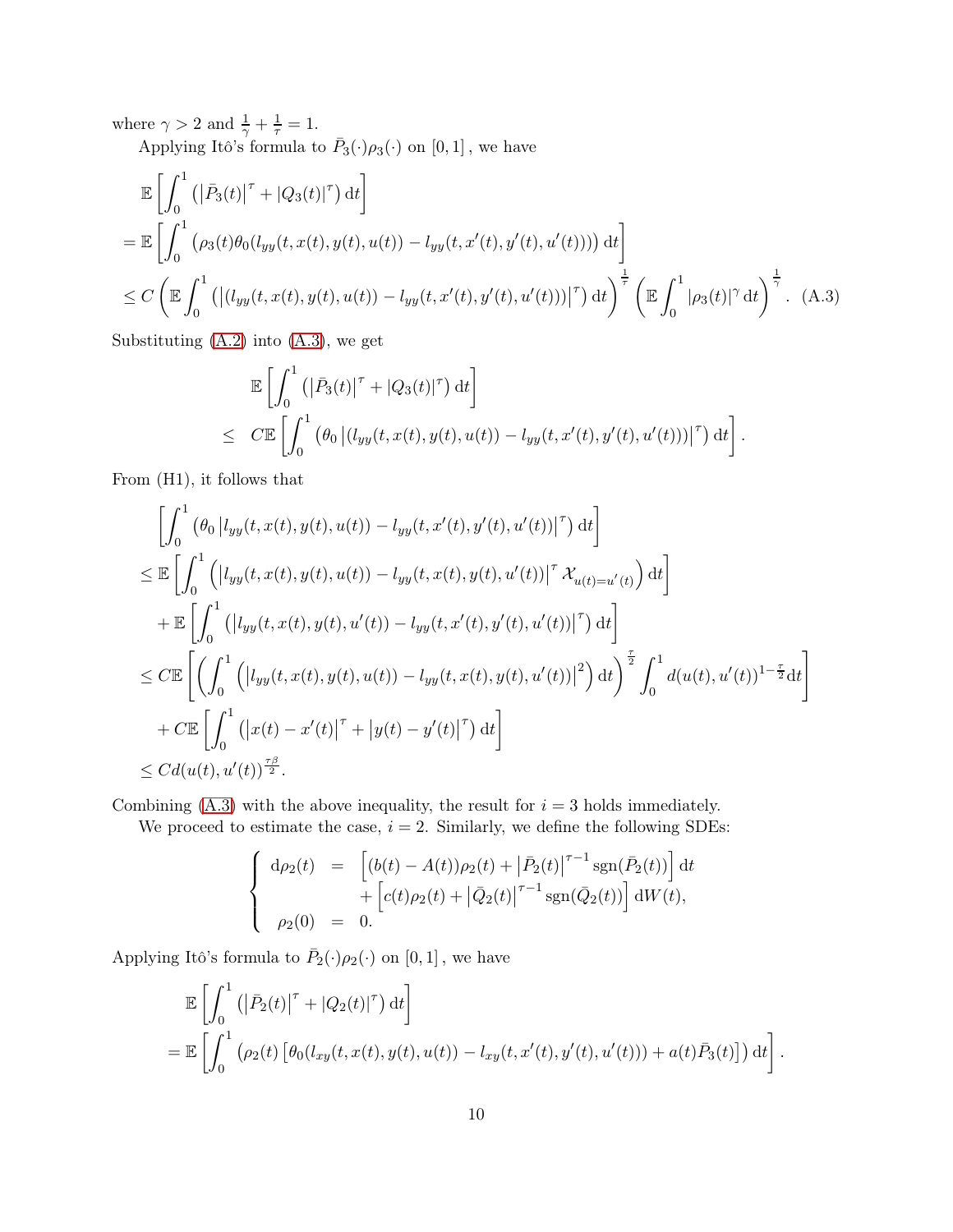where $\gamma > 2$ and $\frac{1}{\gamma} + \frac{1}{\tau} = 1$.

Applying Itô's formula to $\bar{P}_3(\cdot)\rho_3(\cdot)$ on $[0,1]$, we have

$$
\begin{aligned}
&\mathbb{E}\left[\int_0^1 \left(\left|\bar{P}_3(t)\right|^{\tau} + |Q_3(t)|^{\tau}\right) \mathrm{d}t\right] \\
&= \mathbb{E}\left[\int_0^1 \left(\rho_3(t)\theta_0(l_{yy}(t,x(t),y(t),u(t)) - l_{yy}(t,x'(t),y'(t),u'(t)))\right) \mathrm{d}t\right] \\
&\leq C\left(\mathbb{E}\int_0^1 \left(\left|(l_{yy}(t,x(t),y(t),u(t)) - l_{yy}(t,x'(t),y'(t),u'(t)))\right|^{\tau}\right) \mathrm{d}t\right)^{\frac{1}{\tau}} \left(\mathbb{E}\int_0^1 |\rho_3(t)|^{\gamma}\, \mathrm{d}t\right)^{\frac{1}{\gamma}}. \quad \text{(A.3)}
\end{aligned}
$$

Substituting (A.2) into (A.3), we get

$$
\begin{aligned}
&\mathbb{E}\left[\int_0^1 \left(\left|\bar{P}_3(t)\right|^{\tau} + |Q_3(t)|^{\tau}\right) \mathrm{d}t\right] \\
&\leq \quad C\mathbb{E}\left[\int_0^1 \left(\theta_0 \left|(l_{yy}(t,x(t),y(t),u(t)) - l_{yy}(t,x'(t),y'(t),u'(t)))\right|^{\tau}\right) \mathrm{d}t\right].
\end{aligned}
$$

From (H1), it follows that

$$
\begin{aligned}
&\left[\int_0^1 \left(\theta_0 \left|l_{yy}(t,x(t),y(t),u(t)) - l_{yy}(t,x'(t),y'(t),u'(t))\right|^{\tau}\right) \mathrm{d}t\right] \\
&\leq \mathbb{E}\left[\int_0^1 \left(\left|l_{yy}(t,x(t),y(t),u(t)) - l_{yy}(t,x(t),y(t),u'(t))\right|^{\tau} \mathcal{X}_{u(t)=u'(t)}\right) \mathrm{d}t\right] \\
&\quad + \mathbb{E}\left[\int_0^1 \left(\left|l_{yy}(t,x(t),y(t),u'(t)) - l_{yy}(t,x'(t),y'(t),u'(t))\right|^{\tau}\right) \mathrm{d}t\right] \\
&\leq C\mathbb{E}\left[\left(\int_0^1 \left(\left|l_{yy}(t,x(t),y(t),u(t)) - l_{yy}(t,x(t),y(t),u'(t))\right|^{2}\right) \mathrm{d}t\right)^{\frac{\tau}{2}} \int_0^1 d(u(t),u'(t))^{1-\frac{\tau}{2}} \mathrm{d}t\right] \\
&\quad + C\mathbb{E}\left[\int_0^1 \left(\left|x(t) - x'(t)\right|^{\tau} + \left|y(t) - y'(t)\right|^{\tau}\right) \mathrm{d}t\right] \\
&\leq C d(u(t),u'(t))^{\frac{\tau\beta}{2}}.
\end{aligned}
$$

Combining (A.3) with the above inequality, the result for $i = 3$ holds immediately.

We proceed to estimate the case, $i = 2$. Similarly, we define the following SDEs:

$$
\left\{
\begin{array}{rcl}
\mathrm{d}\rho_2(t) &=& \left[(b(t) - A(t))\rho_2(t) + \left|\bar{P}_2(t)\right|^{\tau-1} \operatorname{sgn}(\bar{P}_2(t))\right] \mathrm{d}t \\
&& + \left[c(t)\rho_2(t) + \left|\bar{Q}_2(t)\right|^{\tau-1} \operatorname{sgn}(\bar{Q}_2(t))\right] \mathrm{d}W(t), \\
\rho_2(0) &=& 0.
\end{array}
\right.
$$

Applying Itô's formula to $\bar{P}_2(\cdot)\rho_2(\cdot)$ on $[0,1]$, we have

$$
\begin{aligned}
&\mathbb{E}\left[\int_0^1 \left(\left|\bar{P}_2(t)\right|^{\tau} + |Q_2(t)|^{\tau}\right) \mathrm{d}t\right] \\
&= \mathbb{E}\left[\int_0^1 \left(\rho_2(t)\left[\theta_0(l_{xy}(t,x(t),y(t),u(t)) - l_{xy}(t,x'(t),y'(t),u'(t))) + a(t)\bar{P}_3(t)\right]\right) \mathrm{d}t\right].
\end{aligned}
$$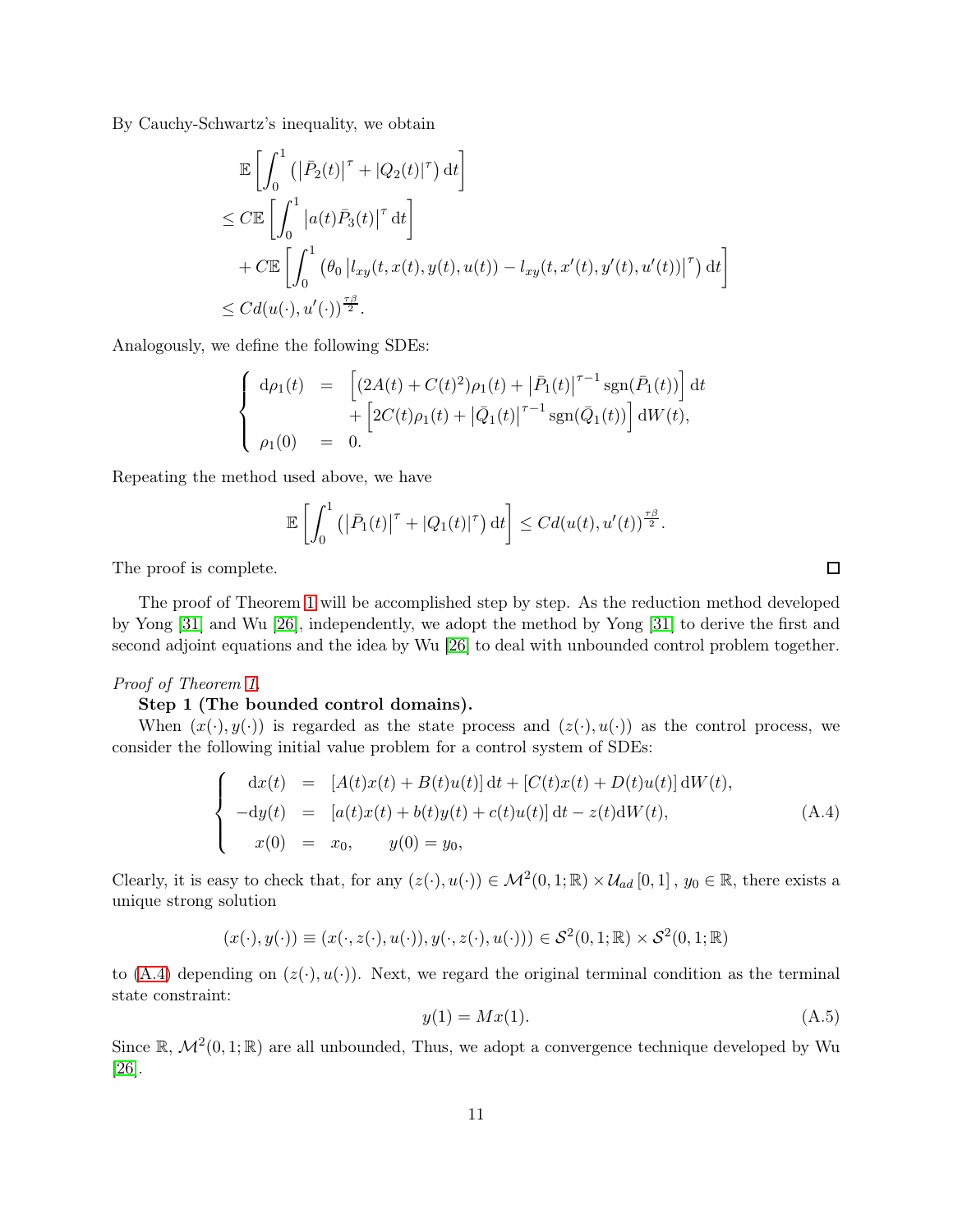By Cauchy-Schwartz's inequality, we obtain

$$
\begin{aligned}
&\mathbb{E}\left[\int_0^1 \left(\left|\bar{P}_2(t)\right|^\tau + |Q_2(t)|^\tau\right) \mathrm{d}t\right] \\
&\leq C\mathbb{E}\left[\int_0^1 \left|a(t)\bar{P}_3(t)\right|^\tau \mathrm{d}t\right] \\
&\quad + C\mathbb{E}\left[\int_0^1 \left(\theta_0 \left|l_{xy}(t, x(t), y(t), u(t)) - l_{xy}(t, x'(t), y'(t), u'(t))\right|^\tau\right) \mathrm{d}t\right] \\
&\leq Cd(u(\cdot), u'(\cdot))^{\frac{\tau\beta}{2}}.
\end{aligned}
$$

Analogously, we define the following SDEs:

$$
\left\{
\begin{array}{rcl}
\mathrm{d}\rho_1(t) &=& \left[(2A(t) + C(t)^2)\rho_1(t) + \left|\bar{P}_1(t)\right|^{\tau-1}\operatorname{sgn}(\bar{P}_1(t))\right] \mathrm{d}t \\
&& + \left[2C(t)\rho_1(t) + \left|\bar{Q}_1(t)\right|^{\tau-1}\operatorname{sgn}(\bar{Q}_1(t))\right] \mathrm{d}W(t), \\
\rho_1(0) &=& 0.
\end{array}
\right.
$$

Repeating the method used above, we have

$$
\mathbb{E}\left[\int_0^1 \left(\left|\bar{P}_1(t)\right|^\tau + |Q_1(t)|^\tau\right) \mathrm{d}t\right] \leq Cd(u(t), u'(t))^{\frac{\tau\beta}{2}}.
$$

The proof is complete. □

The proof of Theorem 1 will be accomplished step by step. As the reduction method developed by Yong [31] and Wu [26], independently, we adopt the method by Yong [31] to derive the first and second adjoint equations and the idea by Wu [26] to deal with unbounded control problem together.

*Proof of Theorem 1.*

**Step 1 (The bounded control domains).**

When $(x(\cdot), y(\cdot))$ is regarded as the state process and $(z(\cdot), u(\cdot))$ as the control process, we consider the following initial value problem for a control system of SDEs:

$$
\left\{
\begin{array}{rcl}
\mathrm{d}x(t) &=& [A(t)x(t) + B(t)u(t)]\,\mathrm{d}t + [C(t)x(t) + D(t)u(t)]\,\mathrm{d}W(t), \\
-\mathrm{d}y(t) &=& [a(t)x(t) + b(t)y(t) + c(t)u(t)]\,\mathrm{d}t - z(t)\mathrm{d}W(t), \\
x(0) &=& x_0, \qquad y(0) = y_0,
\end{array}
\right.
\tag{A.4}
$$

Clearly, it is easy to check that, for any $(z(\cdot), u(\cdot)) \in \mathcal{M}^2(0,1;\mathbb{R}) \times \mathcal{U}_{ad}[0,1]$, $y_0 \in \mathbb{R}$, there exists a unique strong solution

$$
(x(\cdot), y(\cdot)) \equiv (x(\cdot, z(\cdot), u(\cdot)), y(\cdot, z(\cdot), u(\cdot))) \in \mathcal{S}^2(0,1;\mathbb{R}) \times \mathcal{S}^2(0,1;\mathbb{R})
$$

to (A.4) depending on $(z(\cdot), u(\cdot))$. Next, we regard the original terminal condition as the terminal state constraint:

$$
y(1) = Mx(1). \tag{A.5}
$$

Since $\mathbb{R}$, $\mathcal{M}^2(0,1;\mathbb{R})$ are all unbounded, Thus, we adopt a convergence technique developed by Wu [26].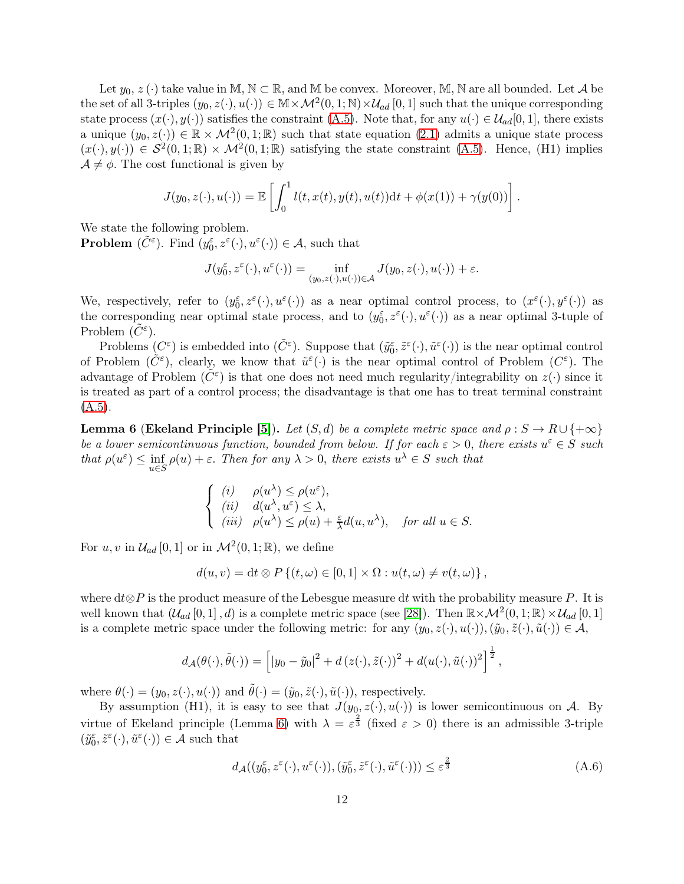Let $y_0$, $z(\cdot)$ take value in $\mathbb{M}$, $\mathbb{N} \subset \mathbb{R}$, and $\mathbb{M}$ be convex. Moreover, $\mathbb{M}$, $\mathbb{N}$ are all bounded. Let $\mathcal{A}$ be the set of all 3-triples $(y_0, z(\cdot), u(\cdot)) \in \mathbb{M} \times \mathcal{M}^2(0,1;\mathbb{N}) \times \mathcal{U}_{ad}[0,1]$ such that the unique corresponding state process $(x(\cdot), y(\cdot))$ satisfies the constraint (A.5). Note that, for any $u(\cdot) \in \mathcal{U}_{ad}[0,1]$, there exists a unique $(y_0, z(\cdot)) \in \mathbb{R} \times \mathcal{M}^2(0,1;\mathbb{R})$ such that state equation (2.1) admits a unique state process $(x(\cdot), y(\cdot)) \in \mathcal{S}^2(0,1;\mathbb{R}) \times \mathcal{M}^2(0,1;\mathbb{R})$ satisfying the state constraint (A.5). Hence, (H1) implies $\mathcal{A} \neq \phi$. The cost functional is given by

$$J(y_0, z(\cdot), u(\cdot)) = \mathbb{E}\left[\int_0^1 l(t, x(t), y(t), u(t))\mathrm{d}t + \phi(x(1)) + \gamma(y(0))\right].$$

We state the following problem.

**Problem** $(\tilde{C}^\varepsilon)$. Find $(y_0^\varepsilon, z^\varepsilon(\cdot), u^\varepsilon(\cdot)) \in \mathcal{A}$, such that

$$J(y_0^\varepsilon, z^\varepsilon(\cdot), u^\varepsilon(\cdot)) = \inf_{(y_0, z(\cdot), u(\cdot)) \in \mathcal{A}} J(y_0, z(\cdot), u(\cdot)) + \varepsilon.$$

We, respectively, refer to $(y_0^\varepsilon, z^\varepsilon(\cdot), u^\varepsilon(\cdot))$ as a near optimal control process, to $(x^\varepsilon(\cdot), y^\varepsilon(\cdot))$ as the corresponding near optimal state process, and to $(y_0^\varepsilon, z^\varepsilon(\cdot), u^\varepsilon(\cdot))$ as a near optimal 3-tuple of Problem $(\tilde{C}^\varepsilon)$.

Problems $(C^\varepsilon)$ is embedded into $(\tilde{C}^\varepsilon)$. Suppose that $(\tilde{y}_0^\varepsilon, \tilde{z}^\varepsilon(\cdot), \tilde{u}^\varepsilon(\cdot))$ is the near optimal control of Problem $(\tilde{C}^\varepsilon)$, clearly, we know that $\tilde{u}^\varepsilon(\cdot)$ is the near optimal control of Problem $(C^\varepsilon)$. The advantage of Problem $(\tilde{C}^\varepsilon)$ is that one does not need much regularity/integrability on $z(\cdot)$ since it is treated as part of a control process; the disadvantage is that one has to treat terminal constraint (A.5).

**Lemma 6** (**Ekeland Principle [5]**). *Let $(S, d)$ be a complete metric space and $\rho : S \to R \cup \{+\infty\}$ be a lower semicontinuous function, bounded from below. If for each $\varepsilon > 0$, there exists $u^\varepsilon \in S$ such that $\rho(u^\varepsilon) \leq \inf_{u \in S} \rho(u) + \varepsilon$. Then for any $\lambda > 0$, there exists $u^\lambda \in S$ such that*

$$\begin{cases} (i) \quad \rho(u^\lambda) \leq \rho(u^\varepsilon), \\ (ii) \quad d(u^\lambda, u^\varepsilon) \leq \lambda, \\ (iii) \quad \rho(u^\lambda) \leq \rho(u) + \frac{\varepsilon}{\lambda} d(u, u^\lambda), \quad \text{for all } u \in S. \end{cases}$$

For $u, v$ in $\mathcal{U}_{ad}[0,1]$ or in $\mathcal{M}^2(0,1;\mathbb{R})$, we define

$$d(u, v) = \mathrm{d}t \otimes P\{(t, \omega) \in [0,1] \times \Omega : u(t, \omega) \neq v(t, \omega)\},$$

where $\mathrm{d}t \otimes P$ is the product measure of the Lebesgue measure $\mathrm{d}t$ with the probability measure $P$. It is well known that $(\mathcal{U}_{ad}[0,1], d)$ is a complete metric space (see [28]). Then $\mathbb{R} \times \mathcal{M}^2(0,1;\mathbb{R}) \times \mathcal{U}_{ad}[0,1]$ is a complete metric space under the following metric: for any $(y_0, z(\cdot), u(\cdot)), (\tilde{y}_0, \tilde{z}(\cdot), \tilde{u}(\cdot)) \in \mathcal{A}$,

$$d_{\mathcal{A}}(\theta(\cdot), \tilde{\theta}(\cdot)) = \left[|y_0 - \tilde{y}_0|^2 + d(z(\cdot), \tilde{z}(\cdot))^2 + d(u(\cdot), \tilde{u}(\cdot))^2\right]^{\frac{1}{2}},$$

where $\theta(\cdot) = (y_0, z(\cdot), u(\cdot))$ and $\tilde{\theta}(\cdot) = (\tilde{y}_0, \tilde{z}(\cdot), \tilde{u}(\cdot))$, respectively.

By assumption (H1), it is easy to see that $J(y_0, z(\cdot), u(\cdot))$ is lower semicontinuous on $\mathcal{A}$. By virtue of Ekeland principle (Lemma 6) with $\lambda = \varepsilon^{\frac{2}{3}}$ (fixed $\varepsilon > 0$) there is an admissible 3-triple $(\tilde{y}_0^\varepsilon, \tilde{z}^\varepsilon(\cdot), \tilde{u}^\varepsilon(\cdot)) \in \mathcal{A}$ such that

$$d_{\mathcal{A}}((y_0^\varepsilon, z^\varepsilon(\cdot), u^\varepsilon(\cdot)), (\tilde{y}_0^\varepsilon, \tilde{z}^\varepsilon(\cdot), \tilde{u}^\varepsilon(\cdot))) \leq \varepsilon^{\frac{2}{3}} \tag{A.6}$$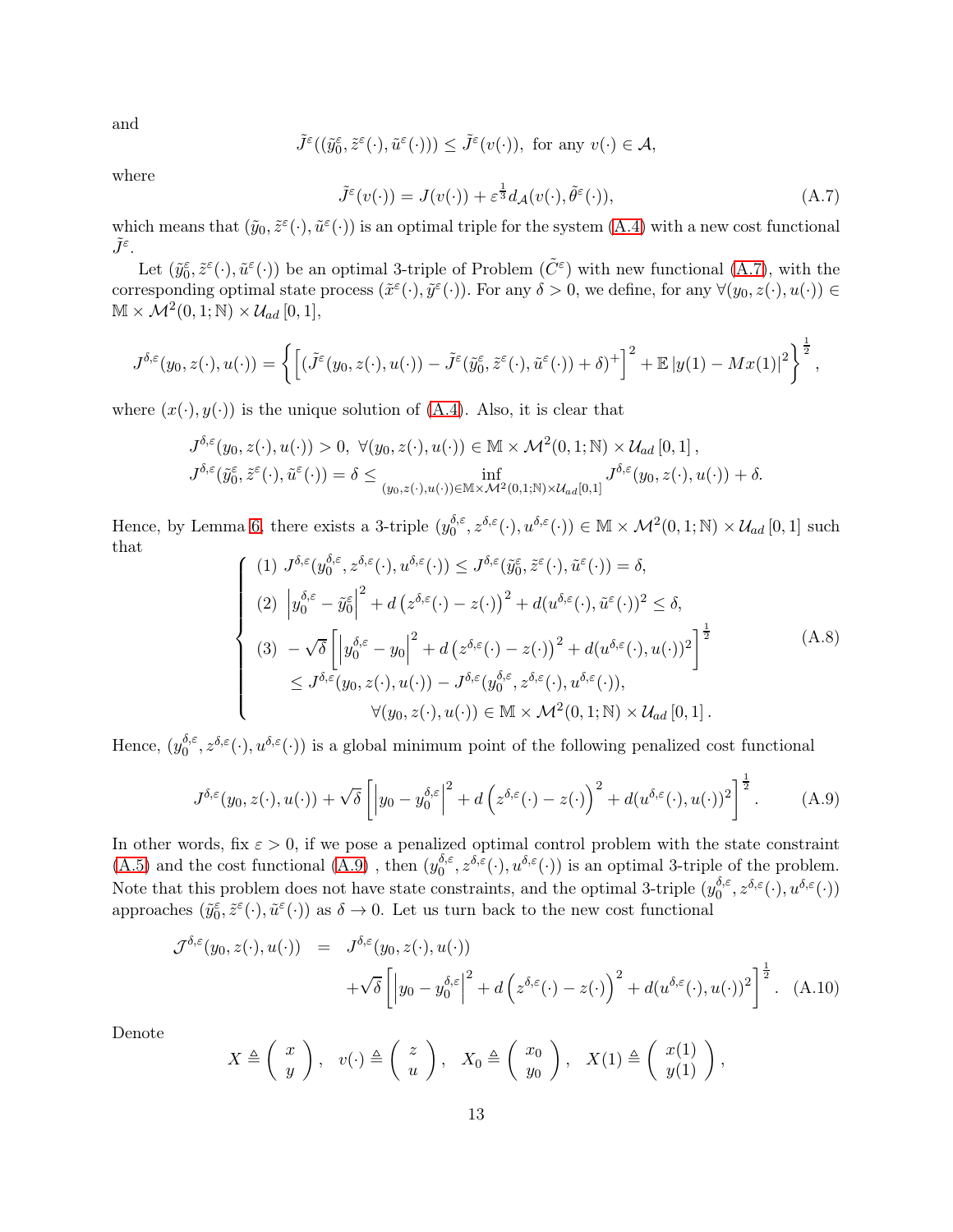and

$$\tilde{J}^{\varepsilon}((\tilde{y}_0^{\varepsilon}, \tilde{z}^{\varepsilon}(\cdot), \tilde{u}^{\varepsilon}(\cdot))) \leq \tilde{J}^{\varepsilon}(v(\cdot)), \text{ for any } v(\cdot) \in \mathcal{A},$$

where

$$\tilde{J}^{\varepsilon}(v(\cdot)) = J(v(\cdot)) + \varepsilon^{\frac{1}{3}} d_{\mathcal{A}}(v(\cdot), \tilde{\theta}^{\varepsilon}(\cdot)), \tag{A.7}$$

which means that $(\tilde{y}_0, \tilde{z}^{\varepsilon}(\cdot), \tilde{u}^{\varepsilon}(\cdot))$ is an optimal triple for the system (A.4) with a new cost functional $\tilde{J}^{\varepsilon}$.

Let $(\tilde{y}_0^{\varepsilon}, \tilde{z}^{\varepsilon}(\cdot), \tilde{u}^{\varepsilon}(\cdot))$ be an optimal 3-triple of Problem $(\tilde{C}^{\varepsilon})$ with new functional (A.7), with the corresponding optimal state process $(\tilde{x}^{\varepsilon}(\cdot), \tilde{y}^{\varepsilon}(\cdot))$. For any $\delta > 0$, we define, for any $\forall (y_0, z(\cdot), u(\cdot)) \in \mathbb{M} \times \mathcal{M}^2(0,1;\mathbb{N}) \times \mathcal{U}_{ad}[0,1]$,

$$J^{\delta,\varepsilon}(y_0, z(\cdot), u(\cdot)) = \left\{ \left[ (\tilde{J}^{\varepsilon}(y_0, z(\cdot), u(\cdot)) - \tilde{J}^{\varepsilon}(\tilde{y}_0^{\varepsilon}, \tilde{z}^{\varepsilon}(\cdot), \tilde{u}^{\varepsilon}(\cdot)) + \delta)^+ \right]^2 + \mathbb{E}\left| y(1) - Mx(1) \right|^2 \right\}^{\frac{1}{2}},$$

where $(x(\cdot), y(\cdot))$ is the unique solution of (A.4). Also, it is clear that

$$\begin{aligned}
&J^{\delta,\varepsilon}(y_0, z(\cdot), u(\cdot)) > 0, \ \forall (y_0, z(\cdot), u(\cdot)) \in \mathbb{M} \times \mathcal{M}^2(0,1;\mathbb{N}) \times \mathcal{U}_{ad}[0,1], \\
&J^{\delta,\varepsilon}(\tilde{y}_0^{\varepsilon}, \tilde{z}^{\varepsilon}(\cdot), \tilde{u}^{\varepsilon}(\cdot)) = \delta \leq \inf_{(y_0, z(\cdot), u(\cdot)) \in \mathbb{M} \times \mathcal{M}^2(0,1;\mathbb{N}) \times \mathcal{U}_{ad}[0,1]} J^{\delta,\varepsilon}(y_0, z(\cdot), u(\cdot)) + \delta.
\end{aligned}$$

Hence, by Lemma 6, there exists a 3-triple $(y_0^{\delta,\varepsilon}, z^{\delta,\varepsilon}(\cdot), u^{\delta,\varepsilon}(\cdot)) \in \mathbb{M} \times \mathcal{M}^2(0,1;\mathbb{N}) \times \mathcal{U}_{ad}[0,1]$ such that

$$\left\{ \begin{aligned}
&(1)\ J^{\delta,\varepsilon}(y_0^{\delta,\varepsilon}, z^{\delta,\varepsilon}(\cdot), u^{\delta,\varepsilon}(\cdot)) \leq J^{\delta,\varepsilon}(\tilde{y}_0^{\varepsilon}, \tilde{z}^{\varepsilon}(\cdot), \tilde{u}^{\varepsilon}(\cdot)) = \delta, \\
&(2)\ \left| y_0^{\delta,\varepsilon} - \tilde{y}_0^{\varepsilon} \right|^2 + d\left( z^{\delta,\varepsilon}(\cdot) - z(\cdot) \right)^2 + d(u^{\delta,\varepsilon}(\cdot), \tilde{u}^{\varepsilon}(\cdot))^2 \leq \delta, \\
&(3)\ -\sqrt{\delta} \left[ \left| y_0^{\delta,\varepsilon} - y_0 \right|^2 + d\left( z^{\delta,\varepsilon}(\cdot) - z(\cdot) \right)^2 + d(u^{\delta,\varepsilon}(\cdot), u(\cdot))^2 \right]^{\frac{1}{2}} \\
&\qquad \leq J^{\delta,\varepsilon}(y_0, z(\cdot), u(\cdot)) - J^{\delta,\varepsilon}(y_0^{\delta,\varepsilon}, z^{\delta,\varepsilon}(\cdot), u^{\delta,\varepsilon}(\cdot)), \\
&\qquad\qquad\qquad \forall (y_0, z(\cdot), u(\cdot)) \in \mathbb{M} \times \mathcal{M}^2(0,1;\mathbb{N}) \times \mathcal{U}_{ad}[0,1].
\end{aligned} \right. \tag{A.8}$$

Hence, $(y_0^{\delta,\varepsilon}, z^{\delta,\varepsilon}(\cdot), u^{\delta,\varepsilon}(\cdot))$ is a global minimum point of the following penalized cost functional

$$J^{\delta,\varepsilon}(y_0, z(\cdot), u(\cdot)) + \sqrt{\delta} \left[ \left| y_0 - y_0^{\delta,\varepsilon} \right|^2 + d\left( z^{\delta,\varepsilon}(\cdot) - z(\cdot) \right)^2 + d(u^{\delta,\varepsilon}(\cdot), u(\cdot))^2 \right]^{\frac{1}{2}}. \tag{A.9}$$

In other words, fix $\varepsilon > 0$, if we pose a penalized optimal control problem with the state constraint (A.5) and the cost functional (A.9) , then $(y_0^{\delta,\varepsilon}, z^{\delta,\varepsilon}(\cdot), u^{\delta,\varepsilon}(\cdot))$ is an optimal 3-triple of the problem. Note that this problem does not have state constraints, and the optimal 3-triple $(y_0^{\delta,\varepsilon}, z^{\delta,\varepsilon}(\cdot), u^{\delta,\varepsilon}(\cdot))$ approaches $(\tilde{y}_0^{\varepsilon}, \tilde{z}^{\varepsilon}(\cdot), \tilde{u}^{\varepsilon}(\cdot))$ as $\delta \to 0$. Let us turn back to the new cost functional

$$\begin{aligned}
\mathcal{J}^{\delta,\varepsilon}(y_0, z(\cdot), u(\cdot)) &= J^{\delta,\varepsilon}(y_0, z(\cdot), u(\cdot)) \\
&\quad + \sqrt{\delta} \left[ \left| y_0 - y_0^{\delta,\varepsilon} \right|^2 + d\left( z^{\delta,\varepsilon}(\cdot) - z(\cdot) \right)^2 + d(u^{\delta,\varepsilon}(\cdot), u(\cdot))^2 \right]^{\frac{1}{2}}.
\end{aligned} \tag{A.10}$$

Denote

$$X \triangleq \begin{pmatrix} x \\ y \end{pmatrix}, \quad v(\cdot) \triangleq \begin{pmatrix} z \\ u \end{pmatrix}, \quad X_0 \triangleq \begin{pmatrix} x_0 \\ y_0 \end{pmatrix}, \quad X(1) \triangleq \begin{pmatrix} x(1) \\ y(1) \end{pmatrix},$$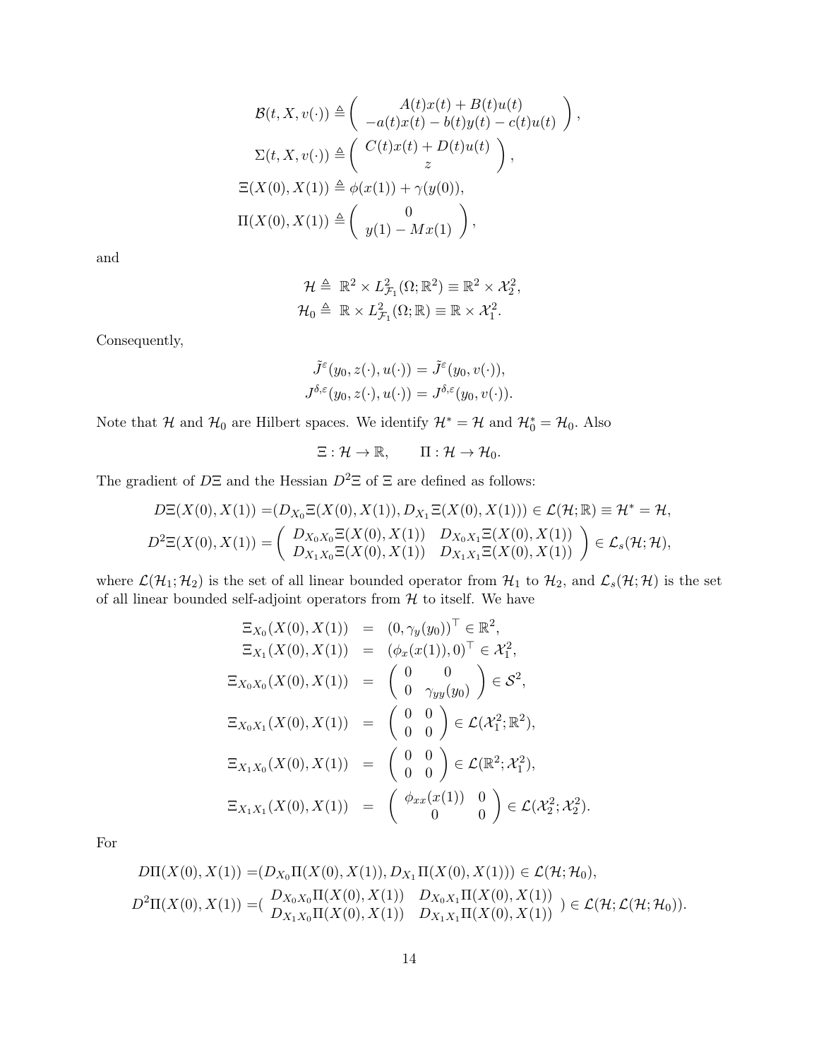$$
\mathcal{B}(t, X, v(\cdot)) \triangleq \begin{pmatrix} A(t)x(t) + B(t)u(t) \\ -a(t)x(t) - b(t)y(t) - c(t)u(t) \end{pmatrix},
$$

$$
\Sigma(t, X, v(\cdot)) \triangleq \begin{pmatrix} C(t)x(t) + D(t)u(t) \\ z \end{pmatrix},
$$

$$
\Xi(X(0), X(1)) \triangleq \phi(x(1)) + \gamma(y(0)),
$$

$$
\Pi(X(0), X(1)) \triangleq \begin{pmatrix} 0 \\ y(1) - Mx(1) \end{pmatrix},
$$

and

$$
\mathcal{H} \triangleq \mathbb{R}^2 \times L^2_{\mathcal{F}_1}(\Omega; \mathbb{R}^2) \equiv \mathbb{R}^2 \times \mathcal{X}^2_2,
$$

$$
\mathcal{H}_0 \triangleq \mathbb{R} \times L^2_{\mathcal{F}_1}(\Omega; \mathbb{R}) \equiv \mathbb{R} \times \mathcal{X}^2_1.
$$

Consequently,

$$
\tilde{J}^{\varepsilon}(y_0, z(\cdot), u(\cdot)) = \tilde{J}^{\varepsilon}(y_0, v(\cdot)),
$$

$$
J^{\delta,\varepsilon}(y_0, z(\cdot), u(\cdot)) = J^{\delta,\varepsilon}(y_0, v(\cdot)).
$$

Note that $\mathcal{H}$ and $\mathcal{H}_0$ are Hilbert spaces. We identify $\mathcal{H}^* = \mathcal{H}$ and $\mathcal{H}_0^* = \mathcal{H}_0$. Also

$$
\Xi : \mathcal{H} \to \mathbb{R}, \qquad \Pi : \mathcal{H} \to \mathcal{H}_0.
$$

The gradient of $D\Xi$ and the Hessian $D^2\Xi$ of $\Xi$ are defined as follows:

$$
D\Xi(X(0), X(1)) = (D_{X_0}\Xi(X(0), X(1)), D_{X_1}\Xi(X(0), X(1))) \in \mathcal{L}(\mathcal{H}; \mathbb{R}) \equiv \mathcal{H}^* = \mathcal{H},
$$

$$
D^2\Xi(X(0), X(1)) = \begin{pmatrix} D_{X_0X_0}\Xi(X(0), X(1)) & D_{X_0X_1}\Xi(X(0), X(1)) \\ D_{X_1X_0}\Xi(X(0), X(1)) & D_{X_1X_1}\Xi(X(0), X(1)) \end{pmatrix} \in \mathcal{L}_s(\mathcal{H}; \mathcal{H}),
$$

where $\mathcal{L}(\mathcal{H}_1; \mathcal{H}_2)$ is the set of all linear bounded operator from $\mathcal{H}_1$ to $\mathcal{H}_2$, and $\mathcal{L}_s(\mathcal{H}; \mathcal{H})$ is the set of all linear bounded self-adjoint operators from $\mathcal{H}$ to itself. We have

$$
\begin{aligned}
\Xi_{X_0}(X(0), X(1)) &= (0, \gamma_y(y_0))^\top \in \mathbb{R}^2, \\
\Xi_{X_1}(X(0), X(1)) &= (\phi_x(x(1)), 0)^\top \in \mathcal{X}^2_1, \\
\Xi_{X_0X_0}(X(0), X(1)) &= \begin{pmatrix} 0 & 0 \\ 0 & \gamma_{yy}(y_0) \end{pmatrix} \in \mathcal{S}^2, \\
\Xi_{X_0X_1}(X(0), X(1)) &= \begin{pmatrix} 0 & 0 \\ 0 & 0 \end{pmatrix} \in \mathcal{L}(\mathcal{X}^2_1; \mathbb{R}^2), \\
\Xi_{X_1X_0}(X(0), X(1)) &= \begin{pmatrix} 0 & 0 \\ 0 & 0 \end{pmatrix} \in \mathcal{L}(\mathbb{R}^2; \mathcal{X}^2_1), \\
\Xi_{X_1X_1}(X(0), X(1)) &= \begin{pmatrix} \phi_{xx}(x(1)) & 0 \\ 0 & 0 \end{pmatrix} \in \mathcal{L}(\mathcal{X}^2_2; \mathcal{X}^2_2).
\end{aligned}
$$

For

$$
D\Pi(X(0), X(1)) = (D_{X_0}\Pi(X(0), X(1)), D_{X_1}\Pi(X(0), X(1))) \in \mathcal{L}(\mathcal{H}; \mathcal{H}_0),
$$

$$
D^2\Pi(X(0), X(1)) = ( \begin{matrix} D_{X_0X_0}\Pi(X(0), X(1)) & D_{X_0X_1}\Pi(X(0), X(1)) \\ D_{X_1X_0}\Pi(X(0), X(1)) & D_{X_1X_1}\Pi(X(0), X(1)) \end{matrix} ) \in \mathcal{L}(\mathcal{H}; \mathcal{L}(\mathcal{H}; \mathcal{H}_0)).
$$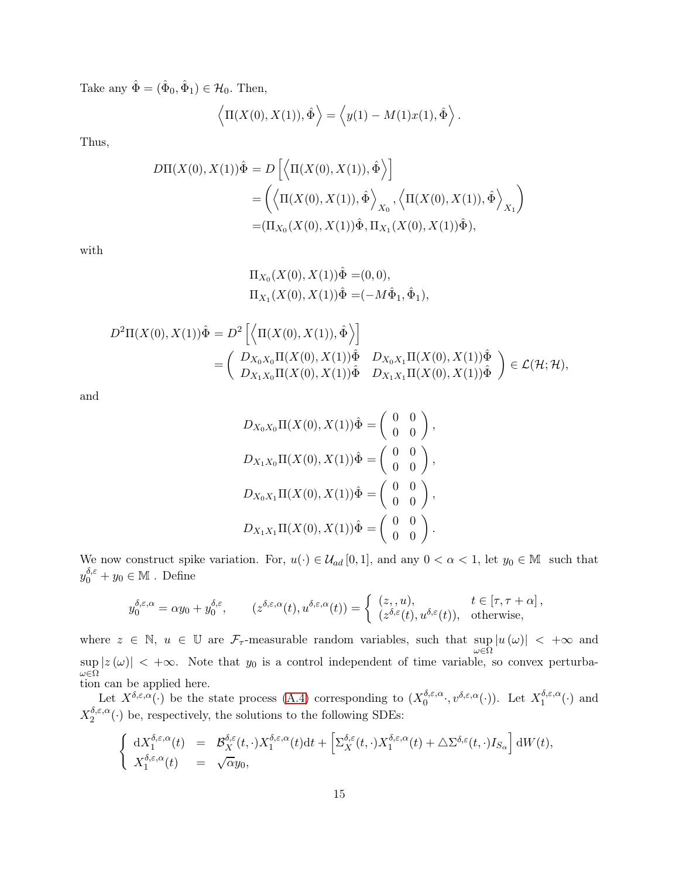Take any $\hat{\Phi} = (\hat{\Phi}_0, \hat{\Phi}_1) \in \mathcal{H}_0$. Then,

$$
\left\langle \Pi(X(0), X(1)), \hat{\Phi} \right\rangle = \left\langle y(1) - M(1)x(1), \hat{\Phi} \right\rangle.
$$

Thus,

$$
\begin{aligned}
D\Pi(X(0), X(1))\hat{\Phi} &= D\left[ \left\langle \Pi(X(0), X(1)), \hat{\Phi} \right\rangle \right] \\
&= \left( \left\langle \Pi(X(0), X(1)), \hat{\Phi} \right\rangle_{X_0}, \left\langle \Pi(X(0), X(1)), \hat{\Phi} \right\rangle_{X_1} \right) \\
&= (\Pi_{X_0}(X(0), X(1))\hat{\Phi}, \Pi_{X_1}(X(0), X(1))\hat{\Phi}),
\end{aligned}
$$

with

$$
\begin{aligned}
\Pi_{X_0}(X(0), X(1))\hat{\Phi} &= (0, 0), \\
\Pi_{X_1}(X(0), X(1))\hat{\Phi} &= (-M\hat{\Phi}_1, \hat{\Phi}_1),
\end{aligned}
$$

$$
\begin{aligned}
D^2\Pi(X(0), X(1))\hat{\Phi} &= D^2\left[ \left\langle \Pi(X(0), X(1)), \hat{\Phi} \right\rangle \right] \\
&= \begin{pmatrix} D_{X_0X_0}\Pi(X(0), X(1))\hat{\Phi} & D_{X_0X_1}\Pi(X(0), X(1))\hat{\Phi} \\ D_{X_1X_0}\Pi(X(0), X(1))\hat{\Phi} & D_{X_1X_1}\Pi(X(0), X(1))\hat{\Phi} \end{pmatrix} \in \mathcal{L}(\mathcal{H}; \mathcal{H}),
\end{aligned}
$$

and

$$
\begin{aligned}
D_{X_0X_0}\Pi(X(0), X(1))\hat{\Phi} &= \begin{pmatrix} 0 & 0 \\ 0 & 0 \end{pmatrix}, \\
D_{X_1X_0}\Pi(X(0), X(1))\hat{\Phi} &= \begin{pmatrix} 0 & 0 \\ 0 & 0 \end{pmatrix}, \\
D_{X_0X_1}\Pi(X(0), X(1))\hat{\Phi} &= \begin{pmatrix} 0 & 0 \\ 0 & 0 \end{pmatrix}, \\
D_{X_1X_1}\Pi(X(0), X(1))\hat{\Phi} &= \begin{pmatrix} 0 & 0 \\ 0 & 0 \end{pmatrix}.
\end{aligned}
$$

We now construct spike variation. For, $u(\cdot) \in \mathcal{U}_{ad}[0,1]$, and any $0 < \alpha < 1$, let $y_0 \in \mathbb{M}$ such that $y_0^{\delta,\varepsilon} + y_0 \in \mathbb{M}$ . Define

$$
y_0^{\delta,\varepsilon,\alpha} = \alpha y_0 + y_0^{\delta,\varepsilon}, \qquad (z^{\delta,\varepsilon,\alpha}(t), u^{\delta,\varepsilon,\alpha}(t)) = \begin{cases} (z, , u), & t \in [\tau, \tau + \alpha], \\ (z^{\delta,\varepsilon}(t), u^{\delta,\varepsilon}(t)), & \text{otherwise}, \end{cases}
$$

where $z \in \mathbb{N}$, $u \in \mathbb{U}$ are $\mathcal{F}_\tau$-measurable random variables, such that $\sup_{\omega \in \Omega} |u(\omega)| < +\infty$ and $\sup_{\omega \in \Omega} |z(\omega)| < +\infty$. Note that $y_0$ is a control independent of time variable, so convex perturbation can be applied here.

Let $X^{\delta,\varepsilon,\alpha}(\cdot)$ be the state process (A.4) corresponding to $(X_0^{\delta,\varepsilon,\alpha} \cdot, v^{\delta,\varepsilon,\alpha}(\cdot))$. Let $X_1^{\delta,\varepsilon,\alpha}(\cdot)$ and $X_2^{\delta,\varepsilon,\alpha}(\cdot)$ be, respectively, the solutions to the following SDEs:

$$
\begin{cases} \mathrm{d}X_1^{\delta,\varepsilon,\alpha}(t) &= \mathcal{B}_X^{\delta,\varepsilon}(t, \cdot)X_1^{\delta,\varepsilon,\alpha}(t)\mathrm{d}t + \left[ \Sigma_X^{\delta,\varepsilon}(t, \cdot)X_1^{\delta,\varepsilon,\alpha}(t) + \triangle\Sigma^{\delta,\varepsilon}(t, \cdot)I_{S_\alpha} \right] \mathrm{d}W(t), \\ X_1^{\delta,\varepsilon,\alpha}(t) &= \sqrt{\alpha}y_0, \end{cases}
$$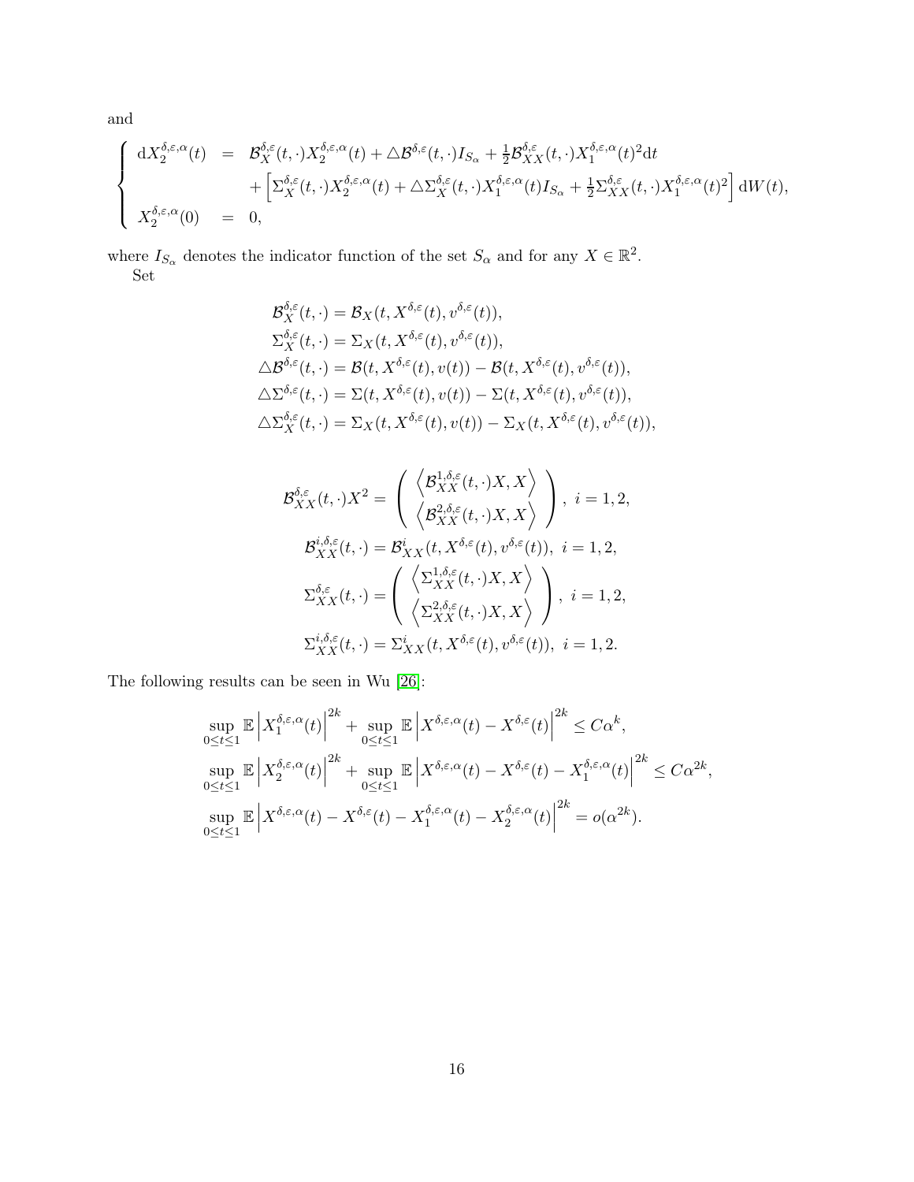and

$$
\begin{cases}
\mathrm{d}X_2^{\delta,\varepsilon,\alpha}(t) &= \mathcal{B}_X^{\delta,\varepsilon}(t,\cdot)X_2^{\delta,\varepsilon,\alpha}(t) + \triangle\mathcal{B}^{\delta,\varepsilon}(t,\cdot)I_{S_\alpha} + \frac{1}{2}\mathcal{B}_{XX}^{\delta,\varepsilon}(t,\cdot)X_1^{\delta,\varepsilon,\alpha}(t)^2\mathrm{d}t \\
& \quad + \left[\Sigma_X^{\delta,\varepsilon}(t,\cdot)X_2^{\delta,\varepsilon,\alpha}(t) + \triangle\Sigma_X^{\delta,\varepsilon}(t,\cdot)X_1^{\delta,\varepsilon,\alpha}(t)I_{S_\alpha} + \frac{1}{2}\Sigma_{XX}^{\delta,\varepsilon}(t,\cdot)X_1^{\delta,\varepsilon,\alpha}(t)^2\right]\mathrm{d}W(t), \\
X_2^{\delta,\varepsilon,\alpha}(0) &= 0,
\end{cases}
$$

where $I_{S_\alpha}$ denotes the indicator function of the set $S_\alpha$ and for any $X \in \mathbb{R}^2$.

Set

$$
\begin{aligned}
\mathcal{B}_X^{\delta,\varepsilon}(t,\cdot) &= \mathcal{B}_X(t, X^{\delta,\varepsilon}(t), v^{\delta,\varepsilon}(t)), \\
\Sigma_X^{\delta,\varepsilon}(t,\cdot) &= \Sigma_X(t, X^{\delta,\varepsilon}(t), v^{\delta,\varepsilon}(t)), \\
\triangle\mathcal{B}^{\delta,\varepsilon}(t,\cdot) &= \mathcal{B}(t, X^{\delta,\varepsilon}(t), v(t)) - \mathcal{B}(t, X^{\delta,\varepsilon}(t), v^{\delta,\varepsilon}(t)), \\
\triangle\Sigma^{\delta,\varepsilon}(t,\cdot) &= \Sigma(t, X^{\delta,\varepsilon}(t), v(t)) - \Sigma(t, X^{\delta,\varepsilon}(t), v^{\delta,\varepsilon}(t)), \\
\triangle\Sigma_X^{\delta,\varepsilon}(t,\cdot) &= \Sigma_X(t, X^{\delta,\varepsilon}(t), v(t)) - \Sigma_X(t, X^{\delta,\varepsilon}(t), v^{\delta,\varepsilon}(t)),
\end{aligned}
$$

$$
\begin{aligned}
\mathcal{B}_{XX}^{\delta,\varepsilon}(t,\cdot)X^2 &= \begin{pmatrix} \left\langle \mathcal{B}_{XX}^{1,\delta,\varepsilon}(t,\cdot)X, X \right\rangle \\ \left\langle \mathcal{B}_{XX}^{2,\delta,\varepsilon}(t,\cdot)X, X \right\rangle \end{pmatrix}, \ i = 1,2, \\
\mathcal{B}_{XX}^{i,\delta,\varepsilon}(t,\cdot) &= \mathcal{B}_{XX}^{i}(t, X^{\delta,\varepsilon}(t), v^{\delta,\varepsilon}(t)), \ i = 1,2, \\
\Sigma_{XX}^{\delta,\varepsilon}(t,\cdot) &= \begin{pmatrix} \left\langle \Sigma_{XX}^{1,\delta,\varepsilon}(t,\cdot)X, X \right\rangle \\ \left\langle \Sigma_{XX}^{2,\delta,\varepsilon}(t,\cdot)X, X \right\rangle \end{pmatrix}, \ i = 1,2, \\
\Sigma_{XX}^{i,\delta,\varepsilon}(t,\cdot) &= \Sigma_{XX}^{i}(t, X^{\delta,\varepsilon}(t), v^{\delta,\varepsilon}(t)), \ i = 1,2.
\end{aligned}
$$

The following results can be seen in Wu [26]:

$$
\begin{aligned}
&\sup_{0\le t\le 1}\mathbb{E}\left|X_1^{\delta,\varepsilon,\alpha}(t)\right|^{2k} + \sup_{0\le t\le 1}\mathbb{E}\left|X^{\delta,\varepsilon,\alpha}(t) - X^{\delta,\varepsilon}(t)\right|^{2k} \le C\alpha^k, \\
&\sup_{0\le t\le 1}\mathbb{E}\left|X_2^{\delta,\varepsilon,\alpha}(t)\right|^{2k} + \sup_{0\le t\le 1}\mathbb{E}\left|X^{\delta,\varepsilon,\alpha}(t) - X^{\delta,\varepsilon}(t) - X_1^{\delta,\varepsilon,\alpha}(t)\right|^{2k} \le C\alpha^{2k}, \\
&\sup_{0\le t\le 1}\mathbb{E}\left|X^{\delta,\varepsilon,\alpha}(t) - X^{\delta,\varepsilon}(t) - X_1^{\delta,\varepsilon,\alpha}(t) - X_2^{\delta,\varepsilon,\alpha}(t)\right|^{2k} = o(\alpha^{2k}).
\end{aligned}
$$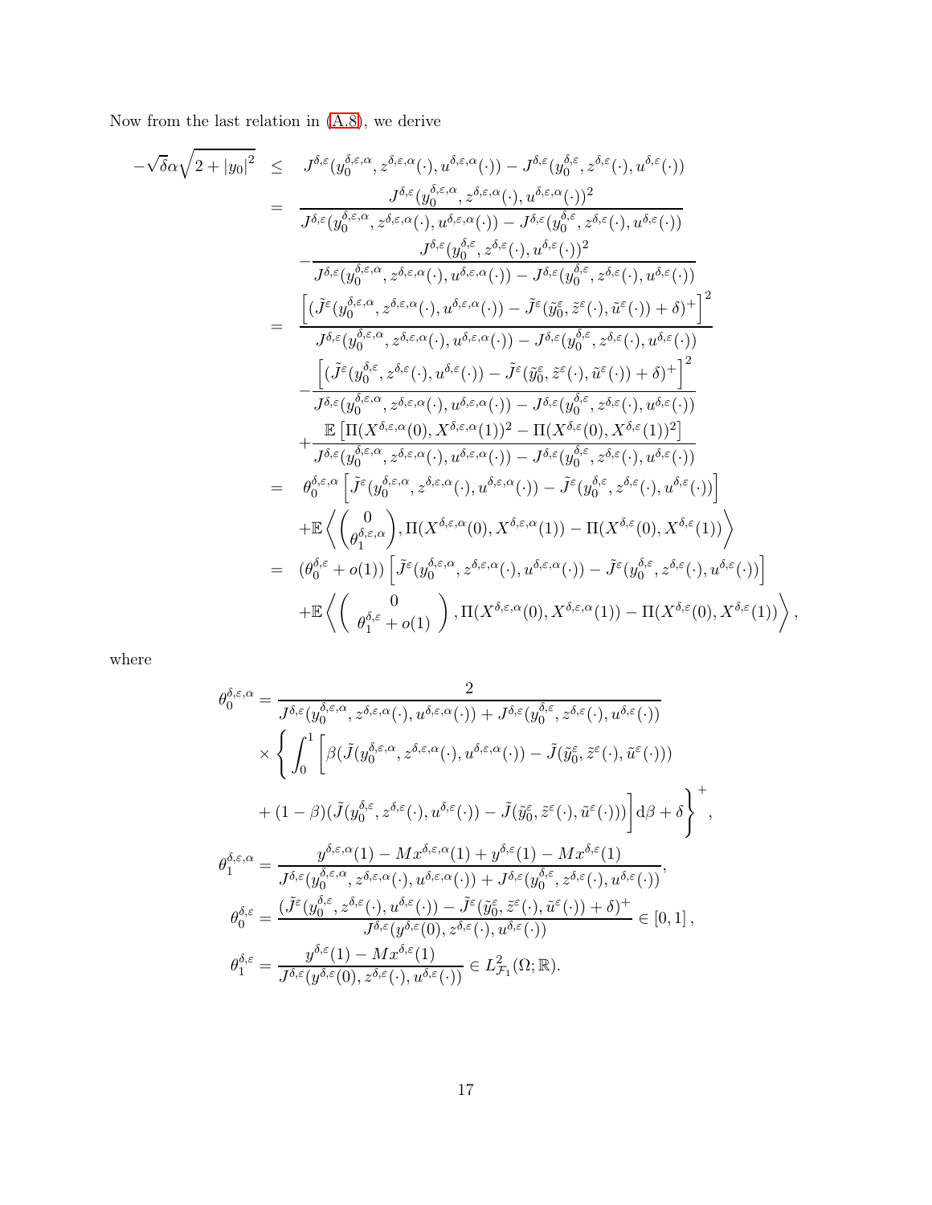Now from the last relation in (A.8), we derive

$$
\begin{aligned}
-\sqrt{\delta}\alpha\sqrt{2+|y_0|^2} \;\; &\leq \;\; J^{\delta,\varepsilon}(y_0^{\delta,\varepsilon,\alpha}, z^{\delta,\varepsilon,\alpha}(\cdot), u^{\delta,\varepsilon,\alpha}(\cdot)) - J^{\delta,\varepsilon}(y_0^{\delta,\varepsilon}, z^{\delta,\varepsilon}(\cdot), u^{\delta,\varepsilon}(\cdot)) \\
&= \frac{J^{\delta,\varepsilon}(y_0^{\delta,\varepsilon,\alpha}, z^{\delta,\varepsilon,\alpha}(\cdot), u^{\delta,\varepsilon,\alpha}(\cdot))^2}{J^{\delta,\varepsilon}(y_0^{\delta,\varepsilon,\alpha}, z^{\delta,\varepsilon,\alpha}(\cdot), u^{\delta,\varepsilon,\alpha}(\cdot)) - J^{\delta,\varepsilon}(y_0^{\delta,\varepsilon}, z^{\delta,\varepsilon}(\cdot), u^{\delta,\varepsilon}(\cdot))} \\
&\quad - \frac{J^{\delta,\varepsilon}(y_0^{\delta,\varepsilon}, z^{\delta,\varepsilon}(\cdot), u^{\delta,\varepsilon}(\cdot))^2}{J^{\delta,\varepsilon}(y_0^{\delta,\varepsilon,\alpha}, z^{\delta,\varepsilon,\alpha}(\cdot), u^{\delta,\varepsilon,\alpha}(\cdot)) - J^{\delta,\varepsilon}(y_0^{\delta,\varepsilon}, z^{\delta,\varepsilon}(\cdot), u^{\delta,\varepsilon}(\cdot))} \\
&= \frac{\Big[(\tilde{J}^{\varepsilon}(y_0^{\delta,\varepsilon,\alpha}, z^{\delta,\varepsilon,\alpha}(\cdot), u^{\delta,\varepsilon,\alpha}(\cdot)) - \tilde{J}^{\varepsilon}(\tilde{y}_0^{\varepsilon}, \tilde{z}^{\varepsilon}(\cdot), \tilde{u}^{\varepsilon}(\cdot)) + \delta)^+\Big]^2}{J^{\delta,\varepsilon}(y_0^{\delta,\varepsilon,\alpha}, z^{\delta,\varepsilon,\alpha}(\cdot), u^{\delta,\varepsilon,\alpha}(\cdot)) - J^{\delta,\varepsilon}(y_0^{\delta,\varepsilon}, z^{\delta,\varepsilon}(\cdot), u^{\delta,\varepsilon}(\cdot))} \\
&\quad - \frac{\Big[(\tilde{J}^{\varepsilon}(y_0^{\delta,\varepsilon}, z^{\delta,\varepsilon}(\cdot), u^{\delta,\varepsilon}(\cdot)) - \tilde{J}^{\varepsilon}(\tilde{y}_0^{\varepsilon}, \tilde{z}^{\varepsilon}(\cdot), \tilde{u}^{\varepsilon}(\cdot)) + \delta)^+\Big]^2}{J^{\delta,\varepsilon}(y_0^{\delta,\varepsilon,\alpha}, z^{\delta,\varepsilon,\alpha}(\cdot), u^{\delta,\varepsilon,\alpha}(\cdot)) - J^{\delta,\varepsilon}(y_0^{\delta,\varepsilon}, z^{\delta,\varepsilon}(\cdot), u^{\delta,\varepsilon}(\cdot))} \\
&\quad + \frac{\mathbb{E}\left[\Pi(X^{\delta,\varepsilon,\alpha}(0), X^{\delta,\varepsilon,\alpha}(1))^2 - \Pi(X^{\delta,\varepsilon}(0), X^{\delta,\varepsilon}(1))^2\right]}{J^{\delta,\varepsilon}(y_0^{\delta,\varepsilon,\alpha}, z^{\delta,\varepsilon,\alpha}(\cdot), u^{\delta,\varepsilon,\alpha}(\cdot)) - J^{\delta,\varepsilon}(y_0^{\delta,\varepsilon}, z^{\delta,\varepsilon}(\cdot), u^{\delta,\varepsilon}(\cdot))} \\
&= \theta_0^{\delta,\varepsilon,\alpha}\Big[\tilde{J}^{\varepsilon}(y_0^{\delta,\varepsilon,\alpha}, z^{\delta,\varepsilon,\alpha}(\cdot), u^{\delta,\varepsilon,\alpha}(\cdot)) - \tilde{J}^{\varepsilon}(y_0^{\delta,\varepsilon}, z^{\delta,\varepsilon}(\cdot), u^{\delta,\varepsilon}(\cdot))\Big] \\
&\quad + \mathbb{E}\left\langle \begin{pmatrix} 0 \\ \theta_1^{\delta,\varepsilon,\alpha} \end{pmatrix}, \Pi(X^{\delta,\varepsilon,\alpha}(0), X^{\delta,\varepsilon,\alpha}(1)) - \Pi(X^{\delta,\varepsilon}(0), X^{\delta,\varepsilon}(1)) \right\rangle \\
&= (\theta_0^{\delta,\varepsilon} + o(1))\Big[\tilde{J}^{\varepsilon}(y_0^{\delta,\varepsilon,\alpha}, z^{\delta,\varepsilon,\alpha}(\cdot), u^{\delta,\varepsilon,\alpha}(\cdot)) - \tilde{J}^{\varepsilon}(y_0^{\delta,\varepsilon}, z^{\delta,\varepsilon}(\cdot), u^{\delta,\varepsilon}(\cdot))\Big] \\
&\quad + \mathbb{E}\left\langle \begin{pmatrix} 0 \\ \theta_1^{\delta,\varepsilon} + o(1) \end{pmatrix}, \Pi(X^{\delta,\varepsilon,\alpha}(0), X^{\delta,\varepsilon,\alpha}(1)) - \Pi(X^{\delta,\varepsilon}(0), X^{\delta,\varepsilon}(1)) \right\rangle,
\end{aligned}
$$

where

$$
\begin{aligned}
\theta_0^{\delta,\varepsilon,\alpha} &= \frac{2}{J^{\delta,\varepsilon}(y_0^{\delta,\varepsilon,\alpha}, z^{\delta,\varepsilon,\alpha}(\cdot), u^{\delta,\varepsilon,\alpha}(\cdot)) + J^{\delta,\varepsilon}(y_0^{\delta,\varepsilon}, z^{\delta,\varepsilon}(\cdot), u^{\delta,\varepsilon}(\cdot))} \\
&\quad \times \Bigg\{ \int_0^1 \Big[\beta(\tilde{J}(y_0^{\delta,\varepsilon,\alpha}, z^{\delta,\varepsilon,\alpha}(\cdot), u^{\delta,\varepsilon,\alpha}(\cdot)) - \tilde{J}(\tilde{y}_0^{\varepsilon}, \tilde{z}^{\varepsilon}(\cdot), \tilde{u}^{\varepsilon}(\cdot))) \\
&\quad + (1-\beta)(\tilde{J}(y_0^{\delta,\varepsilon}, z^{\delta,\varepsilon}(\cdot), u^{\delta,\varepsilon}(\cdot)) - \tilde{J}(\tilde{y}_0^{\varepsilon}, \tilde{z}^{\varepsilon}(\cdot), \tilde{u}^{\varepsilon}(\cdot)))\Big] \mathrm{d}\beta + \delta \Bigg\}^+, \\
\theta_1^{\delta,\varepsilon,\alpha} &= \frac{y^{\delta,\varepsilon,\alpha}(1) - Mx^{\delta,\varepsilon,\alpha}(1) + y^{\delta,\varepsilon}(1) - Mx^{\delta,\varepsilon}(1)}{J^{\delta,\varepsilon}(y_0^{\delta,\varepsilon,\alpha}, z^{\delta,\varepsilon,\alpha}(\cdot), u^{\delta,\varepsilon,\alpha}(\cdot)) + J^{\delta,\varepsilon}(y_0^{\delta,\varepsilon}, z^{\delta,\varepsilon}(\cdot), u^{\delta,\varepsilon}(\cdot))}, \\
\theta_0^{\delta,\varepsilon} &= \frac{(\tilde{J}^{\varepsilon}(y_0^{\delta,\varepsilon}, z^{\delta,\varepsilon}(\cdot), u^{\delta,\varepsilon}(\cdot)) - \tilde{J}^{\varepsilon}(\tilde{y}_0^{\varepsilon}, \tilde{z}^{\varepsilon}(\cdot), \tilde{u}^{\varepsilon}(\cdot)) + \delta)^+}{J^{\delta,\varepsilon}(y^{\delta,\varepsilon}(0), z^{\delta,\varepsilon}(\cdot), u^{\delta,\varepsilon}(\cdot))} \in [0,1], \\
\theta_1^{\delta,\varepsilon} &= \frac{y^{\delta,\varepsilon}(1) - Mx^{\delta,\varepsilon}(1)}{J^{\delta,\varepsilon}(y^{\delta,\varepsilon}(0), z^{\delta,\varepsilon}(\cdot), u^{\delta,\varepsilon}(\cdot))} \in L^2_{\mathcal{F}_1}(\Omega; \mathbb{R}).
\end{aligned}
$$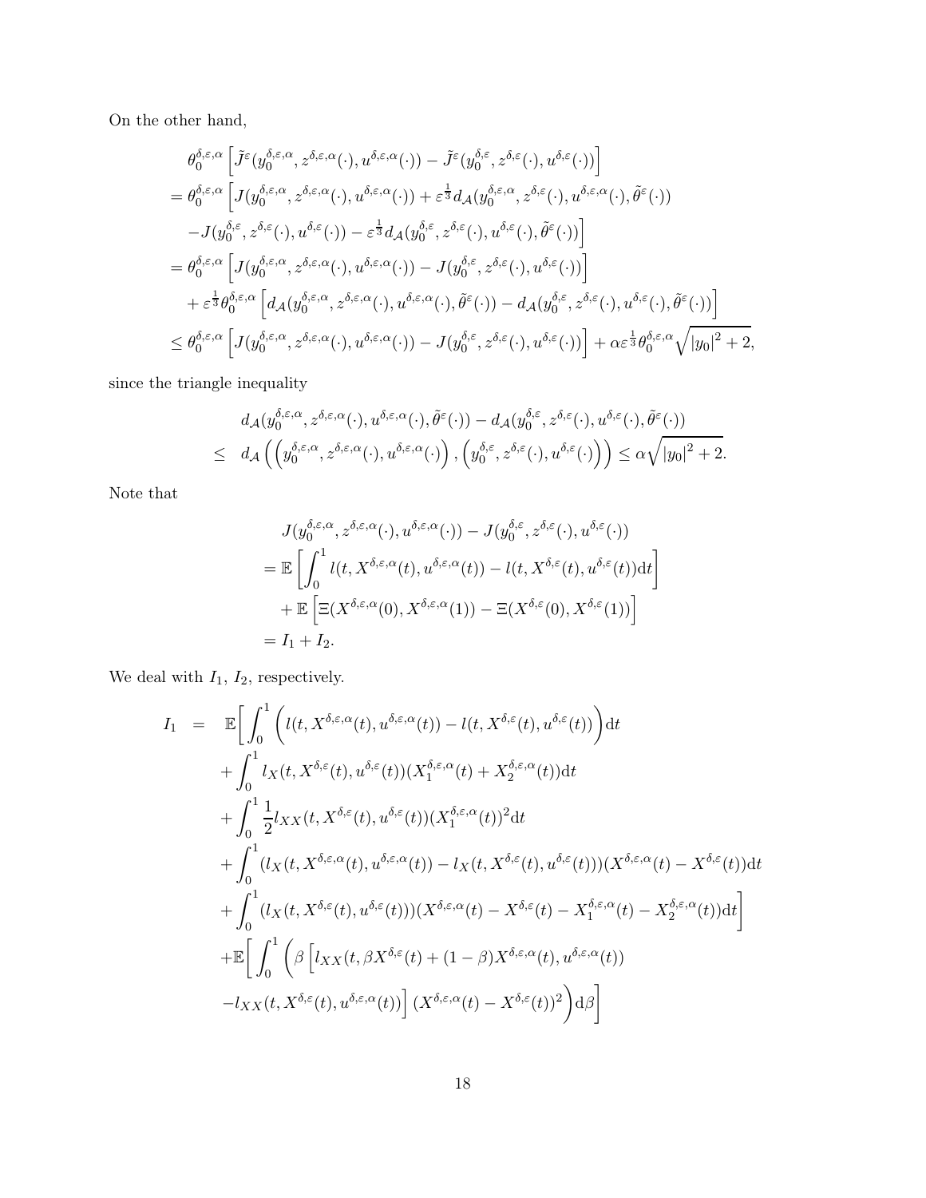On the other hand,

$$
\begin{aligned}
&\theta_0^{\delta,\varepsilon,\alpha}\left[\tilde{J}^{\varepsilon}(y_0^{\delta,\varepsilon,\alpha}, z^{\delta,\varepsilon,\alpha}(\cdot), u^{\delta,\varepsilon,\alpha}(\cdot)) - \tilde{J}^{\varepsilon}(y_0^{\delta,\varepsilon}, z^{\delta,\varepsilon}(\cdot), u^{\delta,\varepsilon}(\cdot))\right] \\
&= \theta_0^{\delta,\varepsilon,\alpha}\Big[J(y_0^{\delta,\varepsilon,\alpha}, z^{\delta,\varepsilon,\alpha}(\cdot), u^{\delta,\varepsilon,\alpha}(\cdot)) + \varepsilon^{\frac{1}{3}} d_{\mathcal{A}}(y_0^{\delta,\varepsilon,\alpha}, z^{\delta,\varepsilon}(\cdot), u^{\delta,\varepsilon,\alpha}(\cdot), \tilde{\theta}^{\varepsilon}(\cdot)) \\
&\quad - J(y_0^{\delta,\varepsilon}, z^{\delta,\varepsilon}(\cdot), u^{\delta,\varepsilon}(\cdot)) - \varepsilon^{\frac{1}{3}} d_{\mathcal{A}}(y_0^{\delta,\varepsilon}, z^{\delta,\varepsilon}(\cdot), u^{\delta,\varepsilon}(\cdot), \tilde{\theta}^{\varepsilon}(\cdot))\Big] \\
&= \theta_0^{\delta,\varepsilon,\alpha}\left[J(y_0^{\delta,\varepsilon,\alpha}, z^{\delta,\varepsilon,\alpha}(\cdot), u^{\delta,\varepsilon,\alpha}(\cdot)) - J(y_0^{\delta,\varepsilon}, z^{\delta,\varepsilon}(\cdot), u^{\delta,\varepsilon}(\cdot))\right] \\
&\quad + \varepsilon^{\frac{1}{3}} \theta_0^{\delta,\varepsilon,\alpha}\left[d_{\mathcal{A}}(y_0^{\delta,\varepsilon,\alpha}, z^{\delta,\varepsilon,\alpha}(\cdot), u^{\delta,\varepsilon,\alpha}(\cdot), \tilde{\theta}^{\varepsilon}(\cdot)) - d_{\mathcal{A}}(y_0^{\delta,\varepsilon}, z^{\delta,\varepsilon}(\cdot), u^{\delta,\varepsilon}(\cdot), \tilde{\theta}^{\varepsilon}(\cdot))\right] \\
&\leq \theta_0^{\delta,\varepsilon,\alpha}\left[J(y_0^{\delta,\varepsilon,\alpha}, z^{\delta,\varepsilon,\alpha}(\cdot), u^{\delta,\varepsilon,\alpha}(\cdot)) - J(y_0^{\delta,\varepsilon}, z^{\delta,\varepsilon}(\cdot), u^{\delta,\varepsilon}(\cdot))\right] + \alpha \varepsilon^{\frac{1}{3}} \theta_0^{\delta,\varepsilon,\alpha} \sqrt{|y_0|^2 + 2},
\end{aligned}
$$

since the triangle inequality

$$
\begin{aligned}
& d_{\mathcal{A}}(y_0^{\delta,\varepsilon,\alpha}, z^{\delta,\varepsilon,\alpha}(\cdot), u^{\delta,\varepsilon,\alpha}(\cdot), \tilde{\theta}^{\varepsilon}(\cdot)) - d_{\mathcal{A}}(y_0^{\delta,\varepsilon}, z^{\delta,\varepsilon}(\cdot), u^{\delta,\varepsilon}(\cdot), \tilde{\theta}^{\varepsilon}(\cdot)) \\
\leq \;& d_{\mathcal{A}}\left(\left(y_0^{\delta,\varepsilon,\alpha}, z^{\delta,\varepsilon,\alpha}(\cdot), u^{\delta,\varepsilon,\alpha}(\cdot)\right), \left(y_0^{\delta,\varepsilon}, z^{\delta,\varepsilon}(\cdot), u^{\delta,\varepsilon}(\cdot)\right)\right) \leq \alpha \sqrt{|y_0|^2 + 2}.
\end{aligned}
$$

Note that

$$
\begin{aligned}
& J(y_0^{\delta,\varepsilon,\alpha}, z^{\delta,\varepsilon,\alpha}(\cdot), u^{\delta,\varepsilon,\alpha}(\cdot)) - J(y_0^{\delta,\varepsilon}, z^{\delta,\varepsilon}(\cdot), u^{\delta,\varepsilon}(\cdot)) \\
&= \mathbb{E}\left[\int_0^1 l(t, X^{\delta,\varepsilon,\alpha}(t), u^{\delta,\varepsilon,\alpha}(t)) - l(t, X^{\delta,\varepsilon}(t), u^{\delta,\varepsilon}(t)) \mathrm{d}t\right] \\
&\quad + \mathbb{E}\left[\Xi(X^{\delta,\varepsilon,\alpha}(0), X^{\delta,\varepsilon,\alpha}(1)) - \Xi(X^{\delta,\varepsilon}(0), X^{\delta,\varepsilon}(1))\right] \\
&= I_1 + I_2.
\end{aligned}
$$

We deal with $I_1$, $I_2$, respectively.

$$
\begin{aligned}
I_1 \;=\;& \mathbb{E}\bigg[\int_0^1 \Big(l(t, X^{\delta,\varepsilon,\alpha}(t), u^{\delta,\varepsilon,\alpha}(t)) - l(t, X^{\delta,\varepsilon}(t), u^{\delta,\varepsilon}(t))\Big)\mathrm{d}t \\
& + \int_0^1 l_X(t, X^{\delta,\varepsilon}(t), u^{\delta,\varepsilon}(t))(X_1^{\delta,\varepsilon,\alpha}(t) + X_2^{\delta,\varepsilon,\alpha}(t))\mathrm{d}t \\
& + \int_0^1 \frac{1}{2} l_{XX}(t, X^{\delta,\varepsilon}(t), u^{\delta,\varepsilon}(t))(X_1^{\delta,\varepsilon,\alpha}(t))^2 \mathrm{d}t \\
& + \int_0^1 (l_X(t, X^{\delta,\varepsilon,\alpha}(t), u^{\delta,\varepsilon,\alpha}(t)) - l_X(t, X^{\delta,\varepsilon}(t), u^{\delta,\varepsilon}(t)))(X^{\delta,\varepsilon,\alpha}(t) - X^{\delta,\varepsilon}(t))\mathrm{d}t \\
& + \int_0^1 (l_X(t, X^{\delta,\varepsilon}(t), u^{\delta,\varepsilon}(t)))(X^{\delta,\varepsilon,\alpha}(t) - X^{\delta,\varepsilon}(t) - X_1^{\delta,\varepsilon,\alpha}(t) - X_2^{\delta,\varepsilon,\alpha}(t))\mathrm{d}t\bigg] \\
& + \mathbb{E}\bigg[\int_0^1 \Big(\beta\Big[l_{XX}(t, \beta X^{\delta,\varepsilon}(t) + (1-\beta)X^{\delta,\varepsilon,\alpha}(t), u^{\delta,\varepsilon,\alpha}(t)) \\
& - l_{XX}(t, X^{\delta,\varepsilon}(t), u^{\delta,\varepsilon,\alpha}(t))\Big](X^{\delta,\varepsilon,\alpha}(t) - X^{\delta,\varepsilon}(t))^2\Big)\mathrm{d}\beta\bigg]
\end{aligned}
$$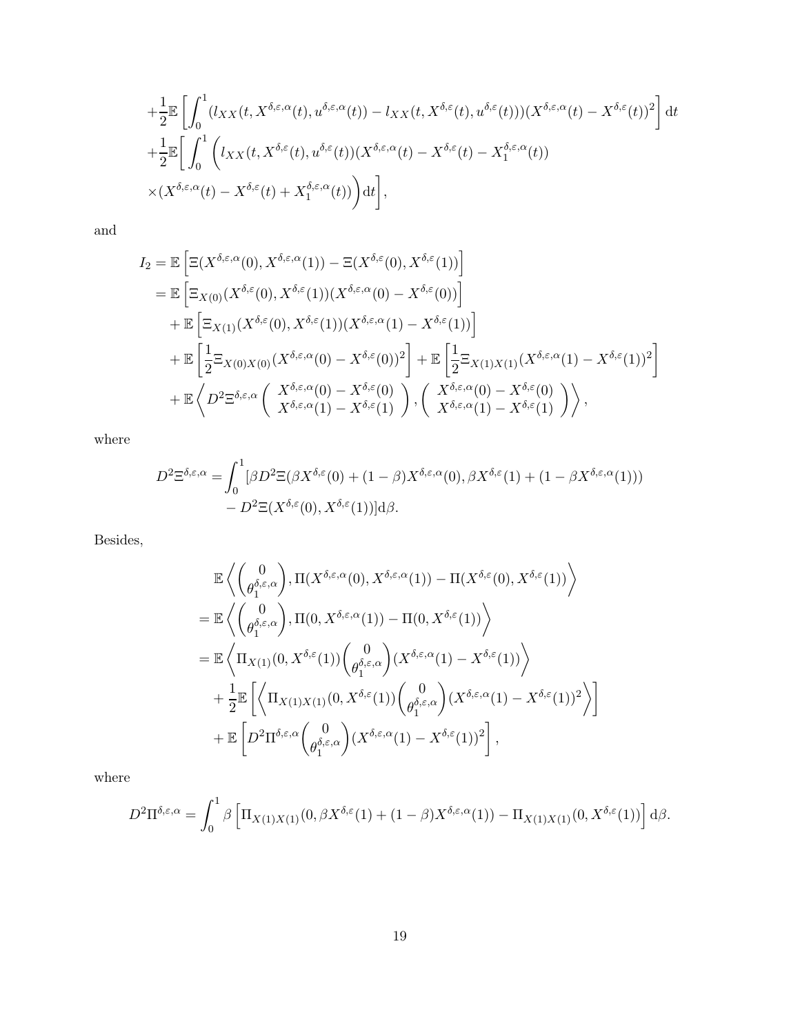$$
\begin{aligned}
&+\frac{1}{2}\mathbb{E}\left[\int_0^1 (l_{XX}(t,X^{\delta,\varepsilon,\alpha}(t),u^{\delta,\varepsilon,\alpha}(t)) - l_{XX}(t,X^{\delta,\varepsilon}(t),u^{\delta,\varepsilon}(t)))(X^{\delta,\varepsilon,\alpha}(t)-X^{\delta,\varepsilon}(t))^2\right]\mathrm{d}t\\
&+\frac{1}{2}\mathbb{E}\bigg[\int_0^1 \bigg(l_{XX}(t,X^{\delta,\varepsilon}(t),u^{\delta,\varepsilon}(t))(X^{\delta,\varepsilon,\alpha}(t)-X^{\delta,\varepsilon}(t)-X_1^{\delta,\varepsilon,\alpha}(t))\\
&\times(X^{\delta,\varepsilon,\alpha}(t)-X^{\delta,\varepsilon}(t)+X_1^{\delta,\varepsilon,\alpha}(t))\bigg)\mathrm{d}t\bigg],
\end{aligned}
$$

and

$$
\begin{aligned}
I_2 &= \mathbb{E}\left[\Xi(X^{\delta,\varepsilon,\alpha}(0),X^{\delta,\varepsilon,\alpha}(1)) - \Xi(X^{\delta,\varepsilon}(0),X^{\delta,\varepsilon}(1))\right]\\
&= \mathbb{E}\left[\Xi_{X(0)}(X^{\delta,\varepsilon}(0),X^{\delta,\varepsilon}(1))(X^{\delta,\varepsilon,\alpha}(0)-X^{\delta,\varepsilon}(0))\right]\\
&\quad+\mathbb{E}\left[\Xi_{X(1)}(X^{\delta,\varepsilon}(0),X^{\delta,\varepsilon}(1))(X^{\delta,\varepsilon,\alpha}(1)-X^{\delta,\varepsilon}(1))\right]\\
&\quad+\mathbb{E}\left[\frac{1}{2}\Xi_{X(0)X(0)}(X^{\delta,\varepsilon,\alpha}(0)-X^{\delta,\varepsilon}(0))^2\right]+\mathbb{E}\left[\frac{1}{2}\Xi_{X(1)X(1)}(X^{\delta,\varepsilon,\alpha}(1)-X^{\delta,\varepsilon}(1))^2\right]\\
&\quad+\mathbb{E}\left\langle D^2\Xi^{\delta,\varepsilon,\alpha}\begin{pmatrix} X^{\delta,\varepsilon,\alpha}(0)-X^{\delta,\varepsilon}(0)\\ X^{\delta,\varepsilon,\alpha}(1)-X^{\delta,\varepsilon}(1)\end{pmatrix},\begin{pmatrix} X^{\delta,\varepsilon,\alpha}(0)-X^{\delta,\varepsilon}(0)\\ X^{\delta,\varepsilon,\alpha}(1)-X^{\delta,\varepsilon}(1)\end{pmatrix}\right\rangle,
\end{aligned}
$$

where

$$
\begin{aligned}
D^2\Xi^{\delta,\varepsilon,\alpha} = \int_0^1 &[\beta D^2\Xi(\beta X^{\delta,\varepsilon}(0)+(1-\beta)X^{\delta,\varepsilon,\alpha}(0),\beta X^{\delta,\varepsilon}(1)+(1-\beta X^{\delta,\varepsilon,\alpha}(1)))\\
&-D^2\Xi(X^{\delta,\varepsilon}(0),X^{\delta,\varepsilon}(1))]\mathrm{d}\beta.
\end{aligned}
$$

Besides,

$$
\begin{aligned}
&\mathbb{E}\left\langle \begin{pmatrix}0\\ \theta_1^{\delta,\varepsilon,\alpha}\end{pmatrix}, \Pi(X^{\delta,\varepsilon,\alpha}(0),X^{\delta,\varepsilon,\alpha}(1)) - \Pi(X^{\delta,\varepsilon}(0),X^{\delta,\varepsilon}(1))\right\rangle\\
&= \mathbb{E}\left\langle \begin{pmatrix}0\\ \theta_1^{\delta,\varepsilon,\alpha}\end{pmatrix}, \Pi(0,X^{\delta,\varepsilon,\alpha}(1)) - \Pi(0,X^{\delta,\varepsilon}(1))\right\rangle\\
&= \mathbb{E}\left\langle \Pi_{X(1)}(0,X^{\delta,\varepsilon}(1))\begin{pmatrix}0\\ \theta_1^{\delta,\varepsilon,\alpha}\end{pmatrix}(X^{\delta,\varepsilon,\alpha}(1)-X^{\delta,\varepsilon}(1))\right\rangle\\
&\quad+\frac{1}{2}\mathbb{E}\left[\left\langle \Pi_{X(1)X(1)}(0,X^{\delta,\varepsilon}(1))\begin{pmatrix}0\\ \theta_1^{\delta,\varepsilon,\alpha}\end{pmatrix}(X^{\delta,\varepsilon,\alpha}(1)-X^{\delta,\varepsilon}(1))^2\right\rangle\right]\\
&\quad+\mathbb{E}\left[D^2\Pi^{\delta,\varepsilon,\alpha}\begin{pmatrix}0\\ \theta_1^{\delta,\varepsilon,\alpha}\end{pmatrix}(X^{\delta,\varepsilon,\alpha}(1)-X^{\delta,\varepsilon}(1))^2\right],
\end{aligned}
$$

where

$$
D^2\Pi^{\delta,\varepsilon,\alpha} = \int_0^1 \beta\left[\Pi_{X(1)X(1)}(0,\beta X^{\delta,\varepsilon}(1)+(1-\beta)X^{\delta,\varepsilon,\alpha}(1)) - \Pi_{X(1)X(1)}(0,X^{\delta,\varepsilon}(1))\right]\mathrm{d}\beta.
$$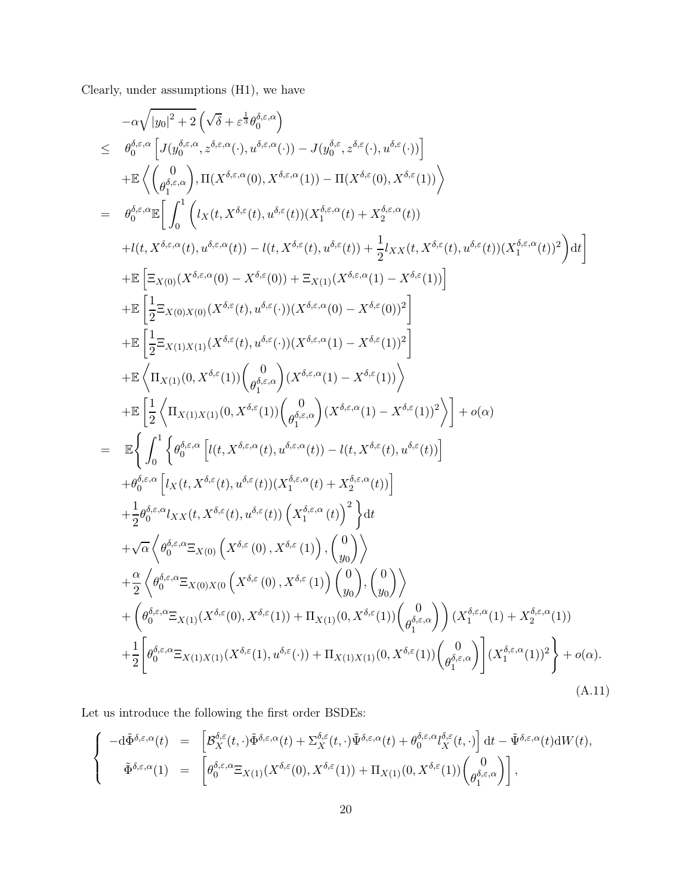Clearly, under assumptions (H1), we have

$$
\begin{aligned}
& -\alpha\sqrt{|y_0|^2+2}\left(\sqrt{\delta}+\varepsilon^{\frac{1}{3}}\theta_0^{\delta,\varepsilon,\alpha}\right) \\
\leq\ \ & \theta_0^{\delta,\varepsilon,\alpha}\left[J(y_0^{\delta,\varepsilon,\alpha},z^{\delta,\varepsilon,\alpha}(\cdot),u^{\delta,\varepsilon,\alpha}(\cdot))-J(y_0^{\delta,\varepsilon},z^{\delta,\varepsilon}(\cdot),u^{\delta,\varepsilon}(\cdot))\right] \\
& +\mathbb{E}\left\langle \begin{pmatrix} 0 \\ \theta_1^{\delta,\varepsilon,\alpha}\end{pmatrix}, \Pi(X^{\delta,\varepsilon,\alpha}(0),X^{\delta,\varepsilon,\alpha}(1))-\Pi(X^{\delta,\varepsilon}(0),X^{\delta,\varepsilon}(1))\right\rangle \\
=\ \ & \theta_0^{\delta,\varepsilon,\alpha}\mathbb{E}\Bigg[\int_0^1\Bigg(l_X(t,X^{\delta,\varepsilon}(t),u^{\delta,\varepsilon}(t))(X_1^{\delta,\varepsilon,\alpha}(t)+X_2^{\delta,\varepsilon,\alpha}(t)) \\
& +l(t,X^{\delta,\varepsilon,\alpha}(t),u^{\delta,\varepsilon,\alpha}(t))-l(t,X^{\delta,\varepsilon}(t),u^{\delta,\varepsilon}(t))+\frac{1}{2}l_{XX}(t,X^{\delta,\varepsilon}(t),u^{\delta,\varepsilon}(t))(X_1^{\delta,\varepsilon,\alpha}(t))^2\Bigg)\mathrm{d}t\Bigg] \\
& +\mathbb{E}\left[\Xi_{X(0)}(X^{\delta,\varepsilon,\alpha}(0)-X^{\delta,\varepsilon}(0))+\Xi_{X(1)}(X^{\delta,\varepsilon,\alpha}(1)-X^{\delta,\varepsilon}(1))\right] \\
& +\mathbb{E}\left[\frac{1}{2}\Xi_{X(0)X(0)}(X^{\delta,\varepsilon}(t),u^{\delta,\varepsilon}(\cdot))(X^{\delta,\varepsilon,\alpha}(0)-X^{\delta,\varepsilon}(0))^2\right] \\
& +\mathbb{E}\left[\frac{1}{2}\Xi_{X(1)X(1)}(X^{\delta,\varepsilon}(t),u^{\delta,\varepsilon}(\cdot))(X^{\delta,\varepsilon,\alpha}(1)-X^{\delta,\varepsilon}(1))^2\right] \\
& +\mathbb{E}\left\langle \Pi_{X(1)}(0,X^{\delta,\varepsilon}(1))\begin{pmatrix} 0 \\ \theta_1^{\delta,\varepsilon,\alpha}\end{pmatrix}(X^{\delta,\varepsilon,\alpha}(1)-X^{\delta,\varepsilon}(1))\right\rangle \\
& +\mathbb{E}\left[\frac{1}{2}\left\langle \Pi_{X(1)X(1)}(0,X^{\delta,\varepsilon}(1))\begin{pmatrix} 0 \\ \theta_1^{\delta,\varepsilon,\alpha}\end{pmatrix}(X^{\delta,\varepsilon,\alpha}(1)-X^{\delta,\varepsilon}(1))^2\right\rangle\right]+o(\alpha) \\
=\ \ & \mathbb{E}\Bigg\{\int_0^1\Bigg\{\theta_0^{\delta,\varepsilon,\alpha}\left[l(t,X^{\delta,\varepsilon,\alpha}(t),u^{\delta,\varepsilon,\alpha}(t))-l(t,X^{\delta,\varepsilon}(t),u^{\delta,\varepsilon}(t))\right] \\
& +\theta_0^{\delta,\varepsilon,\alpha}\left[l_X(t,X^{\delta,\varepsilon}(t),u^{\delta,\varepsilon}(t))(X_1^{\delta,\varepsilon,\alpha}(t)+X_2^{\delta,\varepsilon,\alpha}(t))\right] \\
& +\frac{1}{2}\theta_0^{\delta,\varepsilon,\alpha}l_{XX}(t,X^{\delta,\varepsilon}(t),u^{\delta,\varepsilon}(t))\left(X_1^{\delta,\varepsilon,\alpha}(t)\right)^2\Bigg\}\mathrm{d}t \\
& +\sqrt{\alpha}\left\langle \theta_0^{\delta,\varepsilon,\alpha}\Xi_{X(0)}\left(X^{\delta,\varepsilon}(0),X^{\delta,\varepsilon}(1)\right),\begin{pmatrix} 0 \\ y_0\end{pmatrix}\right\rangle \\
& +\frac{\alpha}{2}\left\langle \theta_0^{\delta,\varepsilon,\alpha}\Xi_{X(0)X(0}\left(X^{\delta,\varepsilon}(0),X^{\delta,\varepsilon}(1)\right)\begin{pmatrix} 0 \\ y_0\end{pmatrix},\begin{pmatrix} 0 \\ y_0\end{pmatrix}\right\rangle \\
& +\left(\theta_0^{\delta,\varepsilon,\alpha}\Xi_{X(1)}(X^{\delta,\varepsilon}(0),X^{\delta,\varepsilon}(1))+\Pi_{X(1)}(0,X^{\delta,\varepsilon}(1))\begin{pmatrix} 0 \\ \theta_1^{\delta,\varepsilon,\alpha}\end{pmatrix}\right)(X_1^{\delta,\varepsilon,\alpha}(1)+X_2^{\delta,\varepsilon,\alpha}(1)) \\
& +\frac{1}{2}\left[\theta_0^{\delta,\varepsilon,\alpha}\Xi_{X(1)X(1)}(X^{\delta,\varepsilon}(1),u^{\delta,\varepsilon}(\cdot))+\Pi_{X(1)X(1)}(0,X^{\delta,\varepsilon}(1))\begin{pmatrix} 0 \\ \theta_1^{\delta,\varepsilon,\alpha}\end{pmatrix}\right](X_1^{\delta,\varepsilon,\alpha}(1))^2\Bigg\}+o(\alpha).
\end{aligned}
\tag{A.11}
$$

Let us introduce the following the first order BSDEs:

$$
\left\{
\begin{aligned}
-\mathrm{d}\tilde{\Phi}^{\delta,\varepsilon,\alpha}(t) &= \left[\mathcal{B}_X^{\delta,\varepsilon}(t,\cdot)\tilde{\Phi}^{\delta,\varepsilon,\alpha}(t)+\Sigma_X^{\delta,\varepsilon}(t,\cdot)\tilde{\Psi}^{\delta,\varepsilon,\alpha}(t)+\theta_0^{\delta,\varepsilon,\alpha}l_X^{\delta,\varepsilon}(t,\cdot)\right]\mathrm{d}t-\tilde{\Psi}^{\delta,\varepsilon,\alpha}(t)\mathrm{d}W(t), \\
\tilde{\Phi}^{\delta,\varepsilon,\alpha}(1) &= \left[\theta_0^{\delta,\varepsilon,\alpha}\Xi_{X(1)}(X^{\delta,\varepsilon}(0),X^{\delta,\varepsilon}(1))+\Pi_{X(1)}(0,X^{\delta,\varepsilon}(1))\begin{pmatrix} 0 \\ \theta_1^{\delta,\varepsilon,\alpha}\end{pmatrix}\right],
\end{aligned}
\right.
$$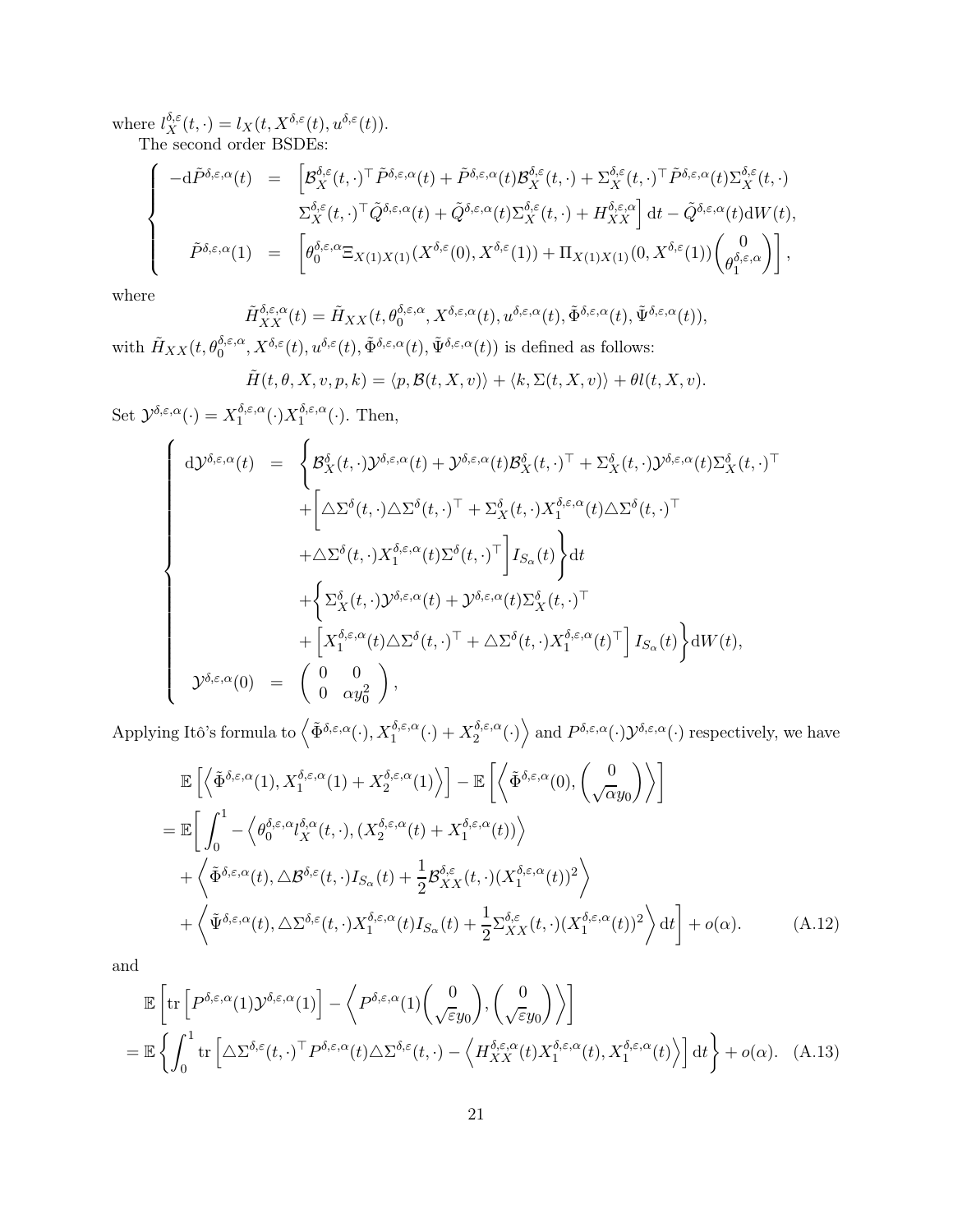where $l_X^{\delta,\varepsilon}(t,\cdot) = l_X(t, X^{\delta,\varepsilon}(t), u^{\delta,\varepsilon}(t))$.

The second order BSDEs:

$$
\left\{
\begin{array}{rcl}
-\mathrm{d}\tilde{P}^{\delta,\varepsilon,\alpha}(t) & = & \Big[\mathcal{B}_X^{\delta,\varepsilon}(t,\cdot)^\top \tilde{P}^{\delta,\varepsilon,\alpha}(t) + \tilde{P}^{\delta,\varepsilon,\alpha}(t)\mathcal{B}_X^{\delta,\varepsilon}(t,\cdot) + \Sigma_X^{\delta,\varepsilon}(t,\cdot)^\top \tilde{P}^{\delta,\varepsilon,\alpha}(t)\Sigma_X^{\delta,\varepsilon}(t,\cdot) \\
& & \Sigma_X^{\delta,\varepsilon}(t,\cdot)^\top \tilde{Q}^{\delta,\varepsilon,\alpha}(t) + \tilde{Q}^{\delta,\varepsilon,\alpha}(t)\Sigma_X^{\delta,\varepsilon}(t,\cdot) + H_{XX}^{\delta,\varepsilon,\alpha}\Big]\,\mathrm{d}t - \tilde{Q}^{\delta,\varepsilon,\alpha}(t)\mathrm{d}W(t), \\
\tilde{P}^{\delta,\varepsilon,\alpha}(1) & = & \left[\theta_0^{\delta,\varepsilon,\alpha}\Xi_{X(1)X(1)}(X^{\delta,\varepsilon}(0), X^{\delta,\varepsilon}(1)) + \Pi_{X(1)X(1)}(0, X^{\delta,\varepsilon}(1))\begin{pmatrix} 0 \\ \theta_1^{\delta,\varepsilon,\alpha}\end{pmatrix}\right],
\end{array}
\right.
$$

where

$$
\tilde{H}_{XX}^{\delta,\varepsilon,\alpha}(t) = \tilde{H}_{XX}(t, \theta_0^{\delta,\varepsilon,\alpha}, X^{\delta,\varepsilon,\alpha}(t), u^{\delta,\varepsilon,\alpha}(t), \tilde{\Phi}^{\delta,\varepsilon,\alpha}(t), \tilde{\Psi}^{\delta,\varepsilon,\alpha}(t)),
$$

with $\tilde{H}_{XX}(t, \theta_0^{\delta,\varepsilon,\alpha}, X^{\delta,\varepsilon}(t), u^{\delta,\varepsilon}(t), \tilde{\Phi}^{\delta,\varepsilon,\alpha}(t), \tilde{\Psi}^{\delta,\varepsilon,\alpha}(t))$ is defined as follows:

$$
\tilde{H}(t,\theta,X,v,p,k) = \langle p, \mathcal{B}(t,X,v)\rangle + \langle k, \Sigma(t,X,v)\rangle + \theta l(t,X,v).
$$

Set $\mathcal{Y}^{\delta,\varepsilon,\alpha}(\cdot) = X_1^{\delta,\varepsilon,\alpha}(\cdot)X_1^{\delta,\varepsilon,\alpha}(\cdot)$. Then,

$$
\left\{
\begin{array}{rcl}
\mathrm{d}\mathcal{Y}^{\delta,\varepsilon,\alpha}(t) & = & \Big\{\mathcal{B}_X^{\delta}(t,\cdot)\mathcal{Y}^{\delta,\varepsilon,\alpha}(t) + \mathcal{Y}^{\delta,\varepsilon,\alpha}(t)\mathcal{B}_X^{\delta}(t,\cdot)^\top + \Sigma_X^{\delta}(t,\cdot)\mathcal{Y}^{\delta,\varepsilon,\alpha}(t)\Sigma_X^{\delta}(t,\cdot)^\top \\
& & +\Big[\triangle\Sigma^{\delta}(t,\cdot)\triangle\Sigma^{\delta}(t,\cdot)^\top + \Sigma_X^{\delta}(t,\cdot)X_1^{\delta,\varepsilon,\alpha}(t)\triangle\Sigma^{\delta}(t,\cdot)^\top \\
& & +\triangle\Sigma^{\delta}(t,\cdot)X_1^{\delta,\varepsilon,\alpha}(t)\Sigma^{\delta}(t,\cdot)^\top\Big]I_{S_\alpha}(t)\Big\}\mathrm{d}t \\
& & +\Big\{\Sigma_X^{\delta}(t,\cdot)\mathcal{Y}^{\delta,\varepsilon,\alpha}(t) + \mathcal{Y}^{\delta,\varepsilon,\alpha}(t)\Sigma_X^{\delta}(t,\cdot)^\top \\
& & +\Big[X_1^{\delta,\varepsilon,\alpha}(t)\triangle\Sigma^{\delta}(t,\cdot)^\top + \triangle\Sigma^{\delta}(t,\cdot)X_1^{\delta,\varepsilon,\alpha}(t)^\top\Big]I_{S_\alpha}(t)\Big\}\mathrm{d}W(t), \\
\mathcal{Y}^{\delta,\varepsilon,\alpha}(0) & = & \begin{pmatrix} 0 & 0 \\ 0 & \alpha y_0^2 \end{pmatrix},
\end{array}
\right.
$$

Applying Itô's formula to $\left\langle \tilde{\Phi}^{\delta,\varepsilon,\alpha}(\cdot), X_1^{\delta,\varepsilon,\alpha}(\cdot) + X_2^{\delta,\varepsilon,\alpha}(\cdot)\right\rangle$ and $P^{\delta,\varepsilon,\alpha}(\cdot)\mathcal{Y}^{\delta,\varepsilon,\alpha}(\cdot)$ respectively, we have

$$
\begin{aligned}
& \mathbb{E}\left[\left\langle \tilde{\Phi}^{\delta,\varepsilon,\alpha}(1), X_1^{\delta,\varepsilon,\alpha}(1) + X_2^{\delta,\varepsilon,\alpha}(1)\right\rangle\right] - \mathbb{E}\left[\left\langle \tilde{\Phi}^{\delta,\varepsilon,\alpha}(0), \begin{pmatrix} 0 \\ \sqrt{\alpha}y_0\end{pmatrix}\right\rangle\right] \\
={}& \mathbb{E}\bigg[\int_0^1 -\left\langle \theta_0^{\delta,\varepsilon,\alpha} l_X^{\delta,\alpha}(t,\cdot), (X_2^{\delta,\varepsilon,\alpha}(t) + X_1^{\delta,\varepsilon,\alpha}(t))\right\rangle \\
& + \left\langle \tilde{\Phi}^{\delta,\varepsilon,\alpha}(t), \triangle\mathcal{B}^{\delta,\varepsilon}(t,\cdot)I_{S_\alpha}(t) + \frac{1}{2}\mathcal{B}_{XX}^{\delta,\varepsilon}(t,\cdot)(X_1^{\delta,\varepsilon,\alpha}(t))^2\right\rangle \\
& + \left\langle \tilde{\Psi}^{\delta,\varepsilon,\alpha}(t), \triangle\Sigma^{\delta,\varepsilon}(t,\cdot)X_1^{\delta,\varepsilon,\alpha}(t)I_{S_\alpha}(t) + \frac{1}{2}\Sigma_{XX}^{\delta,\varepsilon}(t,\cdot)(X_1^{\delta,\varepsilon,\alpha}(t))^2\right\rangle \mathrm{d}t\bigg] + o(\alpha). \qquad \text{(A.12)}
\end{aligned}
$$

and

$$
\begin{aligned}
& \mathbb{E}\left[\mathrm{tr}\left[P^{\delta,\varepsilon,\alpha}(1)\mathcal{Y}^{\delta,\varepsilon,\alpha}(1)\right] - \left\langle P^{\delta,\varepsilon,\alpha}(1)\begin{pmatrix} 0 \\ \sqrt{\varepsilon}y_0\end{pmatrix}, \begin{pmatrix} 0 \\ \sqrt{\varepsilon}y_0\end{pmatrix}\right\rangle\right] \\
={}& \mathbb{E}\left\{\int_0^1 \mathrm{tr}\left[\triangle\Sigma^{\delta,\varepsilon}(t,\cdot)^\top P^{\delta,\varepsilon,\alpha}(t)\triangle\Sigma^{\delta,\varepsilon}(t,\cdot) - \left\langle H_{XX}^{\delta,\varepsilon,\alpha}(t)X_1^{\delta,\varepsilon,\alpha}(t), X_1^{\delta,\varepsilon,\alpha}(t)\right\rangle\right]\mathrm{d}t\right\} + o(\alpha). \quad \text{(A.13)}
\end{aligned}
$$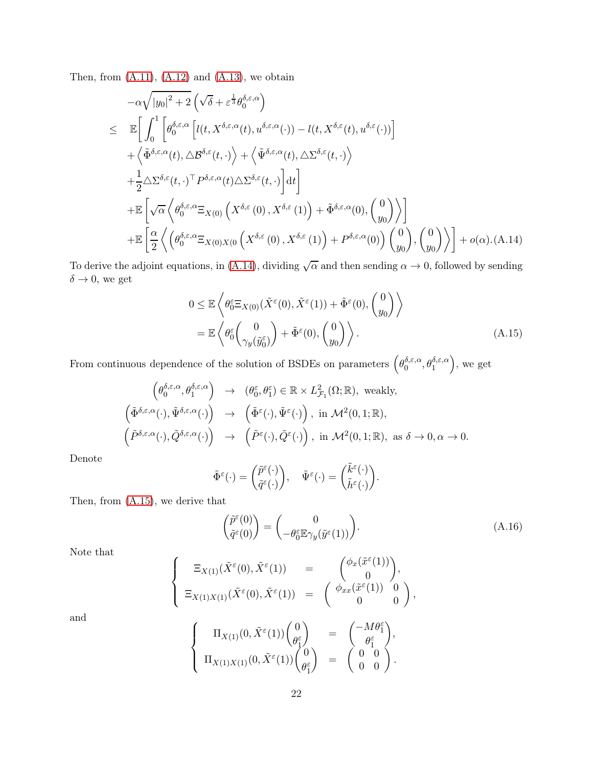Then, from (A.11), (A.12) and (A.13), we obtain

$$
\begin{aligned}
& -\alpha\sqrt{|y_0|^2+2}\left(\sqrt{\delta}+\varepsilon^{\frac{1}{3}}\theta_0^{\delta,\varepsilon,\alpha}\right) \\
\leq\ & \mathbb{E}\bigg[\int_0^1 \bigg[\theta_0^{\delta,\varepsilon,\alpha}\left[l(t,X^{\delta,\varepsilon,\alpha}(t),u^{\delta,\varepsilon,\alpha}(\cdot))-l(t,X^{\delta,\varepsilon}(t),u^{\delta,\varepsilon}(\cdot))\right] \\
& +\left\langle \tilde{\Phi}^{\delta,\varepsilon,\alpha}(t),\triangle\mathcal{B}^{\delta,\varepsilon}(t,\cdot)\right\rangle+\left\langle \tilde{\Psi}^{\delta,\varepsilon,\alpha}(t),\triangle\Sigma^{\delta,\varepsilon}(t,\cdot)\right\rangle \\
& +\frac{1}{2}\triangle\Sigma^{\delta,\varepsilon}(t,\cdot)^{\top}P^{\delta,\varepsilon,\alpha}(t)\triangle\Sigma^{\delta,\varepsilon}(t,\cdot)\bigg]\mathrm{d}t\bigg] \\
& +\mathbb{E}\left[\sqrt{\alpha}\left\langle \theta_0^{\delta,\varepsilon,\alpha}\Xi_{X(0)}\left(X^{\delta,\varepsilon}(0),X^{\delta,\varepsilon}(1)\right)+\tilde{\Phi}^{\delta,\varepsilon,\alpha}(0),\begin{pmatrix}0\\ y_0\end{pmatrix}\right\rangle\right] \\
& +\mathbb{E}\left[\frac{\alpha}{2}\left\langle \left(\theta_0^{\delta,\varepsilon,\alpha}\Xi_{X(0)X(0}\left(X^{\delta,\varepsilon}(0),X^{\delta,\varepsilon}(1)\right)+P^{\delta,\varepsilon,\alpha}(0)\right)\begin{pmatrix}0\\ y_0\end{pmatrix},\begin{pmatrix}0\\ y_0\end{pmatrix}\right\rangle\right]+o(\alpha).
\end{aligned}
\tag{A.14}
$$

To derive the adjoint equations, in (A.14), dividing $\sqrt{\alpha}$ and then sending $\alpha\to 0$, followed by sending $\delta\to 0$, we get

$$
\begin{aligned}
0 &\leq \mathbb{E}\left\langle \theta_0^{\varepsilon}\Xi_{X(0)}(\tilde{X}^{\varepsilon}(0),\tilde{X}^{\varepsilon}(1))+\tilde{\Phi}^{\varepsilon}(0),\begin{pmatrix}0\\ y_0\end{pmatrix}\right\rangle \\
&= \mathbb{E}\left\langle \theta_0^{\varepsilon}\begin{pmatrix}0\\ \gamma_y(\tilde{y}_0^{\varepsilon})\end{pmatrix}+\tilde{\Phi}^{\varepsilon}(0),\begin{pmatrix}0\\ y_0\end{pmatrix}\right\rangle.
\end{aligned}
\tag{A.15}
$$

From continuous dependence of the solution of BSDEs on parameters $\left(\theta_0^{\delta,\varepsilon,\alpha},\theta_1^{\delta,\varepsilon,\alpha}\right)$, we get

$$
\begin{aligned}
\left(\theta_0^{\delta,\varepsilon,\alpha},\theta_1^{\delta,\varepsilon,\alpha}\right) &\to (\theta_0^{\varepsilon},\theta_1^{\varepsilon})\in\mathbb{R}\times L^2_{\mathcal{F}_1}(\Omega;\mathbb{R}),\ \text{weakly}, \\
\left(\tilde{\Phi}^{\delta,\varepsilon,\alpha}(\cdot),\tilde{\Psi}^{\delta,\varepsilon,\alpha}(\cdot)\right) &\to \left(\tilde{\Phi}^{\varepsilon}(\cdot),\tilde{\Psi}^{\varepsilon}(\cdot)\right),\ \text{in } \mathcal{M}^2(0,1;\mathbb{R}), \\
\left(\tilde{P}^{\delta,\varepsilon,\alpha}(\cdot),\tilde{Q}^{\delta,\varepsilon,\alpha}(\cdot)\right) &\to \left(\tilde{P}^{\varepsilon}(\cdot),\tilde{Q}^{\varepsilon}(\cdot)\right),\ \text{in } \mathcal{M}^2(0,1;\mathbb{R}),\ \text{as } \delta\to 0,\alpha\to 0.
\end{aligned}
$$

Denote

$$
\tilde{\Phi}^{\varepsilon}(\cdot)=\begin{pmatrix}\tilde{p}^{\varepsilon}(\cdot)\\ \tilde{q}^{\varepsilon}(\cdot)\end{pmatrix},\quad \tilde{\Psi}^{\varepsilon}(\cdot)=\begin{pmatrix}\tilde{k}^{\varepsilon}(\cdot)\\ \tilde{h}^{\varepsilon}(\cdot)\end{pmatrix}.
$$

Then, from (A.15), we derive that

$$
\begin{pmatrix}\tilde{p}^{\varepsilon}(0)\\ \tilde{q}^{\varepsilon}(0)\end{pmatrix}=\begin{pmatrix}0\\ -\theta_0^{\varepsilon}\mathbb{E}\gamma_y(\tilde{y}^{\varepsilon}(1))\end{pmatrix}.
\tag{A.16}
$$

Note that

$$
\begin{cases}
\Xi_{X(1)}(\tilde{X}^{\varepsilon}(0),\tilde{X}^{\varepsilon}(1)) = \begin{pmatrix}\phi_x(\tilde{x}^{\varepsilon}(1))\\ 0\end{pmatrix}, \\
\Xi_{X(1)X(1)}(\tilde{X}^{\varepsilon}(0),\tilde{X}^{\varepsilon}(1)) = \begin{pmatrix}\phi_{xx}(\tilde{x}^{\varepsilon}(1)) & 0\\ 0 & 0\end{pmatrix},
\end{cases}
$$

and

$$
\begin{cases}
\Pi_{X(1)}(0,\tilde{X}^{\varepsilon}(1))\begin{pmatrix}0\\ \theta_1^{\varepsilon}\end{pmatrix} = \begin{pmatrix}-M\theta_1^{\varepsilon}\\ \theta_1^{\varepsilon}\end{pmatrix}, \\
\Pi_{X(1)X(1)}(0,\tilde{X}^{\varepsilon}(1))\begin{pmatrix}0\\ \theta_1^{\varepsilon}\end{pmatrix} = \begin{pmatrix}0 & 0\\ 0 & 0\end{pmatrix}.
\end{cases}
$$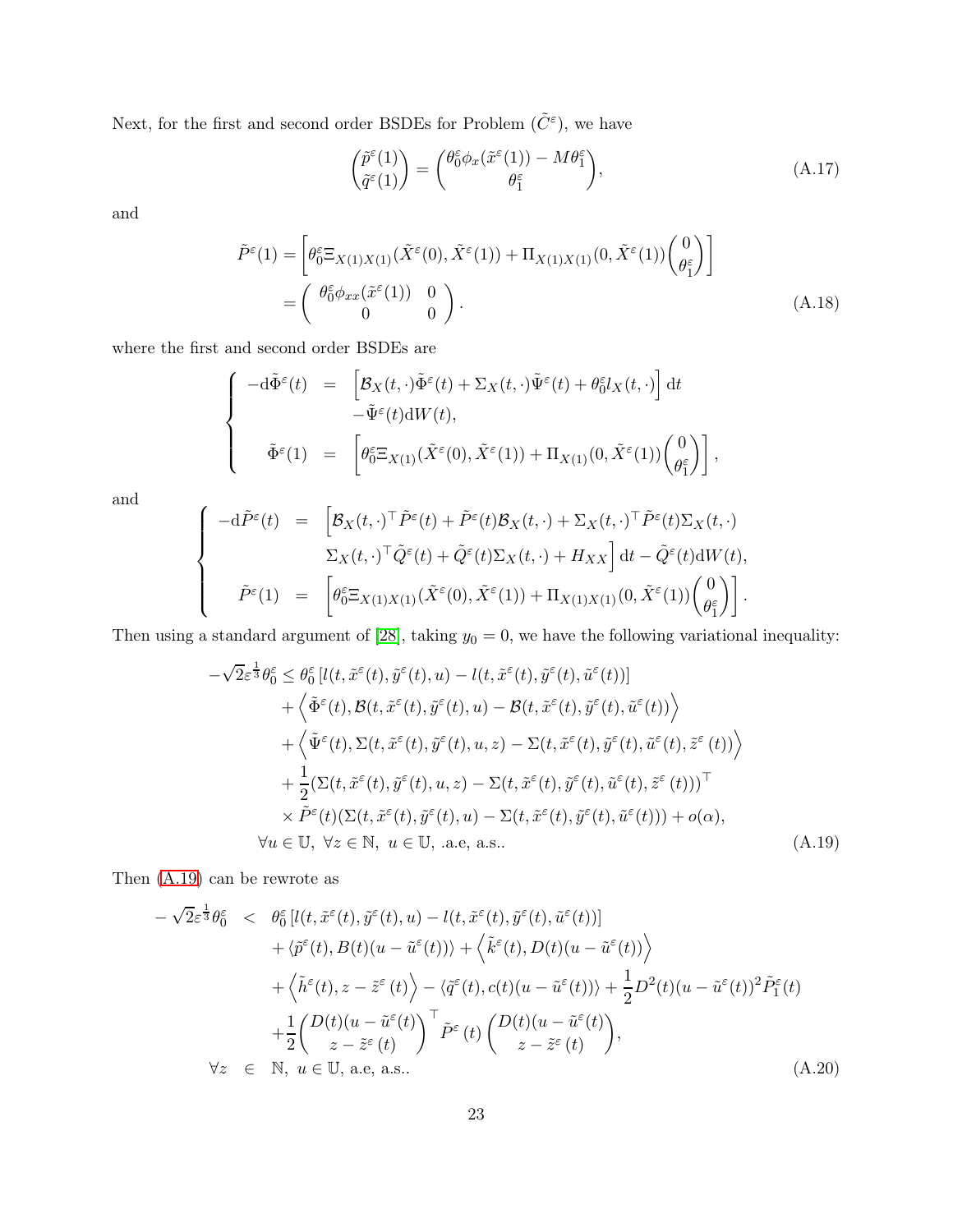Next, for the first and second order BSDEs for Problem $(\tilde{C}^\varepsilon)$, we have

$$
\begin{pmatrix} \tilde{p}^\varepsilon(1) \\ \tilde{q}^\varepsilon(1) \end{pmatrix} = \begin{pmatrix} \theta_0^\varepsilon \phi_x(\tilde{x}^\varepsilon(1)) - M\theta_1^\varepsilon \\ \theta_1^\varepsilon \end{pmatrix}, \tag{A.17}
$$

and

$$
\begin{aligned}
\tilde{P}^\varepsilon(1) &= \left[ \theta_0^\varepsilon \Xi_{X(1)X(1)}(\tilde{X}^\varepsilon(0), \tilde{X}^\varepsilon(1)) + \Pi_{X(1)X(1)}(0, \tilde{X}^\varepsilon(1)) \begin{pmatrix} 0 \\ \theta_1^\varepsilon \end{pmatrix} \right] \\
&= \begin{pmatrix} \theta_0^\varepsilon \phi_{xx}(\tilde{x}^\varepsilon(1)) & 0 \\ 0 & 0 \end{pmatrix}.
\end{aligned} \tag{A.18}
$$

where the first and second order BSDEs are

$$
\left\{
\begin{array}{rcl}
-\mathrm{d}\tilde{\Phi}^\varepsilon(t) &=& \left[ \mathcal{B}_X(t,\cdot)\tilde{\Phi}^\varepsilon(t) + \Sigma_X(t,\cdot)\tilde{\Psi}^\varepsilon(t) + \theta_0^\varepsilon l_X(t,\cdot) \right] \mathrm{d}t \\
&& -\tilde{\Psi}^\varepsilon(t)\mathrm{d}W(t), \\
\tilde{\Phi}^\varepsilon(1) &=& \left[ \theta_0^\varepsilon \Xi_{X(1)}(\tilde{X}^\varepsilon(0), \tilde{X}^\varepsilon(1)) + \Pi_{X(1)}(0, \tilde{X}^\varepsilon(1)) \begin{pmatrix} 0 \\ \theta_1^\varepsilon \end{pmatrix} \right],
\end{array}
\right.
$$

and

$$
\left\{
\begin{array}{rcl}
-\mathrm{d}\tilde{P}^\varepsilon(t) &=& \Big[ \mathcal{B}_X(t,\cdot)^\top \tilde{P}^\varepsilon(t) + \tilde{P}^\varepsilon(t)\mathcal{B}_X(t,\cdot) + \Sigma_X(t,\cdot)^\top \tilde{P}^\varepsilon(t)\Sigma_X(t,\cdot) \\
&& \Sigma_X(t,\cdot)^\top \tilde{Q}^\varepsilon(t) + \tilde{Q}^\varepsilon(t)\Sigma_X(t,\cdot) + H_{XX} \Big] \mathrm{d}t - \tilde{Q}^\varepsilon(t)\mathrm{d}W(t), \\
\tilde{P}^\varepsilon(1) &=& \left[ \theta_0^\varepsilon \Xi_{X(1)X(1)}(\tilde{X}^\varepsilon(0), \tilde{X}^\varepsilon(1)) + \Pi_{X(1)X(1)}(0, \tilde{X}^\varepsilon(1)) \begin{pmatrix} 0 \\ \theta_1^\varepsilon \end{pmatrix} \right].
\end{array}
\right.
$$

Then using a standard argument of [28], taking $y_0 = 0$, we have the following variational inequality:

$$
\begin{aligned}
-\sqrt{2}\varepsilon^{\frac{1}{3}}\theta_0^\varepsilon \leq\; & \theta_0^\varepsilon \left[ l(t, \tilde{x}^\varepsilon(t), \tilde{y}^\varepsilon(t), u) - l(t, \tilde{x}^\varepsilon(t), \tilde{y}^\varepsilon(t), \tilde{u}^\varepsilon(t)) \right] \\
& + \left\langle \tilde{\Phi}^\varepsilon(t), \mathcal{B}(t, \tilde{x}^\varepsilon(t), \tilde{y}^\varepsilon(t), u) - \mathcal{B}(t, \tilde{x}^\varepsilon(t), \tilde{y}^\varepsilon(t), \tilde{u}^\varepsilon(t)) \right\rangle \\
& + \left\langle \tilde{\Psi}^\varepsilon(t), \Sigma(t, \tilde{x}^\varepsilon(t), \tilde{y}^\varepsilon(t), u, z) - \Sigma(t, \tilde{x}^\varepsilon(t), \tilde{y}^\varepsilon(t), \tilde{u}^\varepsilon(t), \tilde{z}^\varepsilon(t)) \right\rangle \\
& + \frac{1}{2} (\Sigma(t, \tilde{x}^\varepsilon(t), \tilde{y}^\varepsilon(t), u, z) - \Sigma(t, \tilde{x}^\varepsilon(t), \tilde{y}^\varepsilon(t), \tilde{u}^\varepsilon(t), \tilde{z}^\varepsilon(t)))^\top \\
& \times \tilde{P}^\varepsilon(t) (\Sigma(t, \tilde{x}^\varepsilon(t), \tilde{y}^\varepsilon(t), u) - \Sigma(t, \tilde{x}^\varepsilon(t), \tilde{y}^\varepsilon(t), \tilde{u}^\varepsilon(t))) + o(\alpha), \\
& \forall u \in \mathbb{U},\ \forall z \in \mathbb{N},\ u \in \mathbb{U},\ \text{.a.e, a.s..}
\end{aligned} \tag{A.19}
$$

Then (A.19) can be rewrote as

$$
\begin{aligned}
-\sqrt{2}\varepsilon^{\frac{1}{3}}\theta_0^\varepsilon \;<\; & \theta_0^\varepsilon \left[ l(t, \tilde{x}^\varepsilon(t), \tilde{y}^\varepsilon(t), u) - l(t, \tilde{x}^\varepsilon(t), \tilde{y}^\varepsilon(t), \tilde{u}^\varepsilon(t)) \right] \\
& + \langle \tilde{p}^\varepsilon(t), B(t)(u - \tilde{u}^\varepsilon(t)) \rangle + \left\langle \tilde{k}^\varepsilon(t), D(t)(u - \tilde{u}^\varepsilon(t)) \right\rangle \\
& + \left\langle \tilde{h}^\varepsilon(t), z - \tilde{z}^\varepsilon(t) \right\rangle - \langle \tilde{q}^\varepsilon(t), c(t)(u - \tilde{u}^\varepsilon(t)) \rangle + \frac{1}{2} D^2(t)(u - \tilde{u}^\varepsilon(t))^2 \tilde{P}_1^\varepsilon(t) \\
& + \frac{1}{2} \begin{pmatrix} D(t)(u - \tilde{u}^\varepsilon(t)) \\ z - \tilde{z}^\varepsilon(t) \end{pmatrix}^\top \tilde{P}^\varepsilon(t) \begin{pmatrix} D(t)(u - \tilde{u}^\varepsilon(t)) \\ z - \tilde{z}^\varepsilon(t) \end{pmatrix}, \\
\forall z \;\in\; & \mathbb{N},\ u \in \mathbb{U},\ \text{a.e, a.s..}
\end{aligned} \tag{A.20}
$$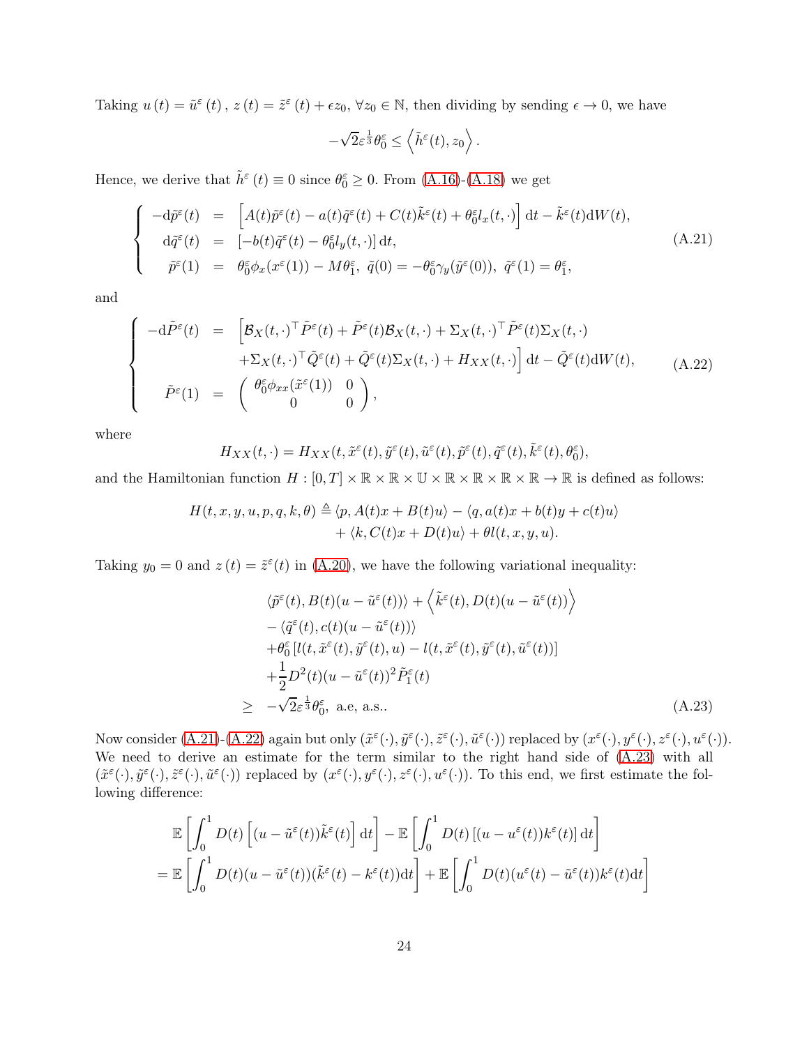Taking $u(t) = \tilde{u}^{\varepsilon}(t)$, $z(t) = \tilde{z}^{\varepsilon}(t) + \epsilon z_0$, $\forall z_0 \in \mathbb{N}$, then dividing by sending $\epsilon \to 0$, we have

$$
-\sqrt{2}\varepsilon^{\frac{1}{3}}\theta_0^{\varepsilon} \leq \left\langle \tilde{h}^{\varepsilon}(t), z_0 \right\rangle.
$$

Hence, we derive that $\tilde{h}^{\varepsilon}(t) \equiv 0$ since $\theta_0^{\varepsilon} \geq 0$. From (A.16)-(A.18) we get

$$
\left\{
\begin{array}{rcl}
-\mathrm{d}\tilde{p}^{\varepsilon}(t) & = & \left[A(t)\tilde{p}^{\varepsilon}(t) - a(t)\tilde{q}^{\varepsilon}(t) + C(t)\tilde{k}^{\varepsilon}(t) + \theta_0^{\varepsilon} l_x(t,\cdot)\right]\mathrm{d}t - \tilde{k}^{\varepsilon}(t)\mathrm{d}W(t), \\
\mathrm{d}\tilde{q}^{\varepsilon}(t) & = & \left[-b(t)\tilde{q}^{\varepsilon}(t) - \theta_0^{\varepsilon} l_y(t,\cdot)\right]\mathrm{d}t, \\
\tilde{p}^{\varepsilon}(1) & = & \theta_0^{\varepsilon}\phi_x(x^{\varepsilon}(1)) - M\theta_1^{\varepsilon},\ \tilde{q}(0) = -\theta_0^{\varepsilon}\gamma_y(\tilde{y}^{\varepsilon}(0)),\ \tilde{q}^{\varepsilon}(1) = \theta_1^{\varepsilon},
\end{array}
\right. \tag{A.21}
$$

and

$$
\left\{
\begin{array}{rcl}
-\mathrm{d}\tilde{P}^{\varepsilon}(t) & = & \Big[\mathcal{B}_X(t,\cdot)^{\top}\tilde{P}^{\varepsilon}(t) + \tilde{P}^{\varepsilon}(t)\mathcal{B}_X(t,\cdot) + \Sigma_X(t,\cdot)^{\top}\tilde{P}^{\varepsilon}(t)\Sigma_X(t,\cdot) \\
& & +\Sigma_X(t,\cdot)^{\top}\tilde{Q}^{\varepsilon}(t) + \tilde{Q}^{\varepsilon}(t)\Sigma_X(t,\cdot) + H_{XX}(t,\cdot)\Big]\mathrm{d}t - \tilde{Q}^{\varepsilon}(t)\mathrm{d}W(t), \\
\tilde{P}^{\varepsilon}(1) & = & \begin{pmatrix} \theta_0^{\varepsilon}\phi_{xx}(\tilde{x}^{\varepsilon}(1)) & 0 \\ 0 & 0 \end{pmatrix},
\end{array}
\right. \tag{A.22}
$$

where

$$
H_{XX}(t,\cdot) = H_{XX}(t, \tilde{x}^{\varepsilon}(t), \tilde{y}^{\varepsilon}(t), \tilde{u}^{\varepsilon}(t), \tilde{p}^{\varepsilon}(t), \tilde{q}^{\varepsilon}(t), \tilde{k}^{\varepsilon}(t), \theta_0^{\varepsilon}),
$$

and the Hamiltonian function $H : [0,T] \times \mathbb{R} \times \mathbb{R} \times \mathbb{U} \times \mathbb{R} \times \mathbb{R} \times \mathbb{R} \times \mathbb{R} \to \mathbb{R}$ is defined as follows:

$$
\begin{aligned}
H(t,x,y,u,p,q,k,\theta) \triangleq\ & \langle p, A(t)x + B(t)u\rangle - \langle q, a(t)x + b(t)y + c(t)u\rangle \\
& + \langle k, C(t)x + D(t)u\rangle + \theta l(t,x,y,u).
\end{aligned}
$$

Taking $y_0 = 0$ and $z(t) = \tilde{z}^{\varepsilon}(t)$ in (A.20), we have the following variational inequality:

$$
\begin{aligned}
& \langle \tilde{p}^{\varepsilon}(t), B(t)(u - \tilde{u}^{\varepsilon}(t))\rangle + \left\langle \tilde{k}^{\varepsilon}(t), D(t)(u - \tilde{u}^{\varepsilon}(t))\right\rangle \\
& - \langle \tilde{q}^{\varepsilon}(t), c(t)(u - \tilde{u}^{\varepsilon}(t))\rangle \\
& + \theta_0^{\varepsilon}\left[l(t, \tilde{x}^{\varepsilon}(t), \tilde{y}^{\varepsilon}(t), u) - l(t, \tilde{x}^{\varepsilon}(t), \tilde{y}^{\varepsilon}(t), \tilde{u}^{\varepsilon}(t))\right] \\
& + \frac{1}{2}D^2(t)(u - \tilde{u}^{\varepsilon}(t))^2\tilde{P}_1^{\varepsilon}(t) \\
\geq\ & -\sqrt{2}\varepsilon^{\frac{1}{3}}\theta_0^{\varepsilon},\ \text{a.e, a.s.}.
\end{aligned} \tag{A.23}
$$

Now consider (A.21)-(A.22) again but only $(\tilde{x}^{\varepsilon}(\cdot), \tilde{y}^{\varepsilon}(\cdot), \tilde{z}^{\varepsilon}(\cdot), \tilde{u}^{\varepsilon}(\cdot))$ replaced by $(x^{\varepsilon}(\cdot), y^{\varepsilon}(\cdot), z^{\varepsilon}(\cdot), u^{\varepsilon}(\cdot))$. We need to derive an estimate for the term similar to the right hand side of (A.23) with all $(\tilde{x}^{\varepsilon}(\cdot), \tilde{y}^{\varepsilon}(\cdot), \tilde{z}^{\varepsilon}(\cdot), \tilde{u}^{\varepsilon}(\cdot))$ replaced by $(x^{\varepsilon}(\cdot), y^{\varepsilon}(\cdot), z^{\varepsilon}(\cdot), u^{\varepsilon}(\cdot))$. To this end, we first estimate the following difference:

$$
\begin{aligned}
& \mathbb{E}\left[\int_0^1 D(t)\left[(u - \tilde{u}^{\varepsilon}(t))\tilde{k}^{\varepsilon}(t)\right]\mathrm{d}t\right] - \mathbb{E}\left[\int_0^1 D(t)\left[(u - u^{\varepsilon}(t))k^{\varepsilon}(t)\right]\mathrm{d}t\right] \\
=\ & \mathbb{E}\left[\int_0^1 D(t)(u - \tilde{u}^{\varepsilon}(t))(\tilde{k}^{\varepsilon}(t) - k^{\varepsilon}(t))\mathrm{d}t\right] + \mathbb{E}\left[\int_0^1 D(t)(u^{\varepsilon}(t) - \tilde{u}^{\varepsilon}(t))k^{\varepsilon}(t)\mathrm{d}t\right]
\end{aligned}
$$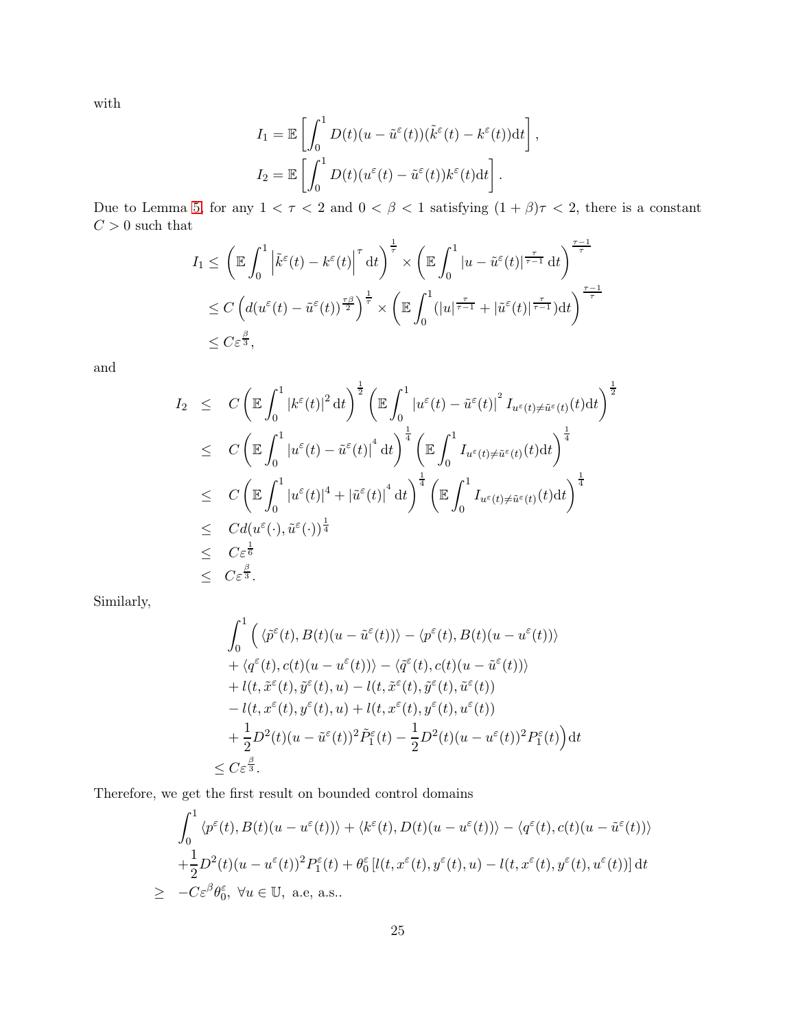with

$$
I_1 = \mathbb{E}\left[\int_0^1 D(t)(u-\tilde{u}^\varepsilon(t))(\tilde{k}^\varepsilon(t)-k^\varepsilon(t))\mathrm{d}t\right],
$$

$$
I_2 = \mathbb{E}\left[\int_0^1 D(t)(u^\varepsilon(t)-\tilde{u}^\varepsilon(t))k^\varepsilon(t)\mathrm{d}t\right].
$$

Due to Lemma 5, for any $1<\tau<2$ and $0<\beta<1$ satisfying $(1+\beta)\tau<2$, there is a constant $C>0$ such that

$$
\begin{aligned}
I_1 &\leq \left(\mathbb{E}\int_0^1 \left|\tilde{k}^\varepsilon(t)-k^\varepsilon(t)\right|^\tau \mathrm{d}t\right)^{\frac{1}{\tau}} \times \left(\mathbb{E}\int_0^1 |u-\tilde{u}^\varepsilon(t)|^{\frac{\tau}{\tau-1}}\mathrm{d}t\right)^{\frac{\tau-1}{\tau}} \\
&\leq C\left(d(u^\varepsilon(t)-\tilde{u}^\varepsilon(t))^{\frac{\tau\beta}{2}}\right)^{\frac{1}{\tau}} \times \left(\mathbb{E}\int_0^1 (|u|^{\frac{\tau}{\tau-1}}+|\tilde{u}^\varepsilon(t)|^{\frac{\tau}{\tau-1}})\mathrm{d}t\right)^{\frac{\tau-1}{\tau}} \\
&\leq C\varepsilon^{\frac{\beta}{3}},
\end{aligned}
$$

and

$$
\begin{aligned}
I_2 &\leq C\left(\mathbb{E}\int_0^1 |k^\varepsilon(t)|^2\mathrm{d}t\right)^{\frac{1}{2}}\left(\mathbb{E}\int_0^1 |u^\varepsilon(t)-\tilde{u}^\varepsilon(t)|^2 I_{u^\varepsilon(t)\neq\tilde{u}^\varepsilon(t)}(t)\mathrm{d}t\right)^{\frac{1}{2}} \\
&\leq C\left(\mathbb{E}\int_0^1 |u^\varepsilon(t)-\tilde{u}^\varepsilon(t)|^4\mathrm{d}t\right)^{\frac{1}{4}}\left(\mathbb{E}\int_0^1 I_{u^\varepsilon(t)\neq\tilde{u}^\varepsilon(t)}(t)\mathrm{d}t\right)^{\frac{1}{4}} \\
&\leq C\left(\mathbb{E}\int_0^1 |u^\varepsilon(t)|^4+|\tilde{u}^\varepsilon(t)|^4\mathrm{d}t\right)^{\frac{1}{4}}\left(\mathbb{E}\int_0^1 I_{u^\varepsilon(t)\neq\tilde{u}^\varepsilon(t)}(t)\mathrm{d}t\right)^{\frac{1}{4}} \\
&\leq Cd(u^\varepsilon(\cdot),\tilde{u}^\varepsilon(\cdot))^{\frac{1}{4}} \\
&\leq C\varepsilon^{\frac{1}{6}} \\
&\leq C\varepsilon^{\frac{\beta}{3}}.
\end{aligned}
$$

Similarly,

$$
\begin{aligned}
&\int_0^1 \Big(\langle\tilde{p}^\varepsilon(t),B(t)(u-\tilde{u}^\varepsilon(t))\rangle-\langle p^\varepsilon(t),B(t)(u-u^\varepsilon(t))\rangle \\
&+\langle q^\varepsilon(t),c(t)(u-u^\varepsilon(t))\rangle-\langle\tilde{q}^\varepsilon(t),c(t)(u-\tilde{u}^\varepsilon(t))\rangle \\
&+l(t,\tilde{x}^\varepsilon(t),\tilde{y}^\varepsilon(t),u)-l(t,\tilde{x}^\varepsilon(t),\tilde{y}^\varepsilon(t),\tilde{u}^\varepsilon(t)) \\
&-l(t,x^\varepsilon(t),y^\varepsilon(t),u)+l(t,x^\varepsilon(t),y^\varepsilon(t),u^\varepsilon(t)) \\
&+\frac{1}{2}D^2(t)(u-\tilde{u}^\varepsilon(t))^2\tilde{P}_1^\varepsilon(t)-\frac{1}{2}D^2(t)(u-u^\varepsilon(t))^2P_1^\varepsilon(t)\Big)\mathrm{d}t \\
&\leq C\varepsilon^{\frac{\beta}{3}}.
\end{aligned}
$$

Therefore, we get the first result on bounded control domains

$$
\begin{aligned}
&\int_0^1 \langle p^\varepsilon(t),B(t)(u-u^\varepsilon(t))\rangle+\langle k^\varepsilon(t),D(t)(u-u^\varepsilon(t))\rangle-\langle q^\varepsilon(t),c(t)(u-\tilde{u}^\varepsilon(t))\rangle \\
&+\frac{1}{2}D^2(t)(u-u^\varepsilon(t))^2P_1^\varepsilon(t)+\theta_0^\varepsilon\left[l(t,x^\varepsilon(t),y^\varepsilon(t),u)-l(t,x^\varepsilon(t),y^\varepsilon(t),u^\varepsilon(t))\right]\mathrm{d}t \\
\geq\ & -C\varepsilon^\beta\theta_0^\varepsilon,\ \forall u\in\mathbb{U},\ \text{a.e, a.s..}
\end{aligned}
$$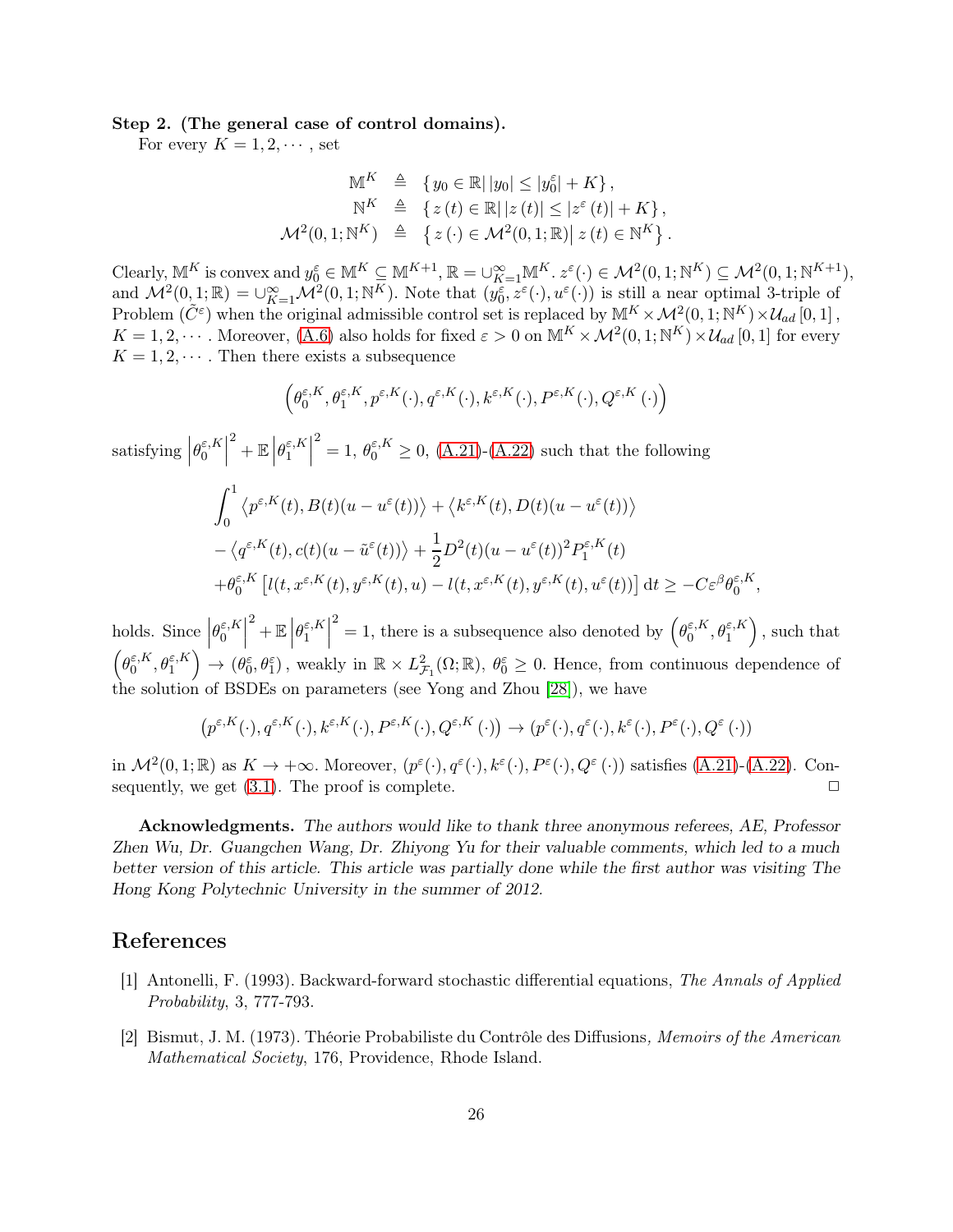**Step 2. (The general case of control domains).**

For every $K = 1, 2, \cdots$, set

$$
\begin{aligned}
\mathbb{M}^K &\triangleq \{y_0 \in \mathbb{R} |\, |y_0| \leq |y_0^\varepsilon| + K\}, \\
\mathbb{N}^K &\triangleq \{z(t) \in \mathbb{R} |\, |z(t)| \leq |z^\varepsilon(t)| + K\}, \\
\mathcal{M}^2(0,1;\mathbb{N}^K) &\triangleq \left\{ z(\cdot) \in \mathcal{M}^2(0,1;\mathbb{R}) \big|\, z(t) \in \mathbb{N}^K \right\}.
\end{aligned}
$$

Clearly, $\mathbb{M}^K$ is convex and $y_0^\varepsilon \in \mathbb{M}^K \subseteq \mathbb{M}^{K+1}$, $\mathbb{R} = \cup_{K=1}^\infty \mathbb{M}^K$. $z^\varepsilon(\cdot) \in \mathcal{M}^2(0,1;\mathbb{N}^K) \subseteq \mathcal{M}^2(0,1;\mathbb{N}^{K+1})$, and $\mathcal{M}^2(0,1;\mathbb{R}) = \cup_{K=1}^\infty \mathcal{M}^2(0,1;\mathbb{N}^K)$. Note that $(y_0^\varepsilon, z^\varepsilon(\cdot), u^\varepsilon(\cdot))$ is still a near optimal 3-triple of Problem $(\tilde{C}^\varepsilon)$ when the original admissible control set is replaced by $\mathbb{M}^K \times \mathcal{M}^2(0,1;\mathbb{N}^K) \times \mathcal{U}_{ad}[0,1]$, $K = 1, 2, \cdots$. Moreover, (A.6) also holds for fixed $\varepsilon > 0$ on $\mathbb{M}^K \times \mathcal{M}^2(0,1;\mathbb{N}^K) \times \mathcal{U}_{ad}[0,1]$ for every $K = 1, 2, \cdots$. Then there exists a subsequence

$$
\left(\theta_0^{\varepsilon,K}, \theta_1^{\varepsilon,K}, p^{\varepsilon,K}(\cdot), q^{\varepsilon,K}(\cdot), k^{\varepsilon,K}(\cdot), P^{\varepsilon,K}(\cdot), Q^{\varepsilon,K}(\cdot)\right)
$$

satisfying $\left|\theta_0^{\varepsilon,K}\right|^2 + \mathbb{E}\left|\theta_1^{\varepsilon,K}\right|^2 = 1$, $\theta_0^{\varepsilon,K} \geq 0$, (A.21)-(A.22) such that the following

$$
\begin{aligned}
&\int_0^1 \left\langle p^{\varepsilon,K}(t), B(t)(u - u^\varepsilon(t))\right\rangle + \left\langle k^{\varepsilon,K}(t), D(t)(u - u^\varepsilon(t))\right\rangle \\
&- \left\langle q^{\varepsilon,K}(t), c(t)(u - \tilde{u}^\varepsilon(t))\right\rangle + \frac{1}{2} D^2(t)(u - u^\varepsilon(t))^2 P_1^{\varepsilon,K}(t) \\
&+ \theta_0^{\varepsilon,K}\left[l(t, x^{\varepsilon,K}(t), y^{\varepsilon,K}(t), u) - l(t, x^{\varepsilon,K}(t), y^{\varepsilon,K}(t), u^\varepsilon(t))\right] \mathrm{d}t \geq -C\varepsilon^\beta \theta_0^{\varepsilon,K},
\end{aligned}
$$

holds. Since $\left|\theta_0^{\varepsilon,K}\right|^2 + \mathbb{E}\left|\theta_1^{\varepsilon,K}\right|^2 = 1$, there is a subsequence also denoted by $\left(\theta_0^{\varepsilon,K}, \theta_1^{\varepsilon,K}\right)$, such that $\left(\theta_0^{\varepsilon,K}, \theta_1^{\varepsilon,K}\right) \to (\theta_0^\varepsilon, \theta_1^\varepsilon)$, weakly in $\mathbb{R} \times L^2_{\mathcal{F}_1}(\Omega;\mathbb{R})$, $\theta_0^\varepsilon \geq 0$. Hence, from continuous dependence of the solution of BSDEs on parameters (see Yong and Zhou [28]), we have

$$
\left(p^{\varepsilon,K}(\cdot), q^{\varepsilon,K}(\cdot), k^{\varepsilon,K}(\cdot), P^{\varepsilon,K}(\cdot), Q^{\varepsilon,K}(\cdot)\right) \to \left(p^\varepsilon(\cdot), q^\varepsilon(\cdot), k^\varepsilon(\cdot), P^\varepsilon(\cdot), Q^\varepsilon(\cdot)\right)
$$

in $\mathcal{M}^2(0,1;\mathbb{R})$ as $K \to +\infty$. Moreover, $(p^\varepsilon(\cdot), q^\varepsilon(\cdot), k^\varepsilon(\cdot), P^\varepsilon(\cdot), Q^\varepsilon(\cdot))$ satisfies (A.21)-(A.22). Consequently, we get (3.1). The proof is complete. □

**Acknowledgments.** *The authors would like to thank three anonymous referees, AE, Professor Zhen Wu, Dr. Guangchen Wang, Dr. Zhiyong Yu for their valuable comments, which led to a much better version of this article. This article was partially done while the first author was visiting The Hong Kong Polytechnic University in the summer of 2012.*

# References

[1] Antonelli, F. (1993). Backward-forward stochastic differential equations, *The Annals of Applied Probability*, 3, 777-793.

[2] Bismut, J. M. (1973). Théorie Probabiliste du Contrôle des Diffusions, *Memoirs of the American Mathematical Society*, 176, Providence, Rhode Island.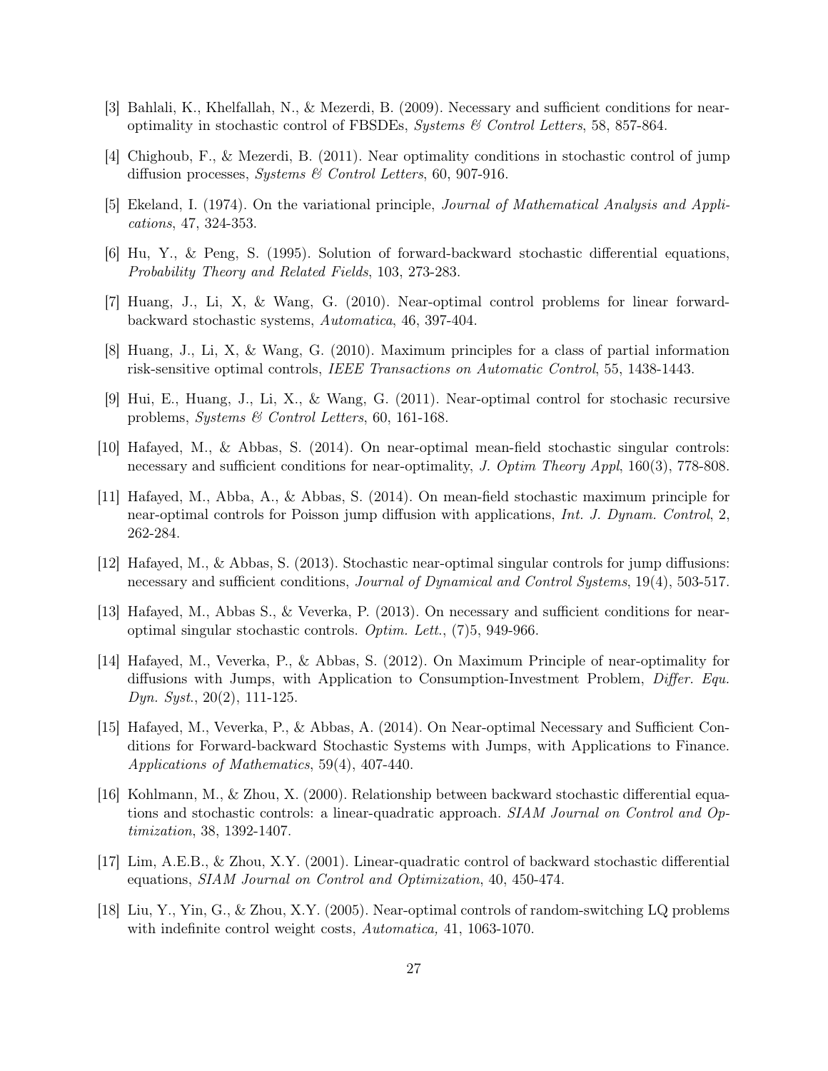[3] Bahlali, K., Khelfallah, N., & Mezerdi, B. (2009). Necessary and sufficient conditions for near-optimality in stochastic control of FBSDEs, *Systems & Control Letters*, 58, 857-864.

[4] Chighoub, F., & Mezerdi, B. (2011). Near optimality conditions in stochastic control of jump diffusion processes, *Systems & Control Letters*, 60, 907-916.

[5] Ekeland, I. (1974). On the variational principle, *Journal of Mathematical Analysis and Applications*, 47, 324-353.

[6] Hu, Y., & Peng, S. (1995). Solution of forward-backward stochastic differential equations, *Probability Theory and Related Fields*, 103, 273-283.

[7] Huang, J., Li, X, & Wang, G. (2010). Near-optimal control problems for linear forward-backward stochastic systems, *Automatica*, 46, 397-404.

[8] Huang, J., Li, X, & Wang, G. (2010). Maximum principles for a class of partial information risk-sensitive optimal controls, *IEEE Transactions on Automatic Control*, 55, 1438-1443.

[9] Hui, E., Huang, J., Li, X., & Wang, G. (2011). Near-optimal control for stochasic recursive problems, *Systems & Control Letters*, 60, 161-168.

[10] Hafayed, M., & Abbas, S. (2014). On near-optimal mean-field stochastic singular controls: necessary and sufficient conditions for near-optimality, *J. Optim Theory Appl*, 160(3), 778-808.

[11] Hafayed, M., Abba, A., & Abbas, S. (2014). On mean-field stochastic maximum principle for near-optimal controls for Poisson jump diffusion with applications, *Int. J. Dynam. Control*, 2, 262-284.

[12] Hafayed, M., & Abbas, S. (2013). Stochastic near-optimal singular controls for jump diffusions: necessary and sufficient conditions, *Journal of Dynamical and Control Systems*, 19(4), 503-517.

[13] Hafayed, M., Abbas S., & Veverka, P. (2013). On necessary and sufficient conditions for near-optimal singular stochastic controls. *Optim. Lett.*, (7)5, 949-966.

[14] Hafayed, M., Veverka, P., & Abbas, S. (2012). On Maximum Principle of near-optimality for diffusions with Jumps, with Application to Consumption-Investment Problem, *Differ. Equ. Dyn. Syst.*, 20(2), 111-125.

[15] Hafayed, M., Veverka, P., & Abbas, A. (2014). On Near-optimal Necessary and Sufficient Conditions for Forward-backward Stochastic Systems with Jumps, with Applications to Finance. *Applications of Mathematics*, 59(4), 407-440.

[16] Kohlmann, M., & Zhou, X. (2000). Relationship between backward stochastic differential equations and stochastic controls: a linear-quadratic approach. *SIAM Journal on Control and Optimization*, 38, 1392-1407.

[17] Lim, A.E.B., & Zhou, X.Y. (2001). Linear-quadratic control of backward stochastic differential equations, *SIAM Journal on Control and Optimization*, 40, 450-474.

[18] Liu, Y., Yin, G., & Zhou, X.Y. (2005). Near-optimal controls of random-switching LQ problems with indefinite control weight costs, *Automatica,* 41, 1063-1070.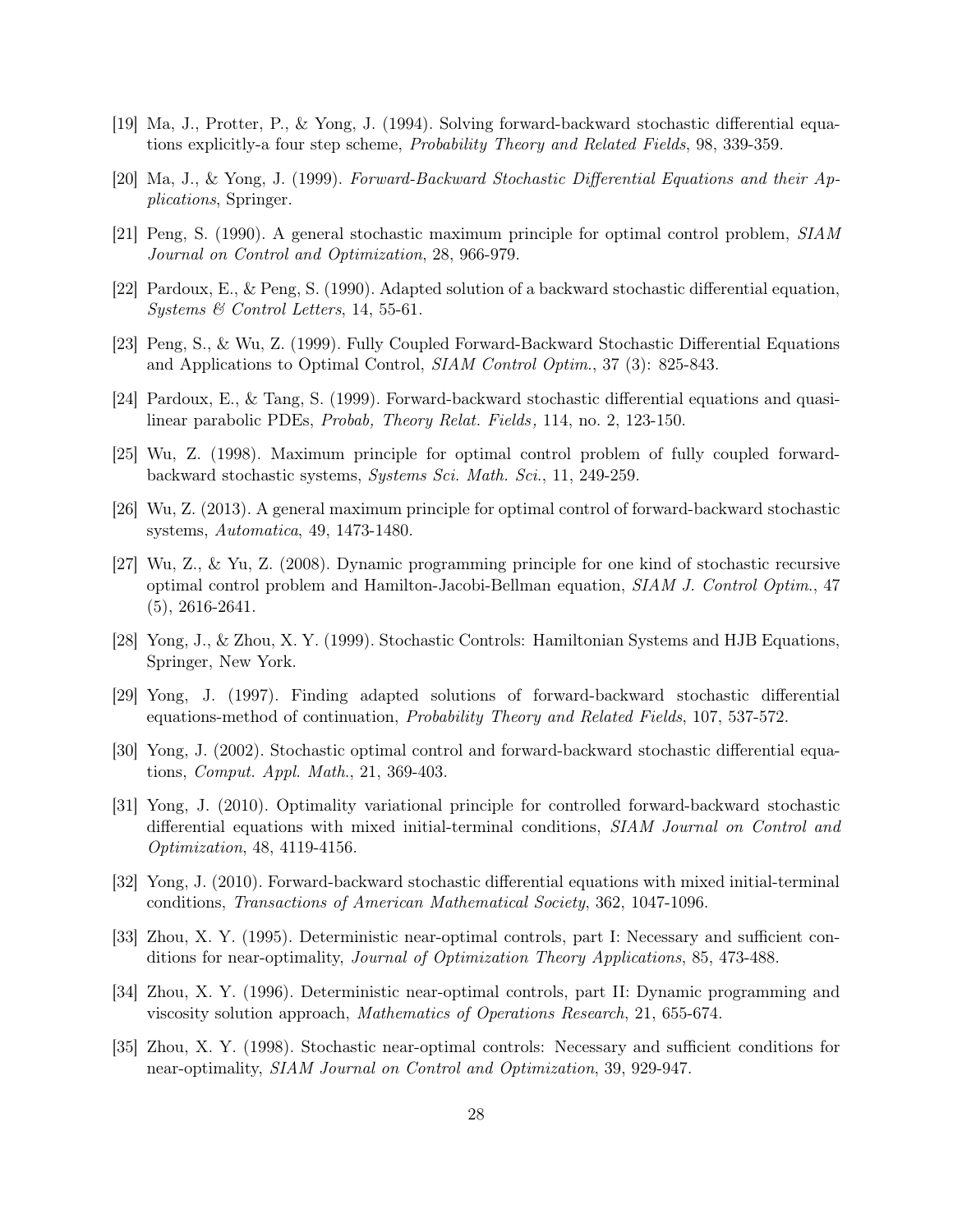[19] Ma, J., Protter, P., & Yong, J. (1994). Solving forward-backward stochastic differential equations explicitly-a four step scheme, *Probability Theory and Related Fields*, 98, 339-359.

[20] Ma, J., & Yong, J. (1999). *Forward-Backward Stochastic Differential Equations and their Applications*, Springer.

[21] Peng, S. (1990). A general stochastic maximum principle for optimal control problem, *SIAM Journal on Control and Optimization*, 28, 966-979.

[22] Pardoux, E., & Peng, S. (1990). Adapted solution of a backward stochastic differential equation, *Systems & Control Letters*, 14, 55-61.

[23] Peng, S., & Wu, Z. (1999). Fully Coupled Forward-Backward Stochastic Differential Equations and Applications to Optimal Control, *SIAM Control Optim.*, 37 (3): 825-843.

[24] Pardoux, E., & Tang, S. (1999). Forward-backward stochastic differential equations and quasilinear parabolic PDEs, *Probab, Theory Relat. Fields,* 114, no. 2, 123-150.

[25] Wu, Z. (1998). Maximum principle for optimal control problem of fully coupled forward-backward stochastic systems, *Systems Sci. Math. Sci.*, 11, 249-259.

[26] Wu, Z. (2013). A general maximum principle for optimal control of forward-backward stochastic systems, *Automatica*, 49, 1473-1480.

[27] Wu, Z., & Yu, Z. (2008). Dynamic programming principle for one kind of stochastic recursive optimal control problem and Hamilton-Jacobi-Bellman equation, *SIAM J. Control Optim.*, 47 (5), 2616-2641.

[28] Yong, J., & Zhou, X. Y. (1999). Stochastic Controls: Hamiltonian Systems and HJB Equations, Springer, New York.

[29] Yong, J. (1997). Finding adapted solutions of forward-backward stochastic differential equations-method of continuation, *Probability Theory and Related Fields*, 107, 537-572.

[30] Yong, J. (2002). Stochastic optimal control and forward-backward stochastic differential equations, *Comput. Appl. Math.*, 21, 369-403.

[31] Yong, J. (2010). Optimality variational principle for controlled forward-backward stochastic differential equations with mixed initial-terminal conditions, *SIAM Journal on Control and Optimization*, 48, 4119-4156.

[32] Yong, J. (2010). Forward-backward stochastic differential equations with mixed initial-terminal conditions, *Transactions of American Mathematical Society*, 362, 1047-1096.

[33] Zhou, X. Y. (1995). Deterministic near-optimal controls, part I: Necessary and sufficient conditions for near-optimality, *Journal of Optimization Theory Applications*, 85, 473-488.

[34] Zhou, X. Y. (1996). Deterministic near-optimal controls, part II: Dynamic programming and viscosity solution approach, *Mathematics of Operations Research*, 21, 655-674.

[35] Zhou, X. Y. (1998). Stochastic near-optimal controls: Necessary and sufficient conditions for near-optimality, *SIAM Journal on Control and Optimization*, 39, 929-947.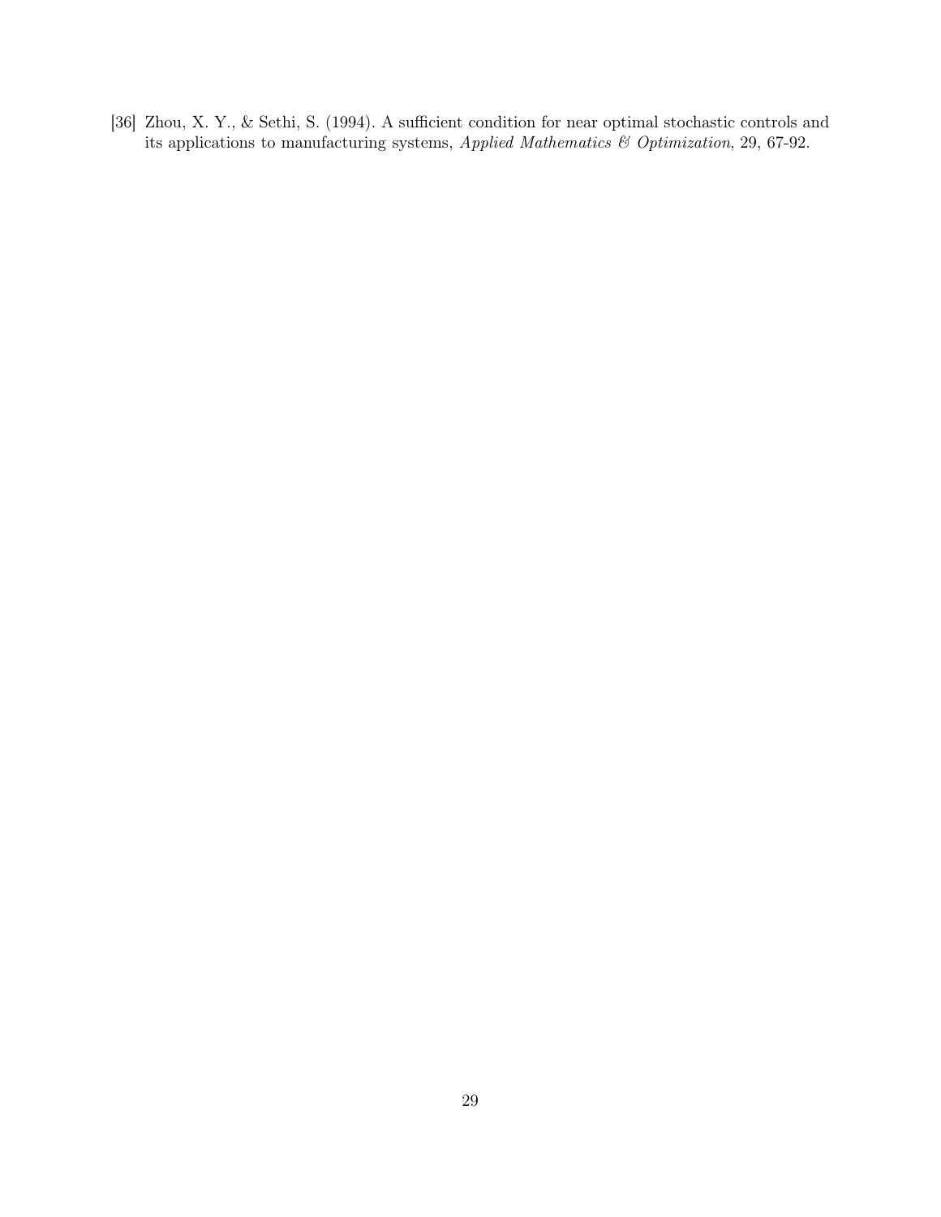[36] Zhou, X. Y., & Sethi, S. (1994). A sufficient condition for near optimal stochastic controls and its applications to manufacturing systems, *Applied Mathematics & Optimization*, 29, 67-92.